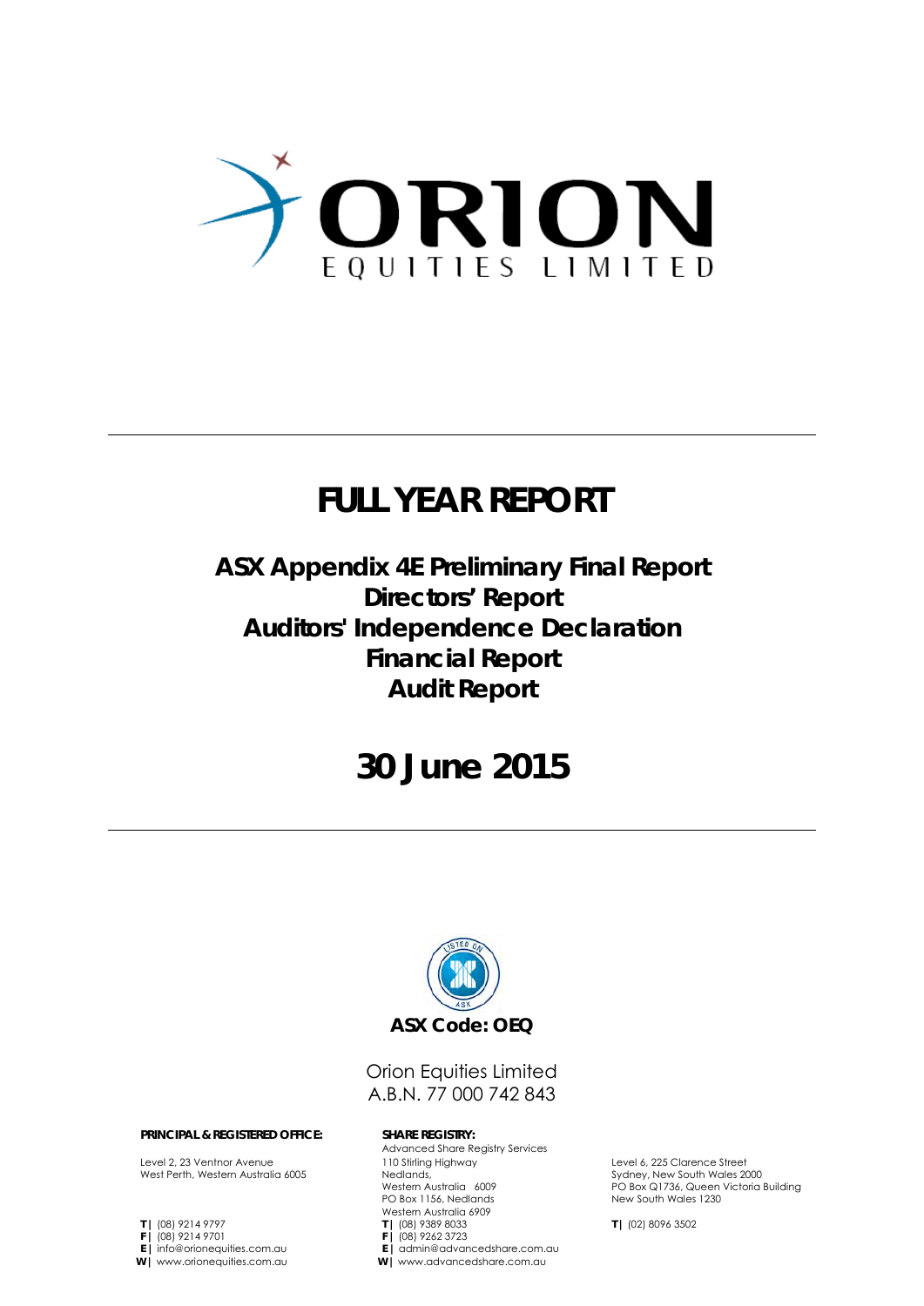# ORION EQUITIES LIMITED

---

# FULL YEAR REPORT

## ASX Appendix 4E Preliminary Final Report
## Directors' Report
## Auditors' Independence Declaration
## Financial Report
## Audit Report

# 30 June 2015

---

**ASX Code: OEQ**

Orion Equities Limited
A.B.N. 77 000 742 843

**PRINCIPAL & REGISTERED OFFICE:**

Level 2, 23 Ventnor Avenue
West Perth, Western Australia 6005

**T |** (08) 9214 9797
**F |** (08) 9214 9701
**E |** info@orionequities.com.au
**W |** www.orionequities.com.au

**SHARE REGISTRY:**

Advanced Share Registry Services
110 Stirling Highway
Nedlands,
Western Australia 6009
PO Box 1156, Nedlands
Western Australia 6909
**T |** (08) 9389 8033
**F |** (08) 9262 3723
**E |** admin@advancedshare.com.au
**W |** www.advancedshare.com.au

Level 6, 225 Clarence Street
Sydney, New South Wales 2000
PO Box Q1736, Queen Victoria Building
New South Wales 1230

**T |** (02) 8096 3502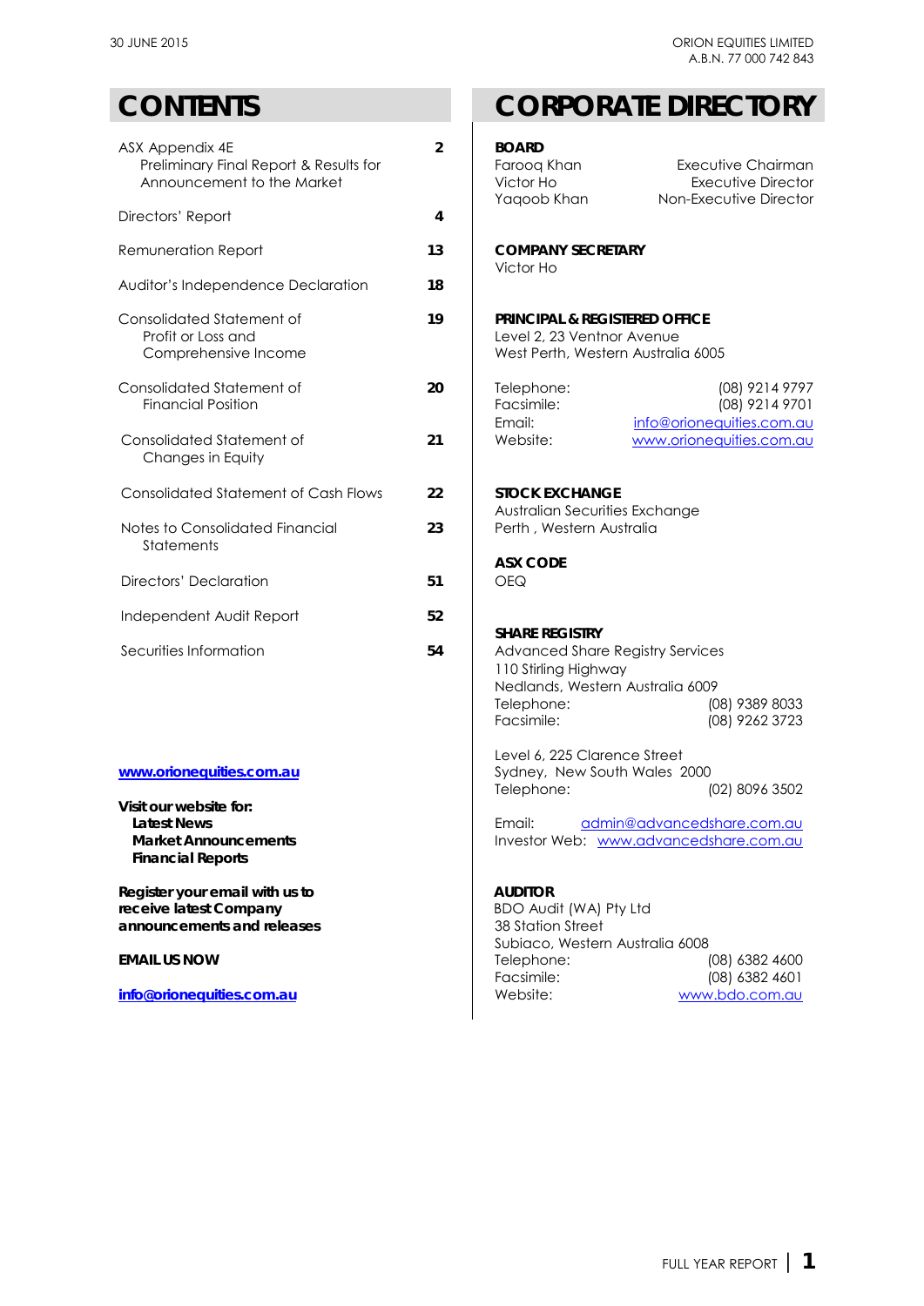# CONTENTS

| | |
|---|---|
| ASX Appendix 4E<br>Preliminary Final Report & Results for Announcement to the Market | 2 |
| Directors' Report | 4 |
| Remuneration Report | 13 |
| Auditor's Independence Declaration | 18 |
| Consolidated Statement of Profit or Loss and Comprehensive Income | 19 |
| Consolidated Statement of Financial Position | 20 |
| Consolidated Statement of Changes in Equity | 21 |
| Consolidated Statement of Cash Flows | 22 |
| Notes to Consolidated Financial Statements | 23 |
| Directors' Declaration | 51 |
| Independent Audit Report | 52 |
| Securities Information | 54 |

**www.orionequities.com.au**

**Visit our website for:**
- **Latest News**
- **Market Announcements**
- **Financial Reports**

**Register your email with us to receive latest Company announcements and releases**

**EMAIL US NOW**

**info@orionequities.com.au**

# CORPORATE DIRECTORY

**BOARD**

| | |
|---|---|
| Farooq Khan | Executive Chairman |
| Victor Ho | Executive Director |
| Yaqoob Khan | Non-Executive Director |

**COMPANY SECRETARY**
Victor Ho

**PRINCIPAL & REGISTERED OFFICE**
Level 2, 23 Ventnor Avenue
West Perth, Western Australia 6005

| | |
|---|---|
| Telephone: | (08) 9214 9797 |
| Facsimile: | (08) 9214 9701 |
| Email: | info@orionequities.com.au |
| Website: | www.orionequities.com.au |

**STOCK EXCHANGE**
Australian Securities Exchange
Perth , Western Australia

**ASX CODE**
OEQ

**SHARE REGISTRY**
Advanced Share Registry Services
110 Stirling Highway
Nedlands, Western Australia 6009

| | |
|---|---|
| Telephone: | (08) 9389 8033 |
| Facsimile: | (08) 9262 3723 |

Level 6, 225 Clarence Street
Sydney, New South Wales 2000
Telephone: (02) 8096 3502

Email: admin@advancedshare.com.au
Investor Web: www.advancedshare.com.au

**AUDITOR**
BDO Audit (WA) Pty Ltd
38 Station Street
Subiaco, Western Australia 6008

| | |
|---|---|
| Telephone: | (08) 6382 4600 |
| Facsimile: | (08) 6382 4601 |
| Website: | www.bdo.com.au |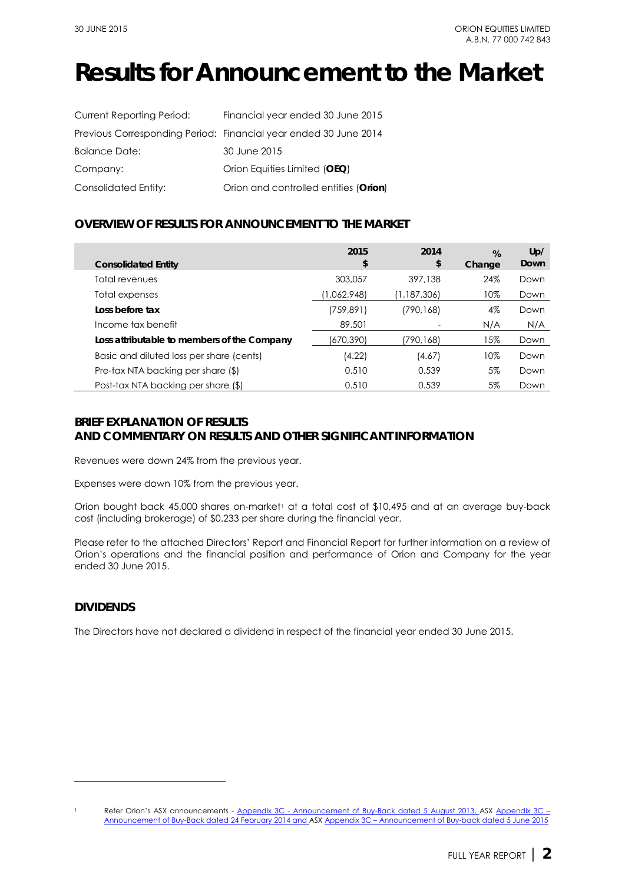# Results for Announcement to the Market

| | |
|---|---|
| Current Reporting Period: | Financial year ended 30 June 2015 |
| Previous Corresponding Period: | Financial year ended 30 June 2014 |
| Balance Date: | 30 June 2015 |
| Company: | Orion Equities Limited (**OEQ**) |
| Consolidated Entity: | Orion and controlled entities (**Orion**) |

## OVERVIEW OF RESULTS FOR ANNOUNCEMENT TO THE MARKET

| Consolidated Entity | 2015 $ | 2014 $ | % Change | Up/ Down |
|---|---|---|---|---|
| Total revenues | 303,057 | 397,138 | 24% | Down |
| Total expenses | (1,062,948) | (1,187,306) | 10% | Down |
| **Loss before tax** | (759,891) | (790,168) | 4% | Down |
| Income tax benefit | 89,501 | - | N/A | N/A |
| **Loss attributable to members of the Company** | (670,390) | (790,168) | 15% | Down |
| Basic and diluted loss per share (cents) | (4.22) | (4.67) | 10% | Down |
| Pre-tax NTA backing per share ($) | 0.510 | 0.539 | 5% | Down |
| Post-tax NTA backing per share ($) | 0.510 | 0.539 | 5% | Down |

## BRIEF EXPLANATION OF RESULTS AND COMMENTARY ON RESULTS AND OTHER SIGNIFICANT INFORMATION

Revenues were down 24% from the previous year.

Expenses were down 10% from the previous year.

Orion bought back 45,000 shares on-market[1] at a total cost of $10,495 and at an average buy-back cost (including brokerage) of $0.233 per share during the financial year.

Please refer to the attached Directors' Report and Financial Report for further information on a review of Orion's operations and the financial position and performance of Orion and Company for the year ended 30 June 2015.

## DIVIDENDS

The Directors have not declared a dividend in respect of the financial year ended 30 June 2015.

---

[1] Refer Orion's ASX announcements - Appendix 3C - Announcement of Buy-Back dated 5 August 2013, ASX Appendix 3C – Announcement of Buy-Back dated 24 February 2014 and ASX Appendix 3C – Announcement of Buy-back dated 5 June 2015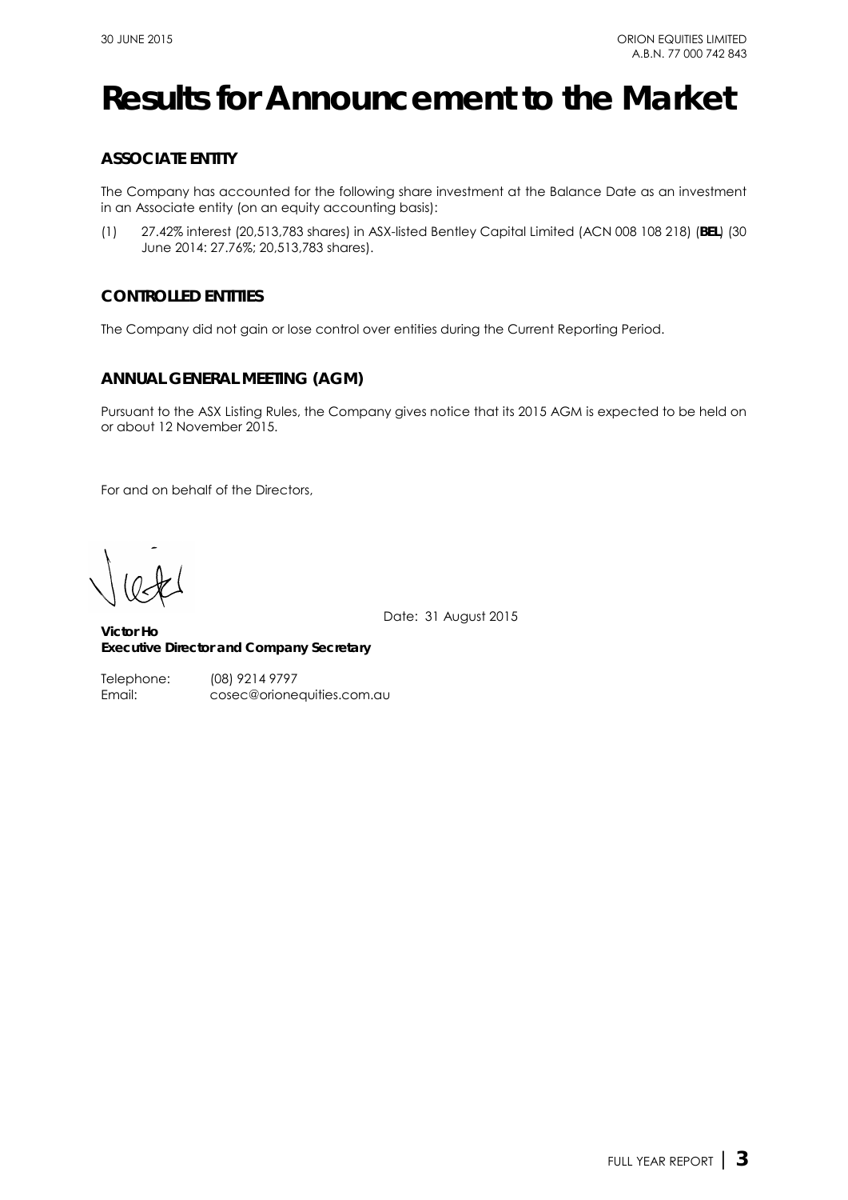# Results for Announcement to the Market

## ASSOCIATE ENTITY

The Company has accounted for the following share investment at the Balance Date as an investment in an Associate entity (on an equity accounting basis):

(1) 27.42% interest (20,513,783 shares) in ASX-listed Bentley Capital Limited (ACN 008 108 218) (**BEL**) (30 June 2014: 27.76%; 20,513,783 shares).

## CONTROLLED ENTITIES

The Company did not gain or lose control over entities during the Current Reporting Period.

## ANNUAL GENERAL MEETING (AGM)

Pursuant to the ASX Listing Rules, the Company gives notice that its 2015 AGM is expected to be held on or about 12 November 2015.

For and on behalf of the Directors,

Date: 31 August 2015

**Victor Ho**
**Executive Director and Company Secretary**

Telephone: (08) 9214 9797
Email: cosec@orionequities.com.au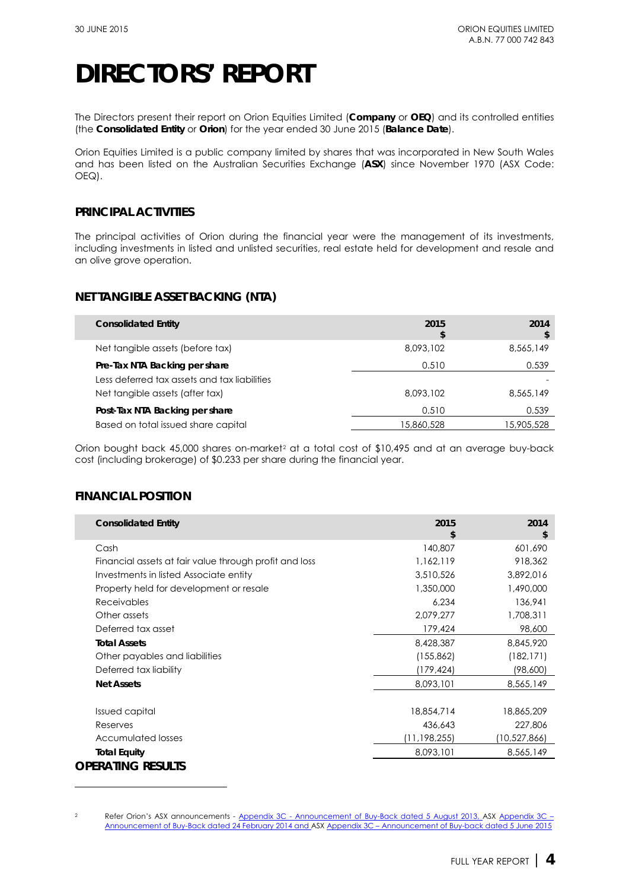# DIRECTORS' REPORT

The Directors present their report on Orion Equities Limited (**Company** or **OEQ**) and its controlled entities (the **Consolidated Entity** or **Orion**) for the year ended 30 June 2015 (**Balance Date**).

Orion Equities Limited is a public company limited by shares that was incorporated in New South Wales and has been listed on the Australian Securities Exchange (**ASX**) since November 1970 (ASX Code: OEQ).

## PRINCIPAL ACTIVITIES

The principal activities of Orion during the financial year were the management of its investments, including investments in listed and unlisted securities, real estate held for development and resale and an olive grove operation.

## NET TANGIBLE ASSET BACKING (NTA)

| Consolidated Entity | 2015 $ | 2014 $ |
|---|---|---|
| Net tangible assets (before tax) | 8,093,102 | 8,565,149 |
| **Pre-Tax NTA Backing per share** | 0.510 | 0.539 |
| Less deferred tax assets and tax liabilities | | - |
| Net tangible assets (after tax) | 8,093,102 | 8,565,149 |
| **Post-Tax NTA Backing per share** | 0.510 | 0.539 |
| Based on total issued share capital | 15,860,528 | 15,905,528 |

Orion bought back 45,000 shares on-market[2] at a total cost of $10,495 and at an average buy-back cost (including brokerage) of $0.233 per share during the financial year.

## FINANCIAL POSITION

| Consolidated Entity | 2015 $ | 2014 $ |
|---|---|---|
| Cash | 140,807 | 601,690 |
| Financial assets at fair value through profit and loss | 1,162,119 | 918,362 |
| Investments in listed Associate entity | 3,510,526 | 3,892,016 |
| Property held for development or resale | 1,350,000 | 1,490,000 |
| Receivables | 6,234 | 136,941 |
| Other assets | 2,079,277 | 1,708,311 |
| Deferred tax asset | 179,424 | 98,600 |
| **Total Assets** | 8,428,387 | 8,845,920 |
| Other payables and liabilities | (155,862) | (182,171) |
| Deferred tax liability | (179,424) | (98,600) |
| **Net Assets** | 8,093,101 | 8,565,149 |
| | | |
| Issued capital | 18,854,714 | 18,865,209 |
| Reserves | 436,643 | 227,806 |
| Accumulated losses | (11,198,255) | (10,527,866) |
| **Total Equity** | 8,093,101 | 8,565,149 |

## OPERATING RESULTS

[2] Refer Orion's ASX announcements - Appendix 3C - Announcement of Buy-Back dated 5 August 2013, ASX Appendix 3C – Announcement of Buy-Back dated 24 February 2014 and ASX Appendix 3C – Announcement of Buy-back dated 5 June 2015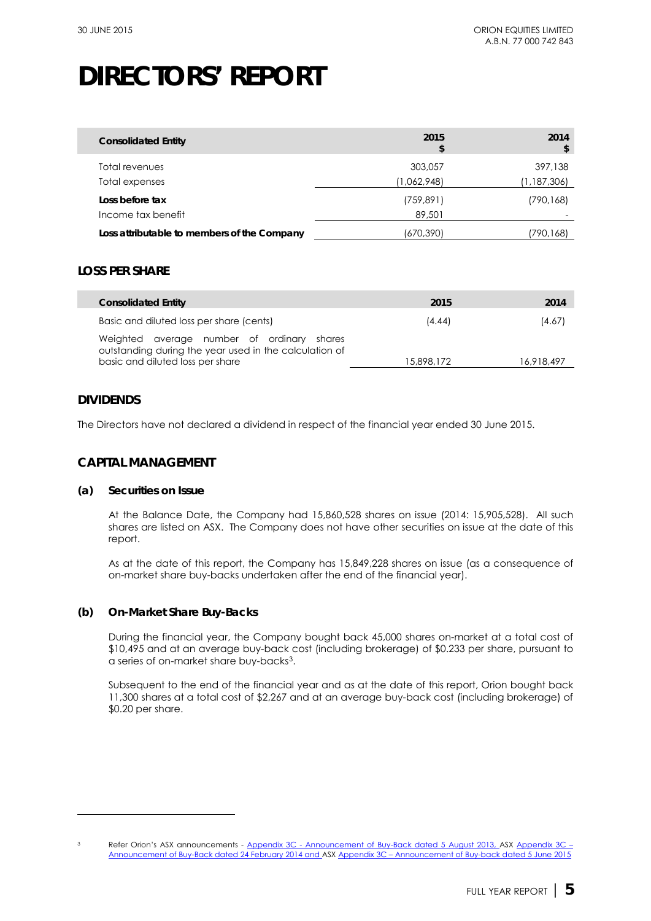# DIRECTORS' REPORT

| Consolidated Entity | 2015<br>$ | 2014<br>$ |
|---|---|---|
| Total revenues | 303,057 | 397,138 |
| Total expenses | (1,062,948) | (1,187,306) |
| **Loss before tax** | (759,891) | (790,168) |
| Income tax benefit | 89,501 | - |
| **Loss attributable to members of the Company** | (670,390) | (790,168) |

## LOSS PER SHARE

| Consolidated Entity | 2015 | 2014 |
|---|---|---|
| Basic and diluted loss per share (cents) | (4.44) | (4.67) |
| Weighted average number of ordinary shares outstanding during the year used in the calculation of basic and diluted loss per share | 15,898,172 | 16,918,497 |

## DIVIDENDS

The Directors have not declared a dividend in respect of the financial year ended 30 June 2015.

## CAPITAL MANAGEMENT

### (a) Securities on Issue

At the Balance Date, the Company had 15,860,528 shares on issue (2014: 15,905,528). All such shares are listed on ASX. The Company does not have other securities on issue at the date of this report.

As at the date of this report, the Company has 15,849,228 shares on issue (as a consequence of on-market share buy-backs undertaken after the end of the financial year).

### (b) On-Market Share Buy-Backs

During the financial year, the Company bought back 45,000 shares on-market at a total cost of $10,495 and at an average buy-back cost (including brokerage) of $0.233 per share, pursuant to a series of on-market share buy-backs[3].

Subsequent to the end of the financial year and as at the date of this report, Orion bought back 11,300 shares at a total cost of $2,267 and at an average buy-back cost (including brokerage) of $0.20 per share.

---

[3] Refer Orion's ASX announcements - Appendix 3C - Announcement of Buy-Back dated 5 August 2013, ASX Appendix 3C – Announcement of Buy-Back dated 24 February 2014 and ASX Appendix 3C – Announcement of Buy-back dated 5 June 2015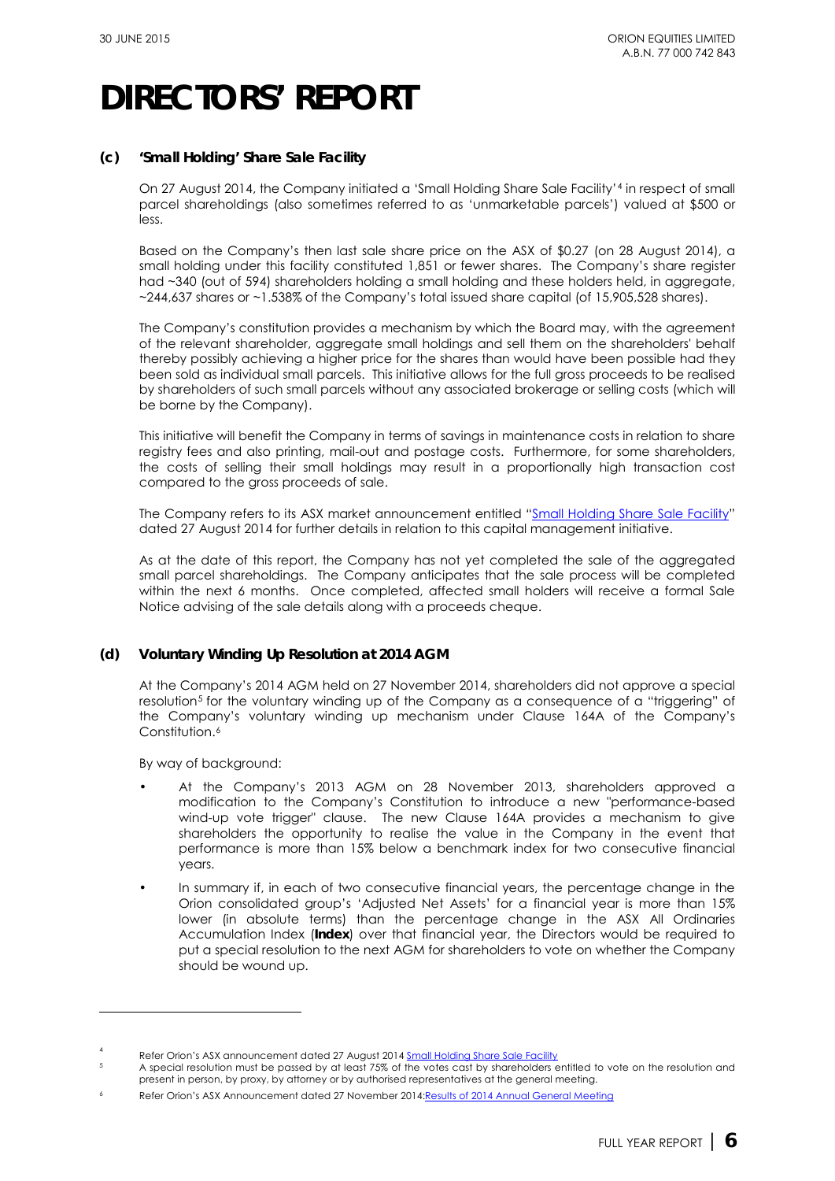# DIRECTORS' REPORT

### (c) 'Small Holding' Share Sale Facility

On 27 August 2014, the Company initiated a 'Small Holding Share Sale Facility'[4] in respect of small parcel shareholdings (also sometimes referred to as 'unmarketable parcels') valued at $500 or less.

Based on the Company's then last sale share price on the ASX of $0.27 (on 28 August 2014), a small holding under this facility constituted 1,851 or fewer shares. The Company's share register had ~340 (out of 594) shareholders holding a small holding and these holders held, in aggregate, ~244,637 shares or ~1.538% of the Company's total issued share capital (of 15,905,528 shares).

The Company's constitution provides a mechanism by which the Board may, with the agreement of the relevant shareholder, aggregate small holdings and sell them on the shareholders' behalf thereby possibly achieving a higher price for the shares than would have been possible had they been sold as individual small parcels. This initiative allows for the full gross proceeds to be realised by shareholders of such small parcels without any associated brokerage or selling costs (which will be borne by the Company).

This initiative will benefit the Company in terms of savings in maintenance costs in relation to share registry fees and also printing, mail-out and postage costs. Furthermore, for some shareholders, the costs of selling their small holdings may result in a proportionally high transaction cost compared to the gross proceeds of sale.

The Company refers to its ASX market announcement entitled "Small Holding Share Sale Facility" dated 27 August 2014 for further details in relation to this capital management initiative.

As at the date of this report, the Company has not yet completed the sale of the aggregated small parcel shareholdings. The Company anticipates that the sale process will be completed within the next 6 months. Once completed, affected small holders will receive a formal Sale Notice advising of the sale details along with a proceeds cheque.

### (d) Voluntary Winding Up Resolution at 2014 AGM

At the Company's 2014 AGM held on 27 November 2014, shareholders did not approve a special resolution[5] for the voluntary winding up of the Company as a consequence of a "triggering" of the Company's voluntary winding up mechanism under Clause 164A of the Company's Constitution.[6]

By way of background:

- At the Company's 2013 AGM on 28 November 2013, shareholders approved a modification to the Company's Constitution to introduce a new "performance-based wind-up vote trigger" clause. The new Clause 164A provides a mechanism to give shareholders the opportunity to realise the value in the Company in the event that performance is more than 15% below a benchmark index for two consecutive financial years.
- In summary if, in each of two consecutive financial years, the percentage change in the Orion consolidated group's 'Adjusted Net Assets' for a financial year is more than 15% lower (in absolute terms) than the percentage change in the ASX All Ordinaries Accumulation Index (**Index**) over that financial year, the Directors would be required to put a special resolution to the next AGM for shareholders to vote on whether the Company should be wound up.

---

[4] Refer Orion's ASX announcement dated 27 August 2014 Small Holding Share Sale Facility

[5] A special resolution must be passed by at least 75% of the votes cast by shareholders entitled to vote on the resolution and present in person, by proxy, by attorney or by authorised representatives at the general meeting.

[6] Refer Orion's ASX Announcement dated 27 November 2014:Results of 2014 Annual General Meeting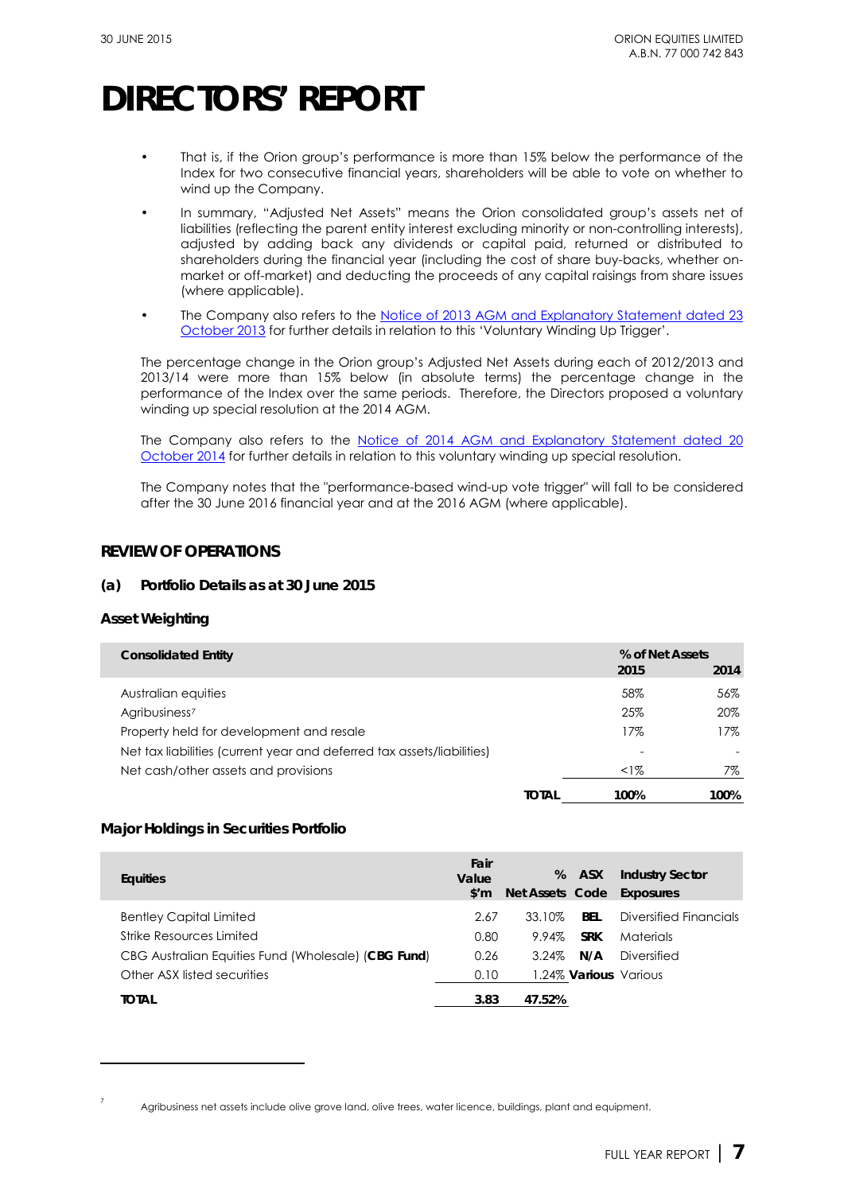# DIRECTORS' REPORT

- That is, if the Orion group's performance is more than 15% below the performance of the Index for two consecutive financial years, shareholders will be able to vote on whether to wind up the Company.
- In summary, "Adjusted Net Assets" means the Orion consolidated group's assets net of liabilities (reflecting the parent entity interest excluding minority or non-controlling interests), adjusted by adding back any dividends or capital paid, returned or distributed to shareholders during the financial year (including the cost of share buy-backs, whether on-market or off-market) and deducting the proceeds of any capital raisings from share issues (where applicable).
- The Company also refers to the Notice of 2013 AGM and Explanatory Statement dated 23 October 2013 for further details in relation to this 'Voluntary Winding Up Trigger'.

The percentage change in the Orion group's Adjusted Net Assets during each of 2012/2013 and 2013/14 were more than 15% below (in absolute terms) the percentage change in the performance of the Index over the same periods. Therefore, the Directors proposed a voluntary winding up special resolution at the 2014 AGM.

The Company also refers to the Notice of 2014 AGM and Explanatory Statement dated 20 October 2014 for further details in relation to this voluntary winding up special resolution.

The Company notes that the "performance-based wind-up vote trigger" will fall to be considered after the 30 June 2016 financial year and at the 2016 AGM (where applicable).

## REVIEW OF OPERATIONS

### (a) Portfolio Details as at 30 June 2015

#### Asset Weighting

| Consolidated Entity | | % of Net Assets 2015 | 2014 |
|---|---|---|---|
| Australian equities | | 58% | 56% |
| Agribusiness[7] | | 25% | 20% |
| Property held for development and resale | | 17% | 17% |
| Net tax liabilities (current year and deferred tax assets/liabilities) | | - | - |
| Net cash/other assets and provisions | | <1% | 7% |
| | **TOTAL** | **100%** | **100%** |

#### Major Holdings in Securities Portfolio

| Equities | Fair Value $'m | % Net Assets | ASX Code | Industry Sector Exposures |
|---|---|---|---|---|
| Bentley Capital Limited | 2.67 | 33.10% | **BEL** | Diversified Financials |
| Strike Resources Limited | 0.80 | 9.94% | **SRK** | Materials |
| CBG Australian Equities Fund (Wholesale) (**CBG Fund**) | 0.26 | 3.24% | **N/A** | Diversified |
| Other ASX listed securities | 0.10 | 1.24% | **Various** | Various |
| **TOTAL** | **3.83** | **47.52%** | | |

[7] Agribusiness net assets include olive grove land, olive trees, water licence, buildings, plant and equipment.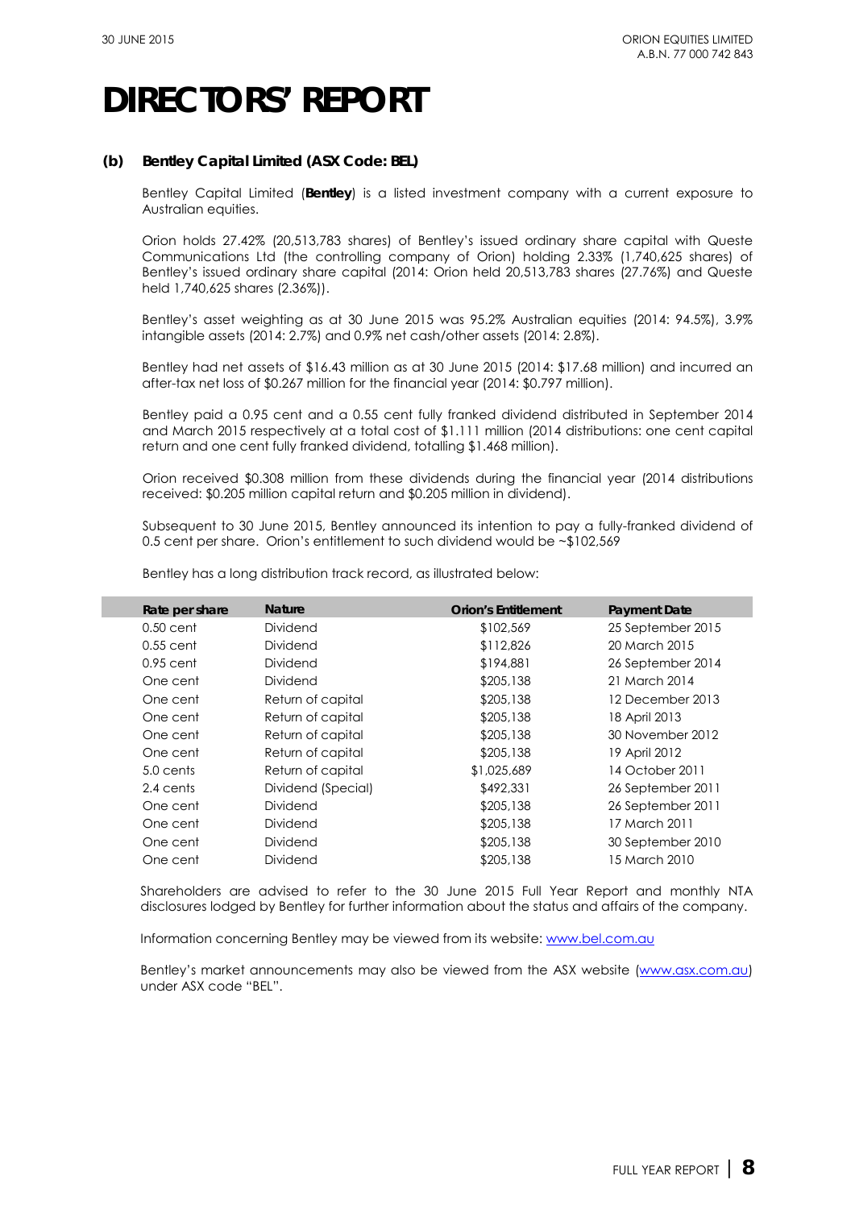# DIRECTORS' REPORT

### (b) Bentley Capital Limited (ASX Code: BEL)

Bentley Capital Limited (**Bentley**) is a listed investment company with a current exposure to Australian equities.

Orion holds 27.42% (20,513,783 shares) of Bentley's issued ordinary share capital with Queste Communications Ltd (the controlling company of Orion) holding 2.33% (1,740,625 shares) of Bentley's issued ordinary share capital (2014: Orion held 20,513,783 shares (27.76%) and Queste held 1,740,625 shares (2.36%)).

Bentley's asset weighting as at 30 June 2015 was 95.2% Australian equities (2014: 94.5%), 3.9% intangible assets (2014: 2.7%) and 0.9% net cash/other assets (2014: 2.8%).

Bentley had net assets of $16.43 million as at 30 June 2015 (2014: $17.68 million) and incurred an after-tax net loss of $0.267 million for the financial year (2014: $0.797 million).

Bentley paid a 0.95 cent and a 0.55 cent fully franked dividend distributed in September 2014 and March 2015 respectively at a total cost of $1.111 million (2014 distributions: one cent capital return and one cent fully franked dividend, totalling $1.468 million).

Orion received $0.308 million from these dividends during the financial year (2014 distributions received: $0.205 million capital return and $0.205 million in dividend).

Subsequent to 30 June 2015, Bentley announced its intention to pay a fully-franked dividend of 0.5 cent per share. Orion's entitlement to such dividend would be ~$102,569

Bentley has a long distribution track record, as illustrated below:

| Rate per share | Nature | Orion's Entitlement | Payment Date |
|---|---|---|---|
| 0.50 cent | Dividend | $102,569 | 25 September 2015 |
| 0.55 cent | Dividend | $112,826 | 20 March 2015 |
| 0.95 cent | Dividend | $194,881 | 26 September 2014 |
| One cent | Dividend | $205,138 | 21 March 2014 |
| One cent | Return of capital | $205,138 | 12 December 2013 |
| One cent | Return of capital | $205,138 | 18 April 2013 |
| One cent | Return of capital | $205,138 | 30 November 2012 |
| One cent | Return of capital | $205,138 | 19 April 2012 |
| 5.0 cents | Return of capital | $1,025,689 | 14 October 2011 |
| 2.4 cents | Dividend (Special) | $492,331 | 26 September 2011 |
| One cent | Dividend | $205,138 | 26 September 2011 |
| One cent | Dividend | $205,138 | 17 March 2011 |
| One cent | Dividend | $205,138 | 30 September 2010 |
| One cent | Dividend | $205,138 | 15 March 2010 |

Shareholders are advised to refer to the 30 June 2015 Full Year Report and monthly NTA disclosures lodged by Bentley for further information about the status and affairs of the company.

Information concerning Bentley may be viewed from its website: www.bel.com.au

Bentley's market announcements may also be viewed from the ASX website (www.asx.com.au) under ASX code "BEL".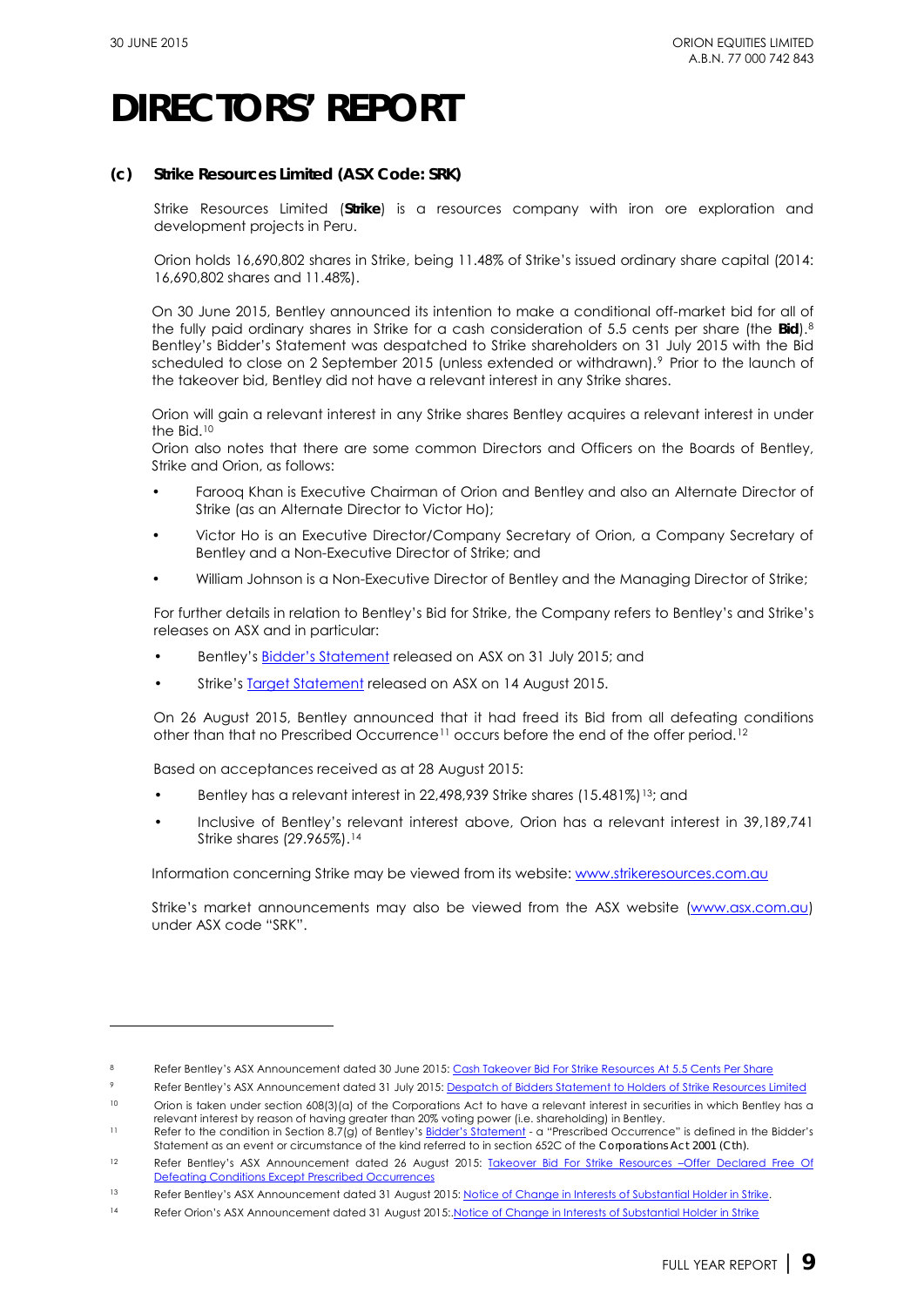# DIRECTORS' REPORT

### (c) Strike Resources Limited (ASX Code: SRK)

Strike Resources Limited (**Strike**) is a resources company with iron ore exploration and development projects in Peru.

Orion holds 16,690,802 shares in Strike, being 11.48% of Strike's issued ordinary share capital (2014: 16,690,802 shares and 11.48%).

On 30 June 2015, Bentley announced its intention to make a conditional off-market bid for all of the fully paid ordinary shares in Strike for a cash consideration of 5.5 cents per share (the **Bid**).[8] Bentley's Bidder's Statement was despatched to Strike shareholders on 31 July 2015 with the Bid scheduled to close on 2 September 2015 (unless extended or withdrawn).[9] Prior to the launch of the takeover bid, Bentley did not have a relevant interest in any Strike shares.

Orion will gain a relevant interest in any Strike shares Bentley acquires a relevant interest in under the Bid.[10]

Orion also notes that there are some common Directors and Officers on the Boards of Bentley, Strike and Orion, as follows:

- Farooq Khan is Executive Chairman of Orion and Bentley and also an Alternate Director of Strike (as an Alternate Director to Victor Ho);
- Victor Ho is an Executive Director/Company Secretary of Orion, a Company Secretary of Bentley and a Non-Executive Director of Strike; and
- William Johnson is a Non-Executive Director of Bentley and the Managing Director of Strike;

For further details in relation to Bentley's Bid for Strike, the Company refers to Bentley's and Strike's releases on ASX and in particular:

- Bentley's Bidder's Statement released on ASX on 31 July 2015; and
- Strike's Target Statement released on ASX on 14 August 2015.

On 26 August 2015, Bentley announced that it had freed its Bid from all defeating conditions other than that no Prescribed Occurrence[11] occurs before the end of the offer period.[12]

Based on acceptances received as at 28 August 2015:

- Bentley has a relevant interest in 22,498,939 Strike shares (15.481%)[13]; and
- Inclusive of Bentley's relevant interest above, Orion has a relevant interest in 39,189,741 Strike shares (29.965%).[14]

Information concerning Strike may be viewed from its website: www.strikeresources.com.au

Strike's market announcements may also be viewed from the ASX website (www.asx.com.au) under ASX code "SRK".

---

[8] Refer Bentley's ASX Announcement dated 30 June 2015: Cash Takeover Bid For Strike Resources At 5.5 Cents Per Share

[9] Refer Bentley's ASX Announcement dated 31 July 2015: Despatch of Bidders Statement to Holders of Strike Resources Limited

[10] Orion is taken under section 608(3)(a) of the Corporations Act to have a relevant interest in securities in which Bentley has a relevant interest by reason of having greater than 20% voting power (i.e. shareholding) in Bentley.

[11] Refer to the condition in Section 8.7(g) of Bentley's Bidder's Statement - a "Prescribed Occurrence" is defined in the Bidder's Statement as an event or circumstance of the kind referred to in section 652C of the *Corporations Act 2001 (Cth)*.

[12] Refer Bentley's ASX Announcement dated 26 August 2015: Takeover Bid For Strike Resources –Offer Declared Free Of Defeating Conditions Except Prescribed Occurrences

[13] Refer Bentley's ASX Announcement dated 31 August 2015: Notice of Change in Interests of Substantial Holder in Strike.

[14] Refer Orion's ASX Announcement dated 31 August 2015: Notice of Change in Interests of Substantial Holder in Strike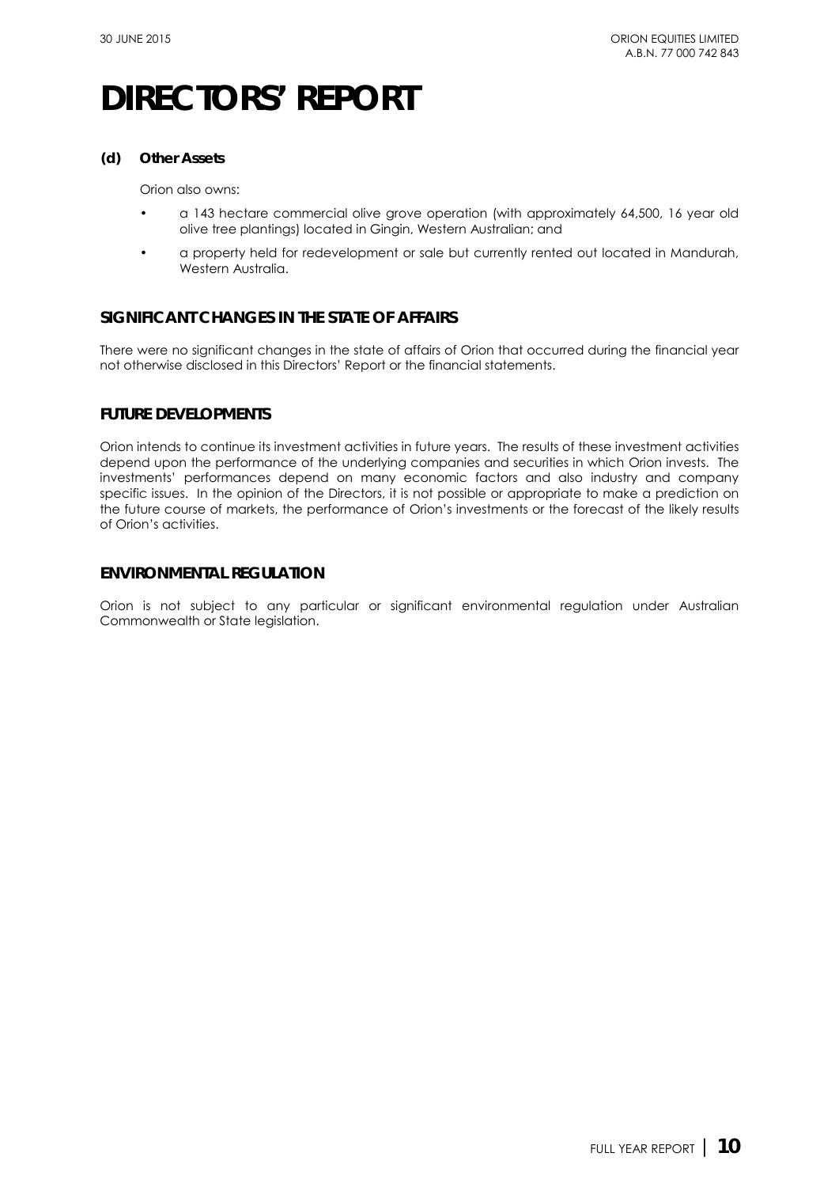# DIRECTORS' REPORT

**(d) Other Assets**

Orion also owns:

- a 143 hectare commercial olive grove operation (with approximately 64,500, 16 year old olive tree plantings) located in Gingin, Western Australian; and
- a property held for redevelopment or sale but currently rented out located in Mandurah, Western Australia.

## SIGNIFICANT CHANGES IN THE STATE OF AFFAIRS

There were no significant changes in the state of affairs of Orion that occurred during the financial year not otherwise disclosed in this Directors' Report or the financial statements.

## FUTURE DEVELOPMENTS

Orion intends to continue its investment activities in future years. The results of these investment activities depend upon the performance of the underlying companies and securities in which Orion invests. The investments' performances depend on many economic factors and also industry and company specific issues. In the opinion of the Directors, it is not possible or appropriate to make a prediction on the future course of markets, the performance of Orion's investments or the forecast of the likely results of Orion's activities.

## ENVIRONMENTAL REGULATION

Orion is not subject to any particular or significant environmental regulation under Australian Commonwealth or State legislation.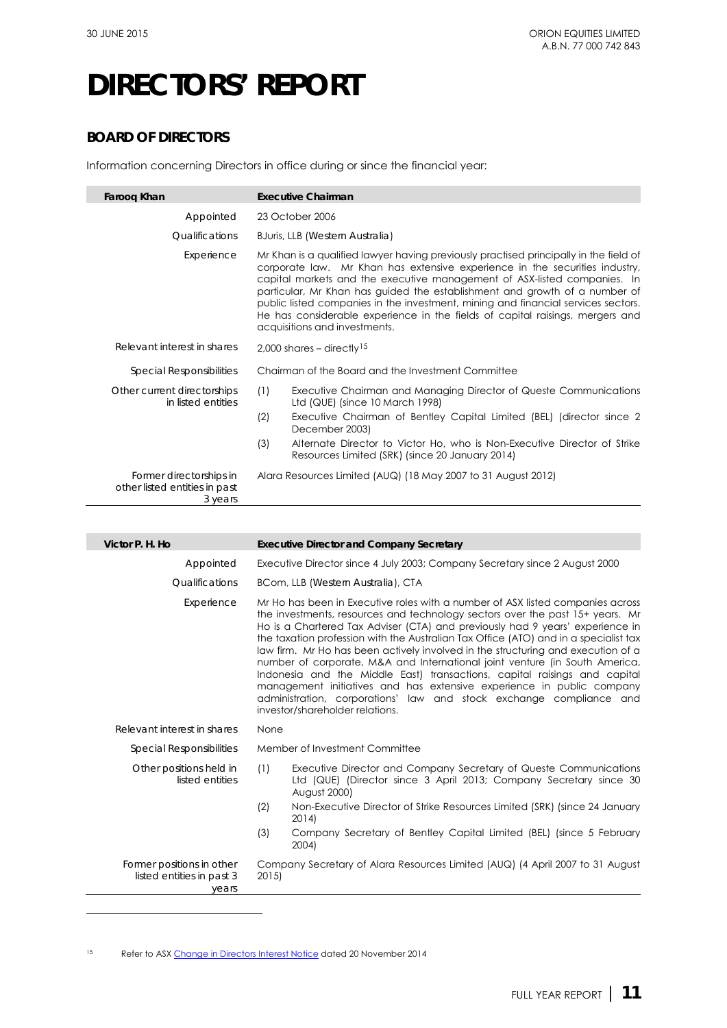# DIRECTORS' REPORT

## BOARD OF DIRECTORS

Information concerning Directors in office during or since the financial year:

| **Farooq Khan** | **Executive Chairman** |
|---|---|
| Appointed | 23 October 2006 |
| Qualifications | BJuris, LLB (Western Australia) |
| Experience | Mr Khan is a qualified lawyer having previously practised principally in the field of corporate law. Mr Khan has extensive experience in the securities industry, capital markets and the executive management of ASX-listed companies. In particular, Mr Khan has guided the establishment and growth of a number of public listed companies in the investment, mining and financial services sectors. He has considerable experience in the fields of capital raisings, mergers and acquisitions and investments. |
| Relevant interest in shares | 2,000 shares – directly[15] |
| Special Responsibilities | Chairman of the Board and the Investment Committee |
| Other current directorships in listed entities | (1) Executive Chairman and Managing Director of Queste Communications Ltd (QUE) (since 10 March 1998)<br>(2) Executive Chairman of Bentley Capital Limited (BEL) (director since 2 December 2003)<br>(3) Alternate Director to Victor Ho, who is Non-Executive Director of Strike Resources Limited (SRK) (since 20 January 2014) |
| Former directorships in other listed entities in past 3 years | Alara Resources Limited (AUQ) (18 May 2007 to 31 August 2012) |

| **Victor P. H. Ho** | **Executive Director and Company Secretary** |
|---|---|
| Appointed | Executive Director since 4 July 2003; Company Secretary since 2 August 2000 |
| Qualifications | BCom, LLB (Western Australia), CTA |
| Experience | Mr Ho has been in Executive roles with a number of ASX listed companies across the investments, resources and technology sectors over the past 15+ years. Mr Ho is a Chartered Tax Adviser (CTA) and previously had 9 years' experience in the taxation profession with the Australian Tax Office (ATO) and in a specialist tax law firm. Mr Ho has been actively involved in the structuring and execution of a number of corporate, M&A and International joint venture (in South America, Indonesia and the Middle East) transactions, capital raisings and capital management initiatives and has extensive experience in public company administration, corporations' law and stock exchange compliance and investor/shareholder relations. |
| Relevant interest in shares | None |
| Special Responsibilities | Member of Investment Committee |
| Other positions held in listed entities | (1) Executive Director and Company Secretary of Queste Communications Ltd (QUE) (Director since 3 April 2013; Company Secretary since 30 August 2000)<br>(2) Non-Executive Director of Strike Resources Limited (SRK) (since 24 January 2014)<br>(3) Company Secretary of Bentley Capital Limited (BEL) (since 5 February 2004) |
| Former positions in other listed entities in past 3 years | Company Secretary of Alara Resources Limited (AUQ) (4 April 2007 to 31 August 2015) |

[15] Refer to ASX Change in Directors Interest Notice dated 20 November 2014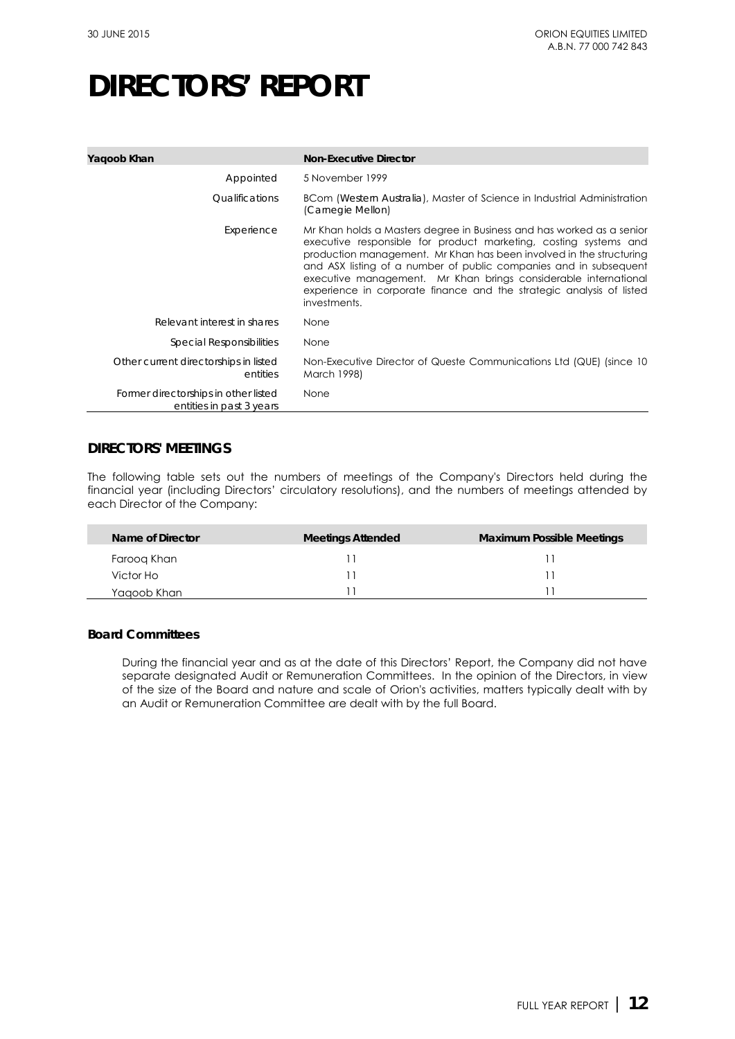# DIRECTORS' REPORT

| Yaqoob Khan | Non-Executive Director |
|---|---|
| Appointed | 5 November 1999 |
| Qualifications | BCom (Western Australia), Master of Science in Industrial Administration (Carnegie Mellon) |
| Experience | Mr Khan holds a Masters degree in Business and has worked as a senior executive responsible for product marketing, costing systems and production management. Mr Khan has been involved in the structuring and ASX listing of a number of public companies and in subsequent executive management. Mr Khan brings considerable international experience in corporate finance and the strategic analysis of listed investments. |
| Relevant interest in shares | None |
| Special Responsibilities | None |
| Other current directorships in listed entities | Non-Executive Director of Queste Communications Ltd (QUE) (since 10 March 1998) |
| Former directorships in other listed entities in past 3 years | None |

## DIRECTORS' MEETINGS

The following table sets out the numbers of meetings of the Company's Directors held during the financial year (including Directors' circulatory resolutions), and the numbers of meetings attended by each Director of the Company:

| Name of Director | Meetings Attended | Maximum Possible Meetings |
|---|---|---|
| Farooq Khan | 11 | 11 |
| Victor Ho | 11 | 11 |
| Yaqoob Khan | 11 | 11 |

### Board Committees

During the financial year and as at the date of this Directors' Report, the Company did not have separate designated Audit or Remuneration Committees. In the opinion of the Directors, in view of the size of the Board and nature and scale of Orion's activities, matters typically dealt with by an Audit or Remuneration Committee are dealt with by the full Board.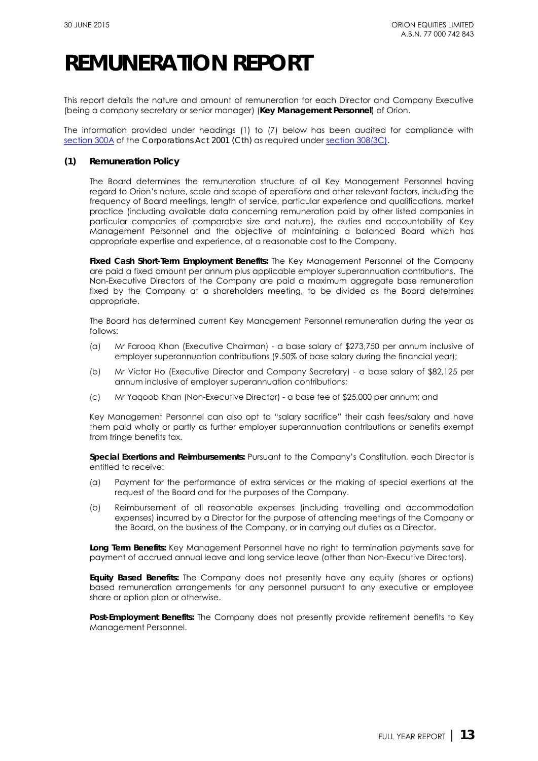# REMUNERATION REPORT

This report details the nature and amount of remuneration for each Director and Company Executive (being a company secretary or senior manager) (**Key Management Personnel**) of Orion.

The information provided under headings (1) to (7) below has been audited for compliance with section 300A of the *Corporations Act 2001 (Cth)* as required under section 308(3C).

### (1) Remuneration Policy

The Board determines the remuneration structure of all Key Management Personnel having regard to Orion's nature, scale and scope of operations and other relevant factors, including the frequency of Board meetings, length of service, particular experience and qualifications, market practice (including available data concerning remuneration paid by other listed companies in particular companies of comparable size and nature), the duties and accountability of Key Management Personnel and the objective of maintaining a balanced Board which has appropriate expertise and experience, at a reasonable cost to the Company.

**Fixed Cash Short-Term Employment Benefits:** The Key Management Personnel of the Company are paid a fixed amount per annum plus applicable employer superannuation contributions. The Non-Executive Directors of the Company are paid a maximum aggregate base remuneration fixed by the Company at a shareholders meeting, to be divided as the Board determines appropriate.

The Board has determined current Key Management Personnel remuneration during the year as follows:

(a) Mr Farooq Khan (Executive Chairman) - a base salary of $273,750 per annum inclusive of employer superannuation contributions (9.50% of base salary during the financial year);

(b) Mr Victor Ho (Executive Director and Company Secretary) - a base salary of $82,125 per annum inclusive of employer superannuation contributions;

(c) Mr Yaqoob Khan (Non-Executive Director) - a base fee of $25,000 per annum; and

Key Management Personnel can also opt to "salary sacrifice" their cash fees/salary and have them paid wholly or partly as further employer superannuation contributions or benefits exempt from fringe benefits tax.

**Special Exertions and Reimbursements:** Pursuant to the Company's Constitution, each Director is entitled to receive:

(a) Payment for the performance of extra services or the making of special exertions at the request of the Board and for the purposes of the Company.

(b) Reimbursement of all reasonable expenses (including travelling and accommodation expenses) incurred by a Director for the purpose of attending meetings of the Company or the Board, on the business of the Company, or in carrying out duties as a Director.

**Long Term Benefits:** Key Management Personnel have no right to termination payments save for payment of accrued annual leave and long service leave (other than Non-Executive Directors).

**Equity Based Benefits:** The Company does not presently have any equity (shares or options) based remuneration arrangements for any personnel pursuant to any executive or employee share or option plan or otherwise.

**Post-Employment Benefits:** The Company does not presently provide retirement benefits to Key Management Personnel.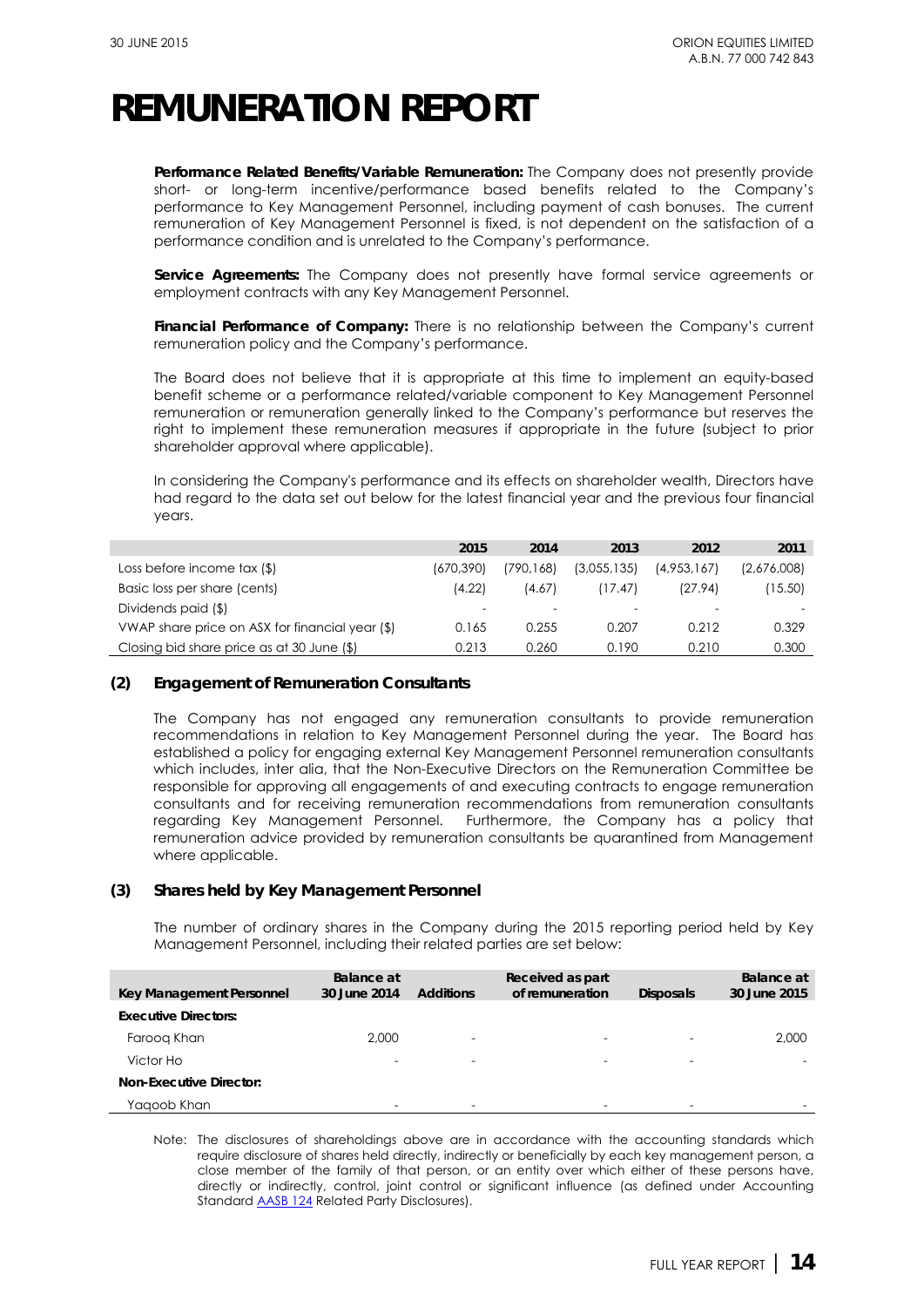# REMUNERATION REPORT

**Performance Related Benefits/Variable Remuneration:** The Company does not presently provide short- or long-term incentive/performance based benefits related to the Company's performance to Key Management Personnel, including payment of cash bonuses. The current remuneration of Key Management Personnel is fixed, is not dependent on the satisfaction of a performance condition and is unrelated to the Company's performance.

**Service Agreements:** The Company does not presently have formal service agreements or employment contracts with any Key Management Personnel.

**Financial Performance of Company:** There is no relationship between the Company's current remuneration policy and the Company's performance.

The Board does not believe that it is appropriate at this time to implement an equity-based benefit scheme or a performance related/variable component to Key Management Personnel remuneration or remuneration generally linked to the Company's performance but reserves the right to implement these remuneration measures if appropriate in the future (subject to prior shareholder approval where applicable).

In considering the Company's performance and its effects on shareholder wealth, Directors have had regard to the data set out below for the latest financial year and the previous four financial years.

| | 2015 | 2014 | 2013 | 2012 | 2011 |
|---|---|---|---|---|---|
| Loss before income tax ($) | (670,390) | (790,168) | (3,055,135) | (4,953,167) | (2,676,008) |
| Basic loss per share (cents) | (4.22) | (4.67) | (17.47) | (27.94) | (15.50) |
| Dividends paid ($) | - | - | - | - | - |
| VWAP share price on ASX for financial year ($) | 0.165 | 0.255 | 0.207 | 0.212 | 0.329 |
| Closing bid share price as at 30 June ($) | 0.213 | 0.260 | 0.190 | 0.210 | 0.300 |

## (2) Engagement of Remuneration Consultants

The Company has not engaged any remuneration consultants to provide remuneration recommendations in relation to Key Management Personnel during the year. The Board has established a policy for engaging external Key Management Personnel remuneration consultants which includes, inter alia, that the Non-Executive Directors on the Remuneration Committee be responsible for approving all engagements of and executing contracts to engage remuneration consultants and for receiving remuneration recommendations from remuneration consultants regarding Key Management Personnel. Furthermore, the Company has a policy that remuneration advice provided by remuneration consultants be quarantined from Management where applicable.

## (3) Shares held by Key Management Personnel

The number of ordinary shares in the Company during the 2015 reporting period held by Key Management Personnel, including their related parties are set below:

| Key Management Personnel | Balance at 30 June 2014 | Additions | Received as part of remuneration | Disposals | Balance at 30 June 2015 |
|---|---|---|---|---|---|
| **Executive Directors:** | | | | | |
| Farooq Khan | 2,000 | - | - | - | 2,000 |
| Victor Ho | - | - | - | - | - |
| **Non-Executive Director:** | | | | | |
| Yaqoob Khan | - | - | - | - | - |

Note: The disclosures of shareholdings above are in accordance with the accounting standards which require disclosure of shares held directly, indirectly or beneficially by each key management person, a close member of the family of that person, or an entity over which either of these persons have, directly or indirectly, control, joint control or significant influence (as defined under Accounting Standard AASB 124 Related Party Disclosures).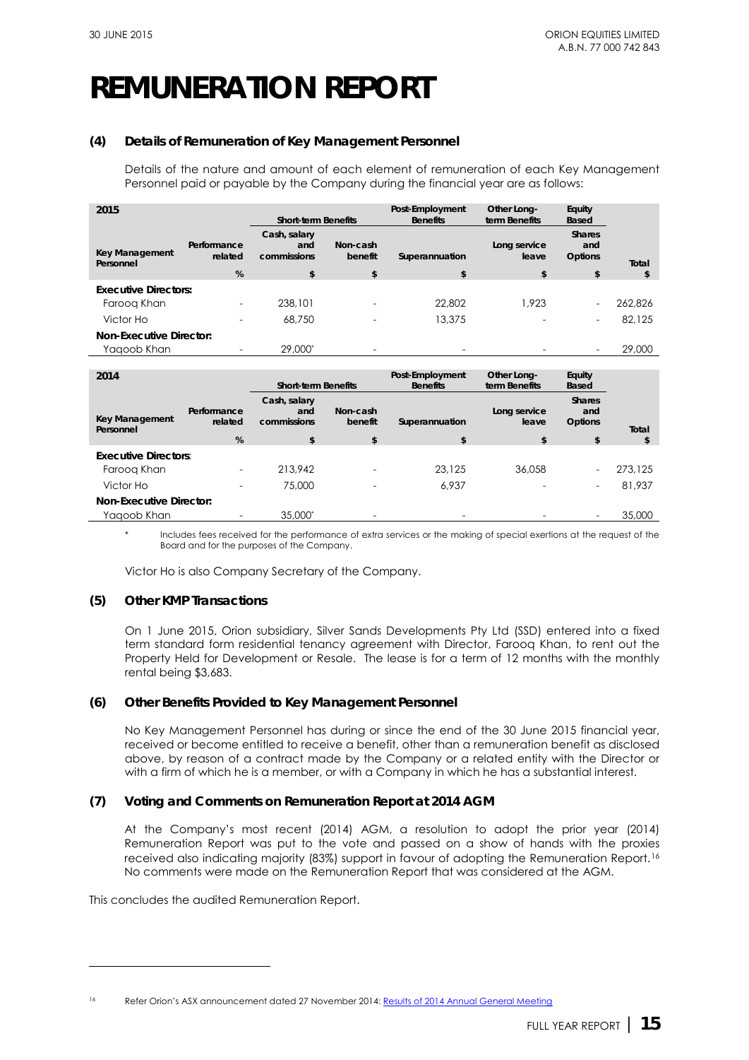# REMUNERATION REPORT

### (4) Details of Remuneration of Key Management Personnel

Details of the nature and amount of each element of remuneration of each Key Management Personnel paid or payable by the Company during the financial year are as follows:

| 2015 | | Short-term Benefits | | Post-Employment Benefits | Other Long-term Benefits | Equity Based | |
|---|---|---|---|---|---|---|---|
| Key Management Personnel | Performance related | Cash, salary and commissions | Non-cash benefit | Superannuation | Long service leave | Shares and Options | Total |
| | % | $ | $ | $ | $ | $ | $ |
| **Executive Directors:** | | | | | | | |
| Farooq Khan | - | 238,101 | - | 22,802 | 1,923 | - | 262,826 |
| Victor Ho | - | 68,750 | - | 13,375 | - | - | 82,125 |
| **Non-Executive Director:** | | | | | | | |
| Yaqoob Khan | - | 29,000* | - | - | - | - | 29,000 |

| 2014 | | Short-term Benefits | | Post-Employment Benefits | Other Long-term Benefits | Equity Based | |
|---|---|---|---|---|---|---|---|
| Key Management Personnel | Performance related | Cash, salary and commissions | Non-cash benefit | Superannuation | Long service leave | Shares and Options | Total |
| | % | $ | $ | $ | $ | $ | $ |
| **Executive Directors:** | | | | | | | |
| Farooq Khan | - | 213,942 | - | 23,125 | 36,058 | - | 273,125 |
| Victor Ho | - | 75,000 | - | 6,937 | - | - | 81,937 |
| **Non-Executive Director:** | | | | | | | |
| Yaqoob Khan | - | 35,000* | - | - | - | - | 35,000 |

\* Includes fees received for the performance of extra services or the making of special exertions at the request of the Board and for the purposes of the Company.

Victor Ho is also Company Secretary of the Company.

### (5) Other KMP Transactions

On 1 June 2015, Orion subsidiary, Silver Sands Developments Pty Ltd (SSD) entered into a fixed term standard form residential tenancy agreement with Director, Farooq Khan, to rent out the Property Held for Development or Resale. The lease is for a term of 12 months with the monthly rental being $3,683.

### (6) Other Benefits Provided to Key Management Personnel

No Key Management Personnel has during or since the end of the 30 June 2015 financial year, received or become entitled to receive a benefit, other than a remuneration benefit as disclosed above, by reason of a contract made by the Company or a related entity with the Director or with a firm of which he is a member, or with a Company in which he has a substantial interest.

### (7) Voting and Comments on Remuneration Report at 2014 AGM

At the Company's most recent (2014) AGM, a resolution to adopt the prior year (2014) Remuneration Report was put to the vote and passed on a show of hands with the proxies received also indicating majority (83%) support in favour of adopting the Remuneration Report.[16] No comments were made on the Remuneration Report that was considered at the AGM.

This concludes the audited Remuneration Report.

---

[16] Refer Orion's ASX announcement dated 27 November 2014: Results of 2014 Annual General Meeting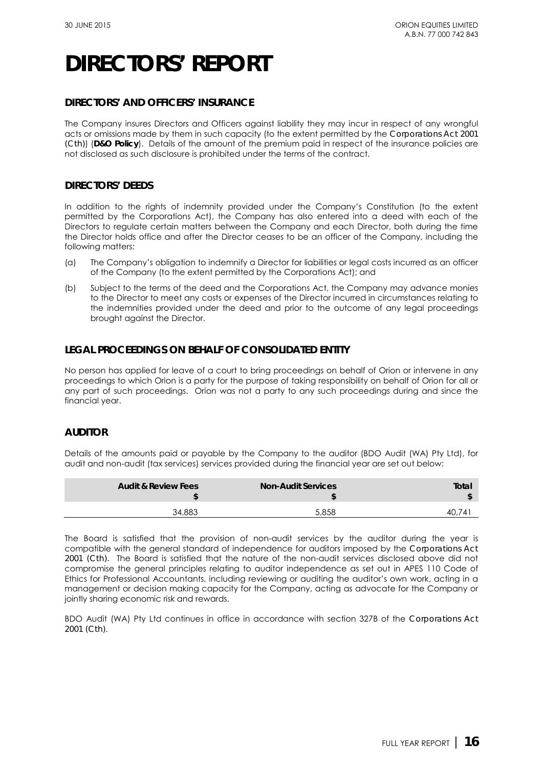# DIRECTORS' REPORT

## DIRECTORS' AND OFFICERS' INSURANCE

The Company insures Directors and Officers against liability they may incur in respect of any wrongful acts or omissions made by them in such capacity (to the extent permitted by the *Corporations Act 2001 (Cth)*) (**D&O Policy**). Details of the amount of the premium paid in respect of the insurance policies are not disclosed as such disclosure is prohibited under the terms of the contract.

## DIRECTORS' DEEDS

In addition to the rights of indemnity provided under the Company's Constitution (to the extent permitted by the Corporations Act), the Company has also entered into a deed with each of the Directors to regulate certain matters between the Company and each Director, both during the time the Director holds office and after the Director ceases to be an officer of the Company, including the following matters:

(a) The Company's obligation to indemnify a Director for liabilities or legal costs incurred as an officer of the Company (to the extent permitted by the Corporations Act); and

(b) Subject to the terms of the deed and the Corporations Act, the Company may advance monies to the Director to meet any costs or expenses of the Director incurred in circumstances relating to the indemnities provided under the deed and prior to the outcome of any legal proceedings brought against the Director.

## LEGAL PROCEEDINGS ON BEHALF OF CONSOLIDATED ENTITY

No person has applied for leave of a court to bring proceedings on behalf of Orion or intervene in any proceedings to which Orion is a party for the purpose of taking responsibility on behalf of Orion for all or any part of such proceedings. Orion was not a party to any such proceedings during and since the financial year.

## AUDITOR

Details of the amounts paid or payable by the Company to the auditor (BDO Audit (WA) Pty Ltd), for audit and non-audit (tax services) services provided during the financial year are set out below:

| Audit & Review Fees $ | Non-Audit Services $ | Total $ |
|---|---|---|
| 34,883 | 5,858 | 40,741 |

The Board is satisfied that the provision of non-audit services by the auditor during the year is compatible with the general standard of independence for auditors imposed by the *Corporations Act 2001 (Cth)*. The Board is satisfied that the nature of the non-audit services disclosed above did not compromise the general principles relating to auditor independence as set out in APES 110 Code of Ethics for Professional Accountants, including reviewing or auditing the auditor's own work, acting in a management or decision making capacity for the Company, acting as advocate for the Company or jointly sharing economic risk and rewards.

BDO Audit (WA) Pty Ltd continues in office in accordance with section 327B of the *Corporations Act 2001 (Cth)*.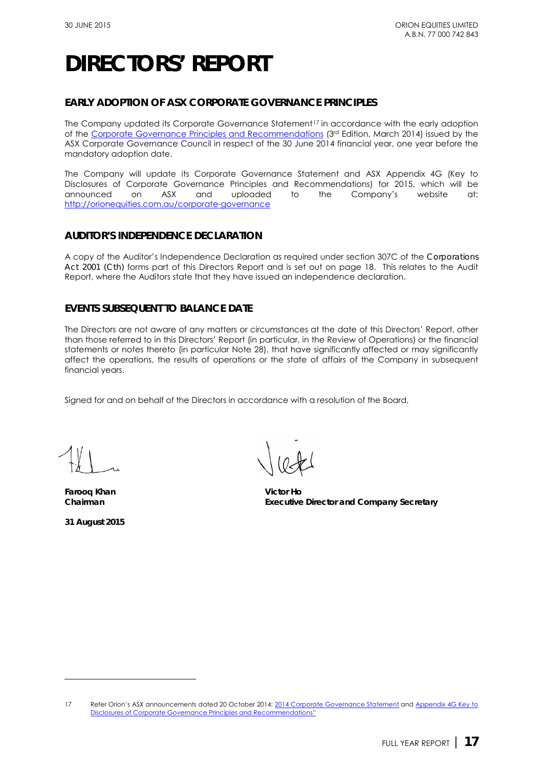# DIRECTORS' REPORT

## EARLY ADOPTION OF ASX CORPORATE GOVERNANCE PRINCIPLES

The Company updated its Corporate Governance Statement[17] in accordance with the early adoption of the [Corporate Governance Principles and Recommendations](#) (3rd Edition, March 2014) issued by the ASX Corporate Governance Council in respect of the 30 June 2014 financial year, one year before the mandatory adoption date.

The Company will update its Corporate Governance Statement and ASX Appendix 4G (Key to Disclosures of Corporate Governance Principles and Recommendations) for 2015, which will be announced on ASX and uploaded to the Company's website at: http://orionequities.com.au/corporate-governance

## AUDITOR'S INDEPENDENCE DECLARATION

A copy of the Auditor's Independence Declaration as required under section 307C of the *Corporations Act 2001 (Cth)* forms part of this Directors Report and is set out on page 18. This relates to the Audit Report, where the Auditors state that they have issued an independence declaration.

## EVENTS SUBSEQUENT TO BALANCE DATE

The Directors are not aware of any matters or circumstances at the date of this Directors' Report, other than those referred to in this Directors' Report (in particular, in the Review of Operations) or the financial statements or notes thereto (in particular Note 28), that have significantly affected or may significantly affect the operations, the results of operations or the state of affairs of the Company in subsequent financial years.

Signed for and on behalf of the Directors in accordance with a resolution of the Board,

**Farooq Khan**
**Chairman**

**Victor Ho**
**Executive Director and Company Secretary**

**31 August 2015**

---

17 Refer Orion's ASX announcements dated 20 October 2014: 2014 Corporate Governance Statement and Appendix 4G Key to Disclosures of Corporate Governance Principles and Recommendations"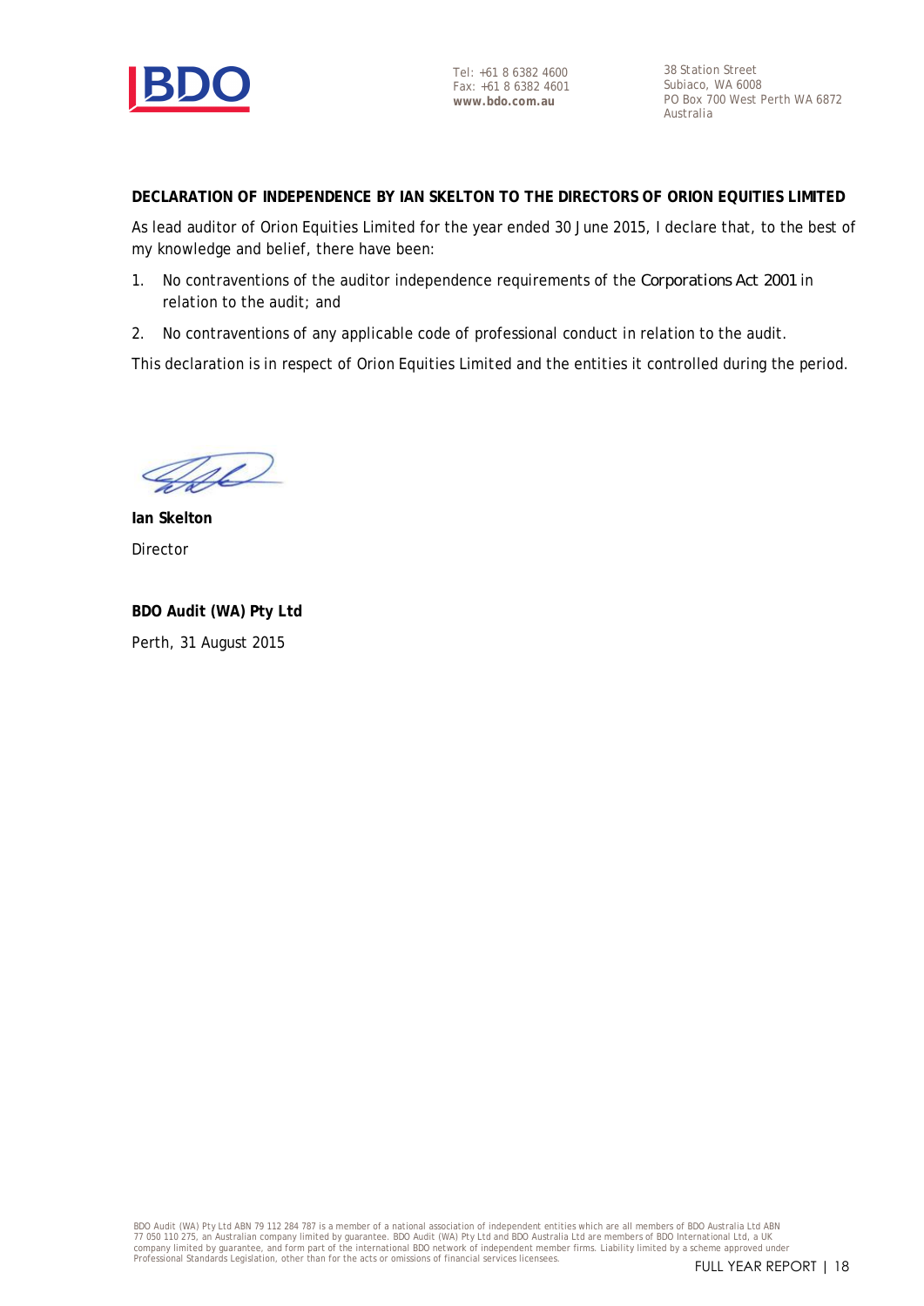Tel: +61 8 6382 4600
Fax: +61 8 6382 4601
**www.bdo.com.au**

38 Station Street
Subiaco, WA 6008
PO Box 700 West Perth WA 6872
Australia

**DECLARATION OF INDEPENDENCE BY IAN SKELTON TO THE DIRECTORS OF ORION EQUITIES LIMITED**

As lead auditor of Orion Equities Limited for the year ended 30 June 2015, I declare that, to the best of my knowledge and belief, there have been:

1. No contraventions of the auditor independence requirements of the *Corporations Act 2001* in relation to the audit; and
2. No contraventions of any applicable code of professional conduct in relation to the audit.

This declaration is in respect of Orion Equities Limited and the entities it controlled during the period.

**Ian Skelton**
Director

**BDO Audit (WA) Pty Ltd**
Perth, 31 August 2015

BDO Audit (WA) Pty Ltd ABN 79 112 284 787 is a member of a national association of independent entities which are all members of BDO Australia Ltd ABN 77 050 110 275, an Australian company limited by guarantee. BDO Audit (WA) Pty Ltd and BDO Australia Ltd are members of BDO International Ltd, a UK company limited by guarantee, and form part of the international BDO network of independent member firms. Liability limited by a scheme approved under Professional Standards Legislation, other than for the acts or omissions of financial services licensees.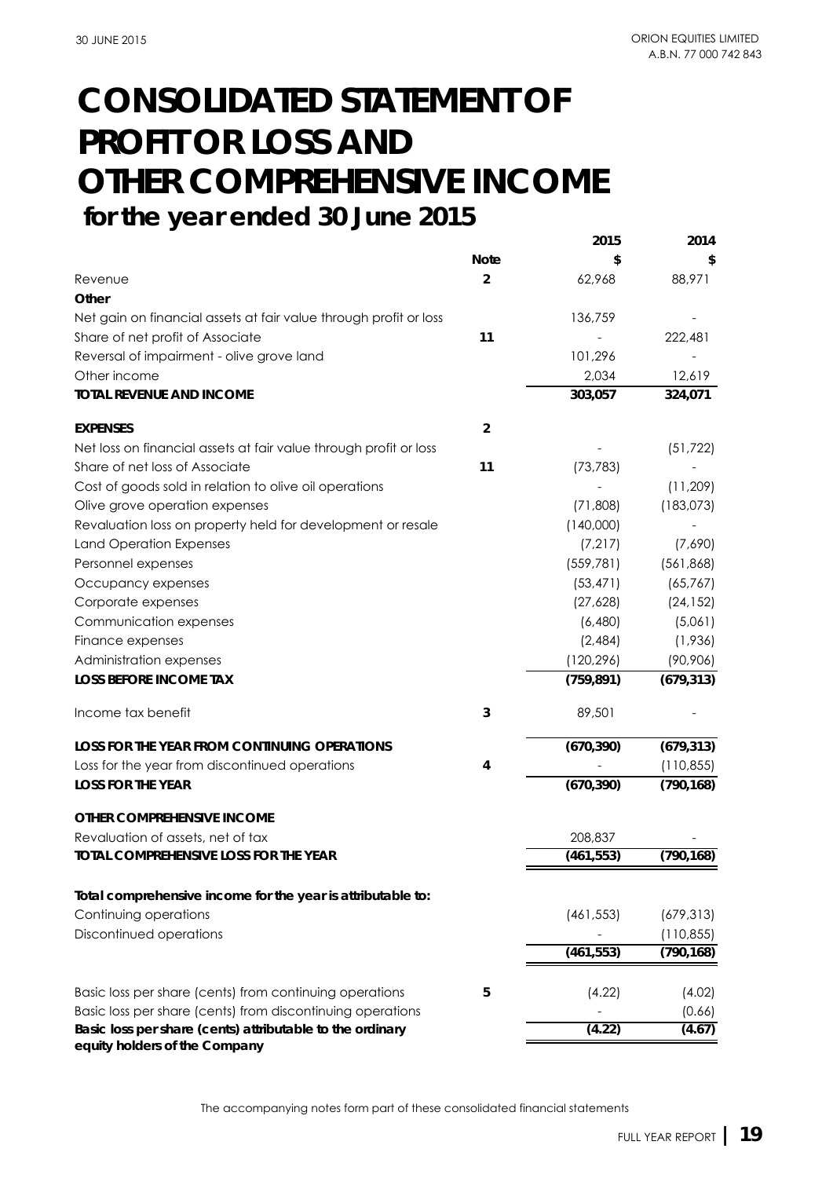# CONSOLIDATED STATEMENT OF PROFIT OR LOSS AND OTHER COMPREHENSIVE INCOME

## for the year ended 30 June 2015

| | Note | 2015 $ | 2014 $ |
|---|---|---|---|
| Revenue | 2 | 62,968 | 88,971 |
| **Other** | | | |
| Net gain on financial assets at fair value through profit or loss | | 136,759 | - |
| Share of net profit of Associate | 11 | - | 222,481 |
| Reversal of impairment - olive grove land | | 101,296 | - |
| Other income | | 2,034 | 12,619 |
| **TOTAL REVENUE AND INCOME** | | **303,057** | **324,071** |
| | | | |
| **EXPENSES** | 2 | | |
| Net loss on financial assets at fair value through profit or loss | | - | (51,722) |
| Share of net loss of Associate | 11 | (73,783) | - |
| Cost of goods sold in relation to olive oil operations | | - | (11,209) |
| Olive grove operation expenses | | (71,808) | (183,073) |
| Revaluation loss on property held for development or resale | | (140,000) | - |
| Land Operation Expenses | | (7,217) | (7,690) |
| Personnel expenses | | (559,781) | (561,868) |
| Occupancy expenses | | (53,471) | (65,767) |
| Corporate expenses | | (27,628) | (24,152) |
| Communication expenses | | (6,480) | (5,061) |
| Finance expenses | | (2,484) | (1,936) |
| Administration expenses | | (120,296) | (90,906) |
| **LOSS BEFORE INCOME TAX** | | **(759,891)** | **(679,313)** |
| | | | |
| Income tax benefit | 3 | 89,501 | - |
| | | | |
| **LOSS FOR THE YEAR FROM CONTINUING OPERATIONS** | | **(670,390)** | **(679,313)** |
| Loss for the year from discontinued operations | 4 | - | (110,855) |
| **LOSS FOR THE YEAR** | | **(670,390)** | **(790,168)** |
| | | | |
| **OTHER COMPREHENSIVE INCOME** | | | |
| Revaluation of assets, net of tax | | 208,837 | - |
| **TOTAL COMPREHENSIVE LOSS FOR THE YEAR** | | **(461,553)** | **(790,168)** |
| | | | |
| ***Total comprehensive income for the year is attributable to:*** | | | |
| Continuing operations | | (461,553) | (679,313) |
| Discontinued operations | | - | (110,855) |
| | | **(461,553)** | **(790,168)** |
| | | | |
| Basic loss per share (cents) from continuing operations | 5 | (4.22) | (4.02) |
| Basic loss per share (cents) from discontinuing operations | | - | (0.66) |
| **Basic loss per share (cents) attributable to the ordinary equity holders of the Company** | | **(4.22)** | **(4.67)** |

The accompanying notes form part of these consolidated financial statements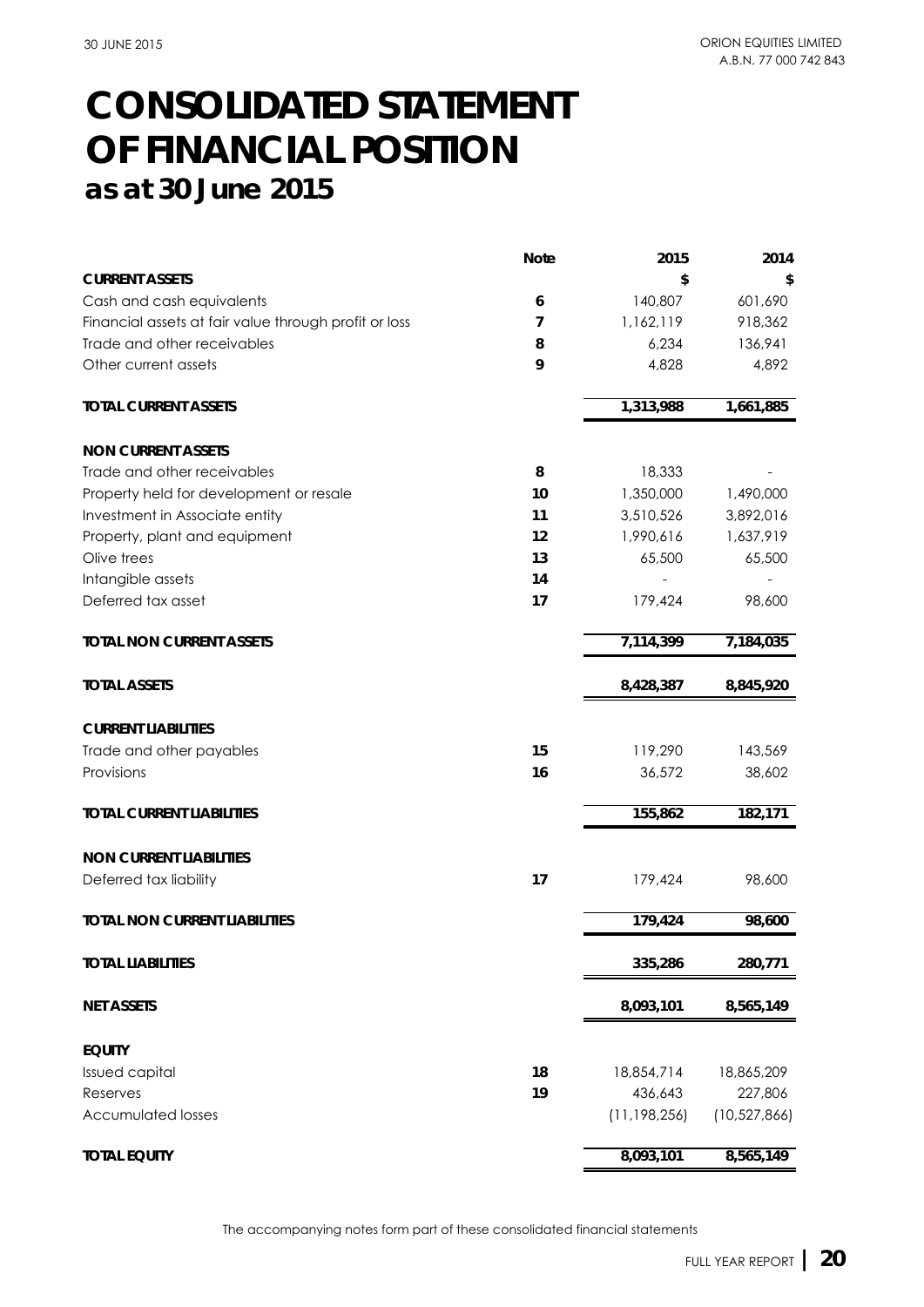# CONSOLIDATED STATEMENT OF FINANCIAL POSITION

## as at 30 June 2015

| | Note | 2015 | 2014 |
|---|---|---|---|
| **CURRENT ASSETS** | | **$** | **$** |
| Cash and cash equivalents | **6** | 140,807 | 601,690 |
| Financial assets at fair value through profit or loss | **7** | 1,162,119 | 918,362 |
| Trade and other receivables | **8** | 6,234 | 136,941 |
| Other current assets | **9** | 4,828 | 4,892 |
| **TOTAL CURRENT ASSETS** | | **1,313,988** | **1,661,885** |
| **NON CURRENT ASSETS** | | | |
| Trade and other receivables | **8** | 18,333 | - |
| Property held for development or resale | **10** | 1,350,000 | 1,490,000 |
| Investment in Associate entity | **11** | 3,510,526 | 3,892,016 |
| Property, plant and equipment | **12** | 1,990,616 | 1,637,919 |
| Olive trees | **13** | 65,500 | 65,500 |
| Intangible assets | **14** | - | - |
| Deferred tax asset | **17** | 179,424 | 98,600 |
| **TOTAL NON CURRENT ASSETS** | | **7,114,399** | **7,184,035** |
| **TOTAL ASSETS** | | **8,428,387** | **8,845,920** |
| **CURRENT LIABILITIES** | | | |
| Trade and other payables | **15** | 119,290 | 143,569 |
| Provisions | **16** | 36,572 | 38,602 |
| **TOTAL CURRENT LIABILITIES** | | **155,862** | **182,171** |
| **NON CURRENT LIABILITIES** | | | |
| Deferred tax liability | **17** | 179,424 | 98,600 |
| **TOTAL NON CURRENT LIABILITIES** | | **179,424** | **98,600** |
| **TOTAL LIABILITIES** | | **335,286** | **280,771** |
| **NET ASSETS** | | **8,093,101** | **8,565,149** |
| **EQUITY** | | | |
| Issued capital | **18** | 18,854,714 | 18,865,209 |
| Reserves | **19** | 436,643 | 227,806 |
| Accumulated losses | | (11,198,256) | (10,527,866) |
| **TOTAL EQUITY** | | **8,093,101** | **8,565,149** |

The accompanying notes form part of these consolidated financial statements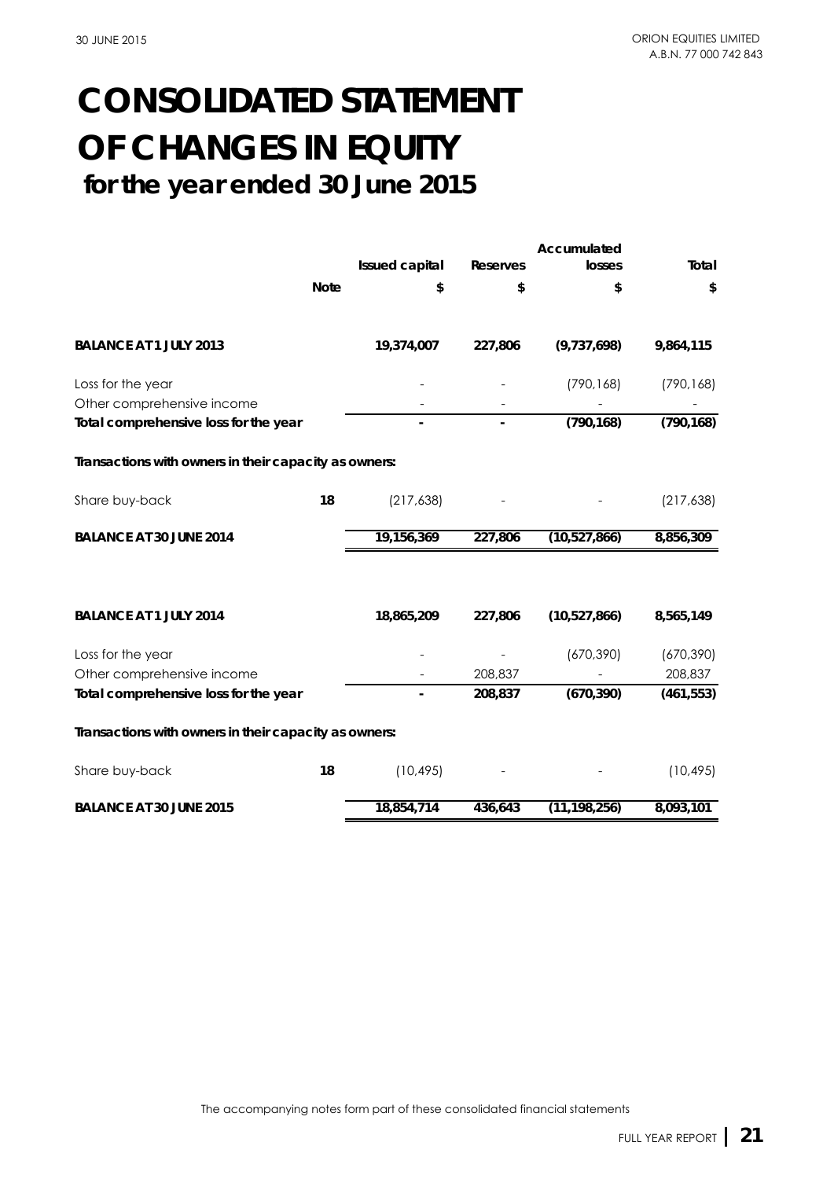# CONSOLIDATED STATEMENT OF CHANGES IN EQUITY

## for the year ended 30 June 2015

| | Note | Issued capital<br>$ | Reserves<br>$ | Accumulated losses<br>$ | Total<br>$ |
|---|---|---|---|---|---|
| **BALANCE AT 1 JULY 2013** | | **19,374,007** | **227,806** | **(9,737,698)** | **9,864,115** |
| Loss for the year | | - | - | (790,168) | (790,168) |
| Other comprehensive income | | - | - | - | - |
| **Total comprehensive loss for the year** | | **-** | **-** | **(790,168)** | **(790,168)** |
| **Transactions with owners in their capacity as owners:** | | | | | |
| Share buy-back | **18** | (217,638) | - | - | (217,638) |
| **BALANCE AT 30 JUNE 2014** | | **19,156,369** | **227,806** | **(10,527,866)** | **8,856,309** |
| | | | | | |
| **BALANCE AT 1 JULY 2014** | | **18,865,209** | **227,806** | **(10,527,866)** | **8,565,149** |
| Loss for the year | | - | - | (670,390) | (670,390) |
| Other comprehensive income | | - | 208,837 | - | 208,837 |
| **Total comprehensive loss for the year** | | **-** | **208,837** | **(670,390)** | **(461,553)** |
| **Transactions with owners in their capacity as owners:** | | | | | |
| Share buy-back | **18** | (10,495) | - | - | (10,495) |
| **BALANCE AT 30 JUNE 2015** | | **18,854,714** | **436,643** | **(11,198,256)** | **8,093,101** |

The accompanying notes form part of these consolidated financial statements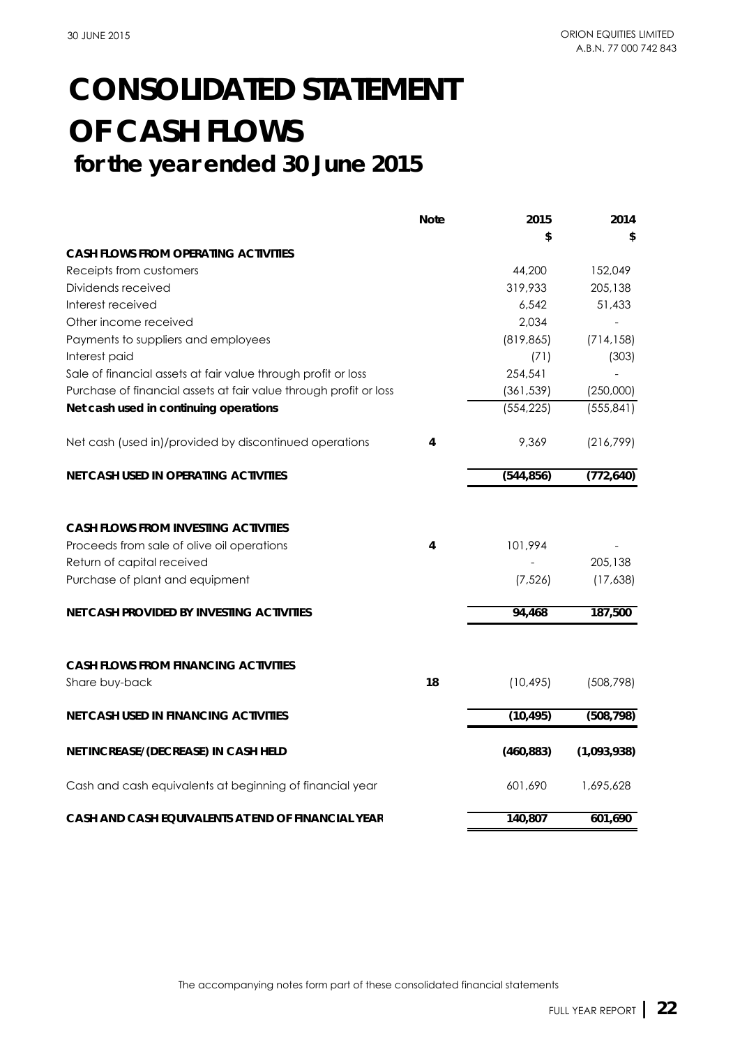# CONSOLIDATED STATEMENT OF CASH FLOWS

## for the year ended 30 June 2015

| | Note | 2015 | 2014 |
|---|---|---|---|
| | | $ | $ |
| **CASH FLOWS FROM OPERATING ACTIVITIES** | | | |
| Receipts from customers | | 44,200 | 152,049 |
| Dividends received | | 319,933 | 205,138 |
| Interest received | | 6,542 | 51,433 |
| Other income received | | 2,034 | - |
| Payments to suppliers and employees | | (819,865) | (714,158) |
| Interest paid | | (71) | (303) |
| Sale of financial assets at fair value through profit or loss | | 254,541 | - |
| Purchase of financial assets at fair value through profit or loss | | (361,539) | (250,000) |
| **Net cash used in continuing operations** | | (554,225) | (555,841) |
| Net cash (used in)/provided by discontinued operations | 4 | 9,369 | (216,799) |
| **NET CASH USED IN OPERATING ACTIVITIES** | | **(544,856)** | **(772,640)** |
| **CASH FLOWS FROM INVESTING ACTIVITIES** | | | |
| Proceeds from sale of olive oil operations | 4 | 101,994 | - |
| Return of capital received | | - | 205,138 |
| Purchase of plant and equipment | | (7,526) | (17,638) |
| **NET CASH PROVIDED BY INVESTING ACTIVITIES** | | **94,468** | **187,500** |
| **CASH FLOWS FROM FINANCING ACTIVITIES** | | | |
| Share buy-back | 18 | (10,495) | (508,798) |
| **NET CASH USED IN FINANCING ACTIVITIES** | | **(10,495)** | **(508,798)** |
| **NET INCREASE/(DECREASE) IN CASH HELD** | | **(460,883)** | **(1,093,938)** |
| Cash and cash equivalents at beginning of financial year | | 601,690 | 1,695,628 |
| **CASH AND CASH EQUIVALENTS AT END OF FINANCIAL YEAR** | | **140,807** | **601,690** |

The accompanying notes form part of these consolidated financial statements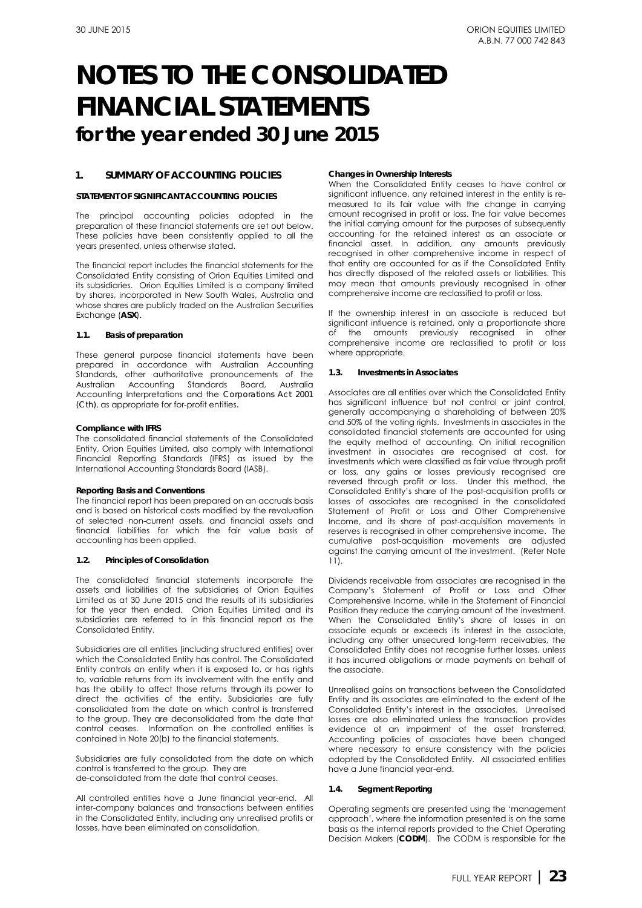# NOTES TO THE CONSOLIDATED FINANCIAL STATEMENTS
## for the year ended 30 June 2015

### 1. SUMMARY OF ACCOUNTING POLICIES

**STATEMENT OF SIGNIFICANT ACCOUNTING POLICIES**

The principal accounting policies adopted in the preparation of these financial statements are set out below. These policies have been consistently applied to all the years presented, unless otherwise stated.

The financial report includes the financial statements for the Consolidated Entity consisting of Orion Equities Limited and its subsidiaries. Orion Equities Limited is a company limited by shares, incorporated in New South Wales, Australia and whose shares are publicly traded on the Australian Securities Exchange (**ASX**).

#### 1.1. Basis of preparation

These general purpose financial statements have been prepared in accordance with Australian Accounting Standards, other authoritative pronouncements of the Australian Accounting Standards Board, Australia Accounting Interpretations and the *Corporations Act 2001 (Cth)*, as appropriate for for-profit entities.

**Compliance with IFRS**

The consolidated financial statements of the Consolidated Entity, Orion Equities Limited, also comply with International Financial Reporting Standards (IFRS) as issued by the International Accounting Standards Board (IASB).

**Reporting Basis and Conventions**

The financial report has been prepared on an accruals basis and is based on historical costs modified by the revaluation of selected non-current assets, and financial assets and financial liabilities for which the fair value basis of accounting has been applied.

#### 1.2. Principles of Consolidation

The consolidated financial statements incorporate the assets and liabilities of the subsidiaries of Orion Equities Limited as at 30 June 2015 and the results of its subsidiaries for the year then ended. Orion Equities Limited and its subsidiaries are referred to in this financial report as the Consolidated Entity.

Subsidiaries are all entities (including structured entities) over which the Consolidated Entity has control. The Consolidated Entity controls an entity when it is exposed to, or has rights to, variable returns from its involvement with the entity and has the ability to affect those returns through its power to direct the activities of the entity. Subsidiaries are fully consolidated from the date on which control is transferred to the group. They are deconsolidated from the date that control ceases. Information on the controlled entities is contained in Note 20(b) to the financial statements.

Subsidiaries are fully consolidated from the date on which control is transferred to the group. They are de-consolidated from the date that control ceases.

All controlled entities have a June financial year-end. All inter-company balances and transactions between entities in the Consolidated Entity, including any unrealised profits or losses, have been eliminated on consolidation.

**Changes in Ownership Interests**

When the Consolidated Entity ceases to have control or significant influence, any retained interest in the entity is re-measured to its fair value with the change in carrying amount recognised in profit or loss. The fair value becomes the initial carrying amount for the purposes of subsequently accounting for the retained interest as an associate or financial asset. In addition, any amounts previously recognised in other comprehensive income in respect of that entity are accounted for as if the Consolidated Entity has directly disposed of the related assets or liabilities. This may mean that amounts previously recognised in other comprehensive income are reclassified to profit or loss.

If the ownership interest in an associate is reduced but significant influence is retained, only a proportionate share of the amounts previously recognised in other comprehensive income are reclassified to profit or loss where appropriate.

#### 1.3. Investments in Associates

Associates are all entities over which the Consolidated Entity has significant influence but not control or joint control, generally accompanying a shareholding of between 20% and 50% of the voting rights. Investments in associates in the consolidated financial statements are accounted for using the equity method of accounting. On initial recognition investment in associates are recognised at cost, for investments which were classified as fair value through profit or loss, any gains or losses previously recognised are reversed through profit or loss. Under this method, the Consolidated Entity's share of the post-acquisition profits or losses of associates are recognised in the consolidated Statement of Profit or Loss and Other Comprehensive Income, and its share of post-acquisition movements in reserves is recognised in other comprehensive income. The cumulative post-acquisition movements are adjusted against the carrying amount of the investment. (Refer Note 11).

Dividends receivable from associates are recognised in the Company's Statement of Profit or Loss and Other Comprehensive Income, while in the Statement of Financial Position they reduce the carrying amount of the investment. When the Consolidated Entity's share of losses in an associate equals or exceeds its interest in the associate, including any other unsecured long-term receivables, the Consolidated Entity does not recognise further losses, unless it has incurred obligations or made payments on behalf of the associate.

Unrealised gains on transactions between the Consolidated Entity and its associates are eliminated to the extent of the Consolidated Entity's interest in the associates. Unrealised losses are also eliminated unless the transaction provides evidence of an impairment of the asset transferred. Accounting policies of associates have been changed where necessary to ensure consistency with the policies adopted by the Consolidated Entity. All associated entities have a June financial year-end.

#### 1.4. Segment Reporting

Operating segments are presented using the 'management approach', where the information presented is on the same basis as the internal reports provided to the Chief Operating Decision Makers (**CODM**). The CODM is responsible for the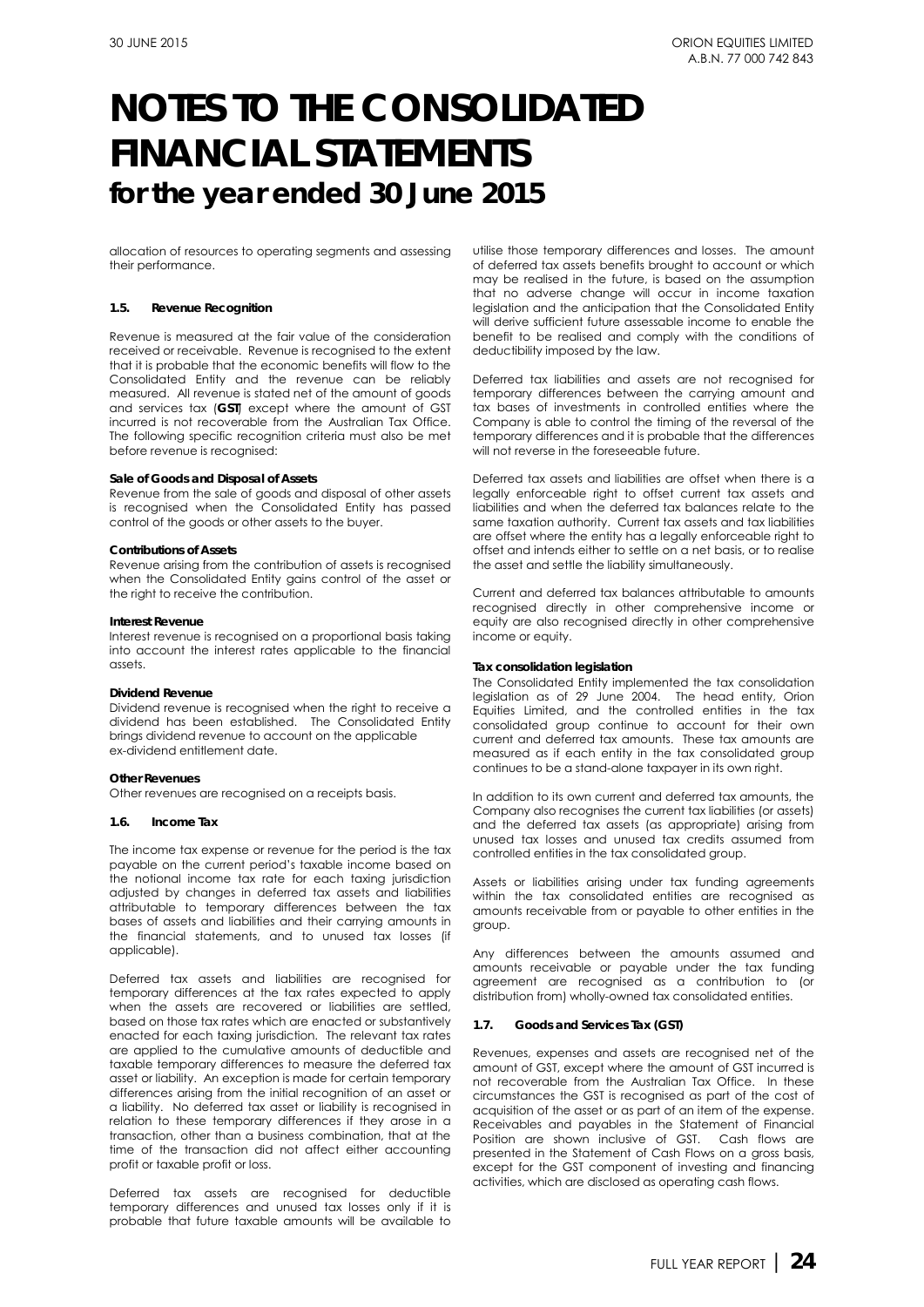# NOTES TO THE CONSOLIDATED FINANCIAL STATEMENTS
## for the year ended 30 June 2015

allocation of resources to operating segments and assessing their performance.

### 1.5. Revenue Recognition

Revenue is measured at the fair value of the consideration received or receivable. Revenue is recognised to the extent that it is probable that the economic benefits will flow to the Consolidated Entity and the revenue can be reliably measured. All revenue is stated net of the amount of goods and services tax (**GST**) except where the amount of GST incurred is not recoverable from the Australian Tax Office. The following specific recognition criteria must also be met before revenue is recognised:

**Sale of Goods and Disposal of Assets**
Revenue from the sale of goods and disposal of other assets is recognised when the Consolidated Entity has passed control of the goods or other assets to the buyer.

**Contributions of Assets**
Revenue arising from the contribution of assets is recognised when the Consolidated Entity gains control of the asset or the right to receive the contribution.

**Interest Revenue**
Interest revenue is recognised on a proportional basis taking into account the interest rates applicable to the financial assets.

**Dividend Revenue**
Dividend revenue is recognised when the right to receive a dividend has been established. The Consolidated Entity brings dividend revenue to account on the applicable ex-dividend entitlement date.

**Other Revenues**
Other revenues are recognised on a receipts basis.

### 1.6. Income Tax

The income tax expense or revenue for the period is the tax payable on the current period's taxable income based on the notional income tax rate for each taxing jurisdiction adjusted by changes in deferred tax assets and liabilities attributable to temporary differences between the tax bases of assets and liabilities and their carrying amounts in the financial statements, and to unused tax losses (if applicable).

Deferred tax assets and liabilities are recognised for temporary differences at the tax rates expected to apply when the assets are recovered or liabilities are settled, based on those tax rates which are enacted or substantively enacted for each taxing jurisdiction. The relevant tax rates are applied to the cumulative amounts of deductible and taxable temporary differences to measure the deferred tax asset or liability. An exception is made for certain temporary differences arising from the initial recognition of an asset or a liability. No deferred tax asset or liability is recognised in relation to these temporary differences if they arose in a transaction, other than a business combination, that at the time of the transaction did not affect either accounting profit or taxable profit or loss.

Deferred tax assets are recognised for deductible temporary differences and unused tax losses only if it is probable that future taxable amounts will be available to utilise those temporary differences and losses. The amount of deferred tax assets benefits brought to account or which may be realised in the future, is based on the assumption that no adverse change will occur in income taxation legislation and the anticipation that the Consolidated Entity will derive sufficient future assessable income to enable the benefit to be realised and comply with the conditions of deductibility imposed by the law.

Deferred tax liabilities and assets are not recognised for temporary differences between the carrying amount and tax bases of investments in controlled entities where the Company is able to control the timing of the reversal of the temporary differences and it is probable that the differences will not reverse in the foreseeable future.

Deferred tax assets and liabilities are offset when there is a legally enforceable right to offset current tax assets and liabilities and when the deferred tax balances relate to the same taxation authority. Current tax assets and tax liabilities are offset where the entity has a legally enforceable right to offset and intends either to settle on a net basis, or to realise the asset and settle the liability simultaneously.

Current and deferred tax balances attributable to amounts recognised directly in other comprehensive income or equity are also recognised directly in other comprehensive income or equity.

**Tax consolidation legislation**
The Consolidated Entity implemented the tax consolidation legislation as of 29 June 2004. The head entity, Orion Equities Limited, and the controlled entities in the tax consolidated group continue to account for their own current and deferred tax amounts. These tax amounts are measured as if each entity in the tax consolidated group continues to be a stand-alone taxpayer in its own right.

In addition to its own current and deferred tax amounts, the Company also recognises the current tax liabilities (or assets) and the deferred tax assets (as appropriate) arising from unused tax losses and unused tax credits assumed from controlled entities in the tax consolidated group.

Assets or liabilities arising under tax funding agreements within the tax consolidated entities are recognised as amounts receivable from or payable to other entities in the group.

Any differences between the amounts assumed and amounts receivable or payable under the tax funding agreement are recognised as a contribution to (or distribution from) wholly-owned tax consolidated entities.

### 1.7. Goods and Services Tax (GST)

Revenues, expenses and assets are recognised net of the amount of GST, except where the amount of GST incurred is not recoverable from the Australian Tax Office. In these circumstances the GST is recognised as part of the cost of acquisition of the asset or as part of an item of the expense. Receivables and payables in the Statement of Financial Position are shown inclusive of GST. Cash flows are presented in the Statement of Cash Flows on a gross basis, except for the GST component of investing and financing activities, which are disclosed as operating cash flows.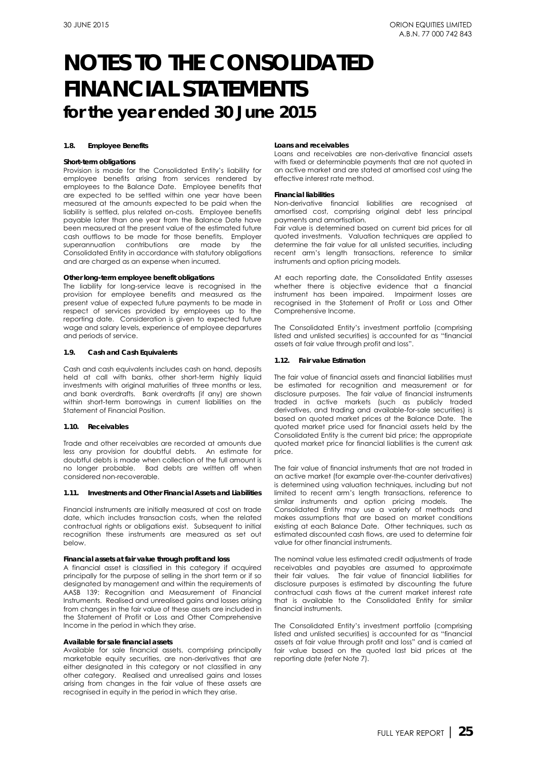# NOTES TO THE CONSOLIDATED FINANCIAL STATEMENTS

## for the year ended 30 June 2015

### 1.8. Employee Benefits

**Short-term obligations**

Provision is made for the Consolidated Entity's liability for employee benefits arising from services rendered by employees to the Balance Date. Employee benefits that are expected to be settled within one year have been measured at the amounts expected to be paid when the liability is settled, plus related on-costs. Employee benefits payable later than one year from the Balance Date have been measured at the present value of the estimated future cash outflows to be made for those benefits. Employer superannuation contributions are made by the Consolidated Entity in accordance with statutory obligations and are charged as an expense when incurred.

**Other long-term employee benefit obligations**

The liability for long-service leave is recognised in the provision for employee benefits and measured as the present value of expected future payments to be made in respect of services provided by employees up to the reporting date. Consideration is given to expected future wage and salary levels, experience of employee departures and periods of service.

### 1.9. Cash and Cash Equivalents

Cash and cash equivalents includes cash on hand, deposits held at call with banks, other short-term highly liquid investments with original maturities of three months or less, and bank overdrafts. Bank overdrafts (if any) are shown within short-term borrowings in current liabilities on the Statement of Financial Position.

### 1.10. Receivables

Trade and other receivables are recorded at amounts due less any provision for doubtful debts. An estimate for doubtful debts is made when collection of the full amount is no longer probable. Bad debts are written off when considered non-recoverable.

### 1.11. Investments and Other Financial Assets and Liabilities

Financial instruments are initially measured at cost on trade date, which includes transaction costs, when the related contractual rights or obligations exist. Subsequent to initial recognition these instruments are measured as set out below.

**Financial assets at fair value through profit and loss**

A financial asset is classified in this category if acquired principally for the purpose of selling in the short term or if so designated by management and within the requirements of AASB 139: Recognition and Measurement of Financial Instruments. Realised and unrealised gains and losses arising from changes in the fair value of these assets are included in the Statement of Profit or Loss and Other Comprehensive Income in the period in which they arise.

**Available for sale financial assets**

Available for sale financial assets, comprising principally marketable equity securities, are non-derivatives that are either designated in this category or not classified in any other category. Realised and unrealised gains and losses arising from changes in the fair value of these assets are recognised in equity in the period in which they arise.

**Loans and receivables**

Loans and receivables are non-derivative financial assets with fixed or determinable payments that are not quoted in an active market and are stated at amortised cost using the effective interest rate method.

**Financial liabilities**

Non-derivative financial liabilities are recognised at amortised cost, comprising original debt less principal payments and amortisation.

Fair value is determined based on current bid prices for all quoted investments. Valuation techniques are applied to determine the fair value for all unlisted securities, including recent arm's length transactions, reference to similar instruments and option pricing models.

At each reporting date, the Consolidated Entity assesses whether there is objective evidence that a financial instrument has been impaired. Impairment losses are recognised in the Statement of Profit or Loss and Other Comprehensive Income.

The Consolidated Entity's investment portfolio (comprising listed and unlisted securities) is accounted for as "financial assets at fair value through profit and loss".

### 1.12. Fair value Estimation

The fair value of financial assets and financial liabilities must be estimated for recognition and measurement or for disclosure purposes. The fair value of financial instruments traded in active markets (such as publicly traded derivatives, and trading and available-for-sale securities) is based on quoted market prices at the Balance Date. The quoted market price used for financial assets held by the Consolidated Entity is the current bid price; the appropriate quoted market price for financial liabilities is the current ask price.

The fair value of financial instruments that are not traded in an active market (for example over-the-counter derivatives) is determined using valuation techniques, including but not limited to recent arm's length transactions, reference to similar instruments and option pricing models. The Consolidated Entity may use a variety of methods and makes assumptions that are based on market conditions existing at each Balance Date. Other techniques, such as estimated discounted cash flows, are used to determine fair value for other financial instruments.

The nominal value less estimated credit adjustments of trade receivables and payables are assumed to approximate their fair values. The fair value of financial liabilities for disclosure purposes is estimated by discounting the future contractual cash flows at the current market interest rate that is available to the Consolidated Entity for similar financial instruments.

The Consolidated Entity's investment portfolio (comprising listed and unlisted securities) is accounted for as "financial assets at fair value through profit and loss" and is carried at fair value based on the quoted last bid prices at the reporting date (refer Note 7).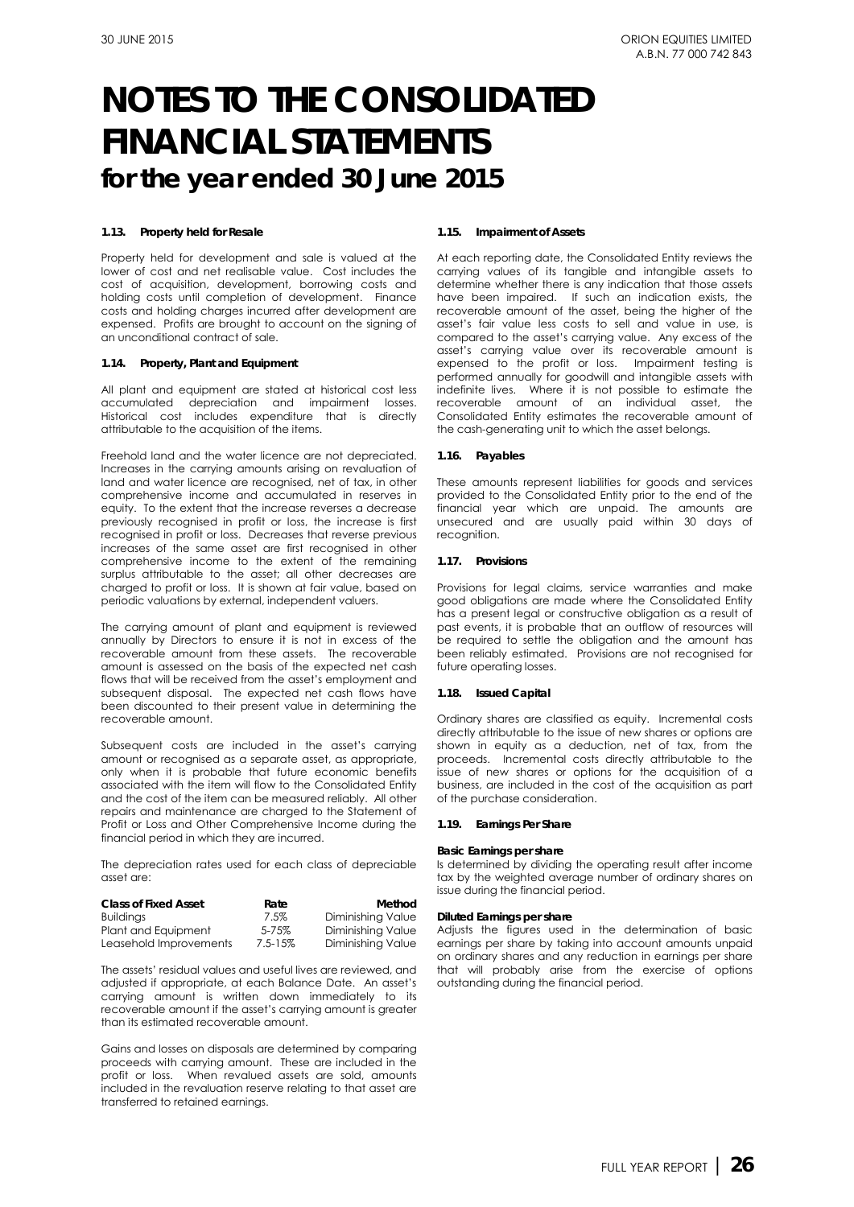# NOTES TO THE CONSOLIDATED FINANCIAL STATEMENTS for the year ended 30 June 2015

#### 1.13. Property held for Resale

Property held for development and sale is valued at the lower of cost and net realisable value. Cost includes the cost of acquisition, development, borrowing costs and holding costs until completion of development. Finance costs and holding charges incurred after development are expensed. Profits are brought to account on the signing of an unconditional contract of sale.

#### 1.14. Property, Plant and Equipment

All plant and equipment are stated at historical cost less accumulated depreciation and impairment losses. Historical cost includes expenditure that is directly attributable to the acquisition of the items.

Freehold land and the water licence are not depreciated. Increases in the carrying amounts arising on revaluation of land and water licence are recognised, net of tax, in other comprehensive income and accumulated in reserves in equity. To the extent that the increase reverses a decrease previously recognised in profit or loss, the increase is first recognised in profit or loss. Decreases that reverse previous increases of the same asset are first recognised in other comprehensive income to the extent of the remaining surplus attributable to the asset; all other decreases are charged to profit or loss. It is shown at fair value, based on periodic valuations by external, independent valuers.

The carrying amount of plant and equipment is reviewed annually by Directors to ensure it is not in excess of the recoverable amount from these assets. The recoverable amount is assessed on the basis of the expected net cash flows that will be received from the asset's employment and subsequent disposal. The expected net cash flows have been discounted to their present value in determining the recoverable amount.

Subsequent costs are included in the asset's carrying amount or recognised as a separate asset, as appropriate, only when it is probable that future economic benefits associated with the item will flow to the Consolidated Entity and the cost of the item can be measured reliably. All other repairs and maintenance are charged to the Statement of Profit or Loss and Other Comprehensive Income during the financial period in which they are incurred.

The depreciation rates used for each class of depreciable asset are:

| Class of Fixed Asset | Rate | Method |
|---|---|---|
| Buildings | 7.5% | Diminishing Value |
| Plant and Equipment | 5-75% | Diminishing Value |
| Leasehold Improvements | 7.5-15% | Diminishing Value |

The assets' residual values and useful lives are reviewed, and adjusted if appropriate, at each Balance Date. An asset's carrying amount is written down immediately to its recoverable amount if the asset's carrying amount is greater than its estimated recoverable amount.

Gains and losses on disposals are determined by comparing proceeds with carrying amount. These are included in the profit or loss. When revalued assets are sold, amounts included in the revaluation reserve relating to that asset are transferred to retained earnings.

#### 1.15. Impairment of Assets

At each reporting date, the Consolidated Entity reviews the carrying values of its tangible and intangible assets to determine whether there is any indication that those assets have been impaired. If such an indication exists, the recoverable amount of the asset, being the higher of the asset's fair value less costs to sell and value in use, is compared to the asset's carrying value. Any excess of the asset's carrying value over its recoverable amount is expensed to the profit or loss. Impairment testing is performed annually for goodwill and intangible assets with indefinite lives. Where it is not possible to estimate the recoverable amount of an individual asset, the Consolidated Entity estimates the recoverable amount of the cash-generating unit to which the asset belongs.

#### 1.16. Payables

These amounts represent liabilities for goods and services provided to the Consolidated Entity prior to the end of the financial year which are unpaid. The amounts are unsecured and are usually paid within 30 days of recognition.

#### 1.17. Provisions

Provisions for legal claims, service warranties and make good obligations are made where the Consolidated Entity has a present legal or constructive obligation as a result of past events, it is probable that an outflow of resources will be required to settle the obligation and the amount has been reliably estimated. Provisions are not recognised for future operating losses.

#### 1.18. Issued Capital

Ordinary shares are classified as equity. Incremental costs directly attributable to the issue of new shares or options are shown in equity as a deduction, net of tax, from the proceeds. Incremental costs directly attributable to the issue of new shares or options for the acquisition of a business, are included in the cost of the acquisition as part of the purchase consideration.

#### 1.19. Earnings Per Share

**Basic Earnings per share**
Is determined by dividing the operating result after income tax by the weighted average number of ordinary shares on issue during the financial period.

**Diluted Earnings per share**
Adjusts the figures used in the determination of basic earnings per share by taking into account amounts unpaid on ordinary shares and any reduction in earnings per share that will probably arise from the exercise of options outstanding during the financial period.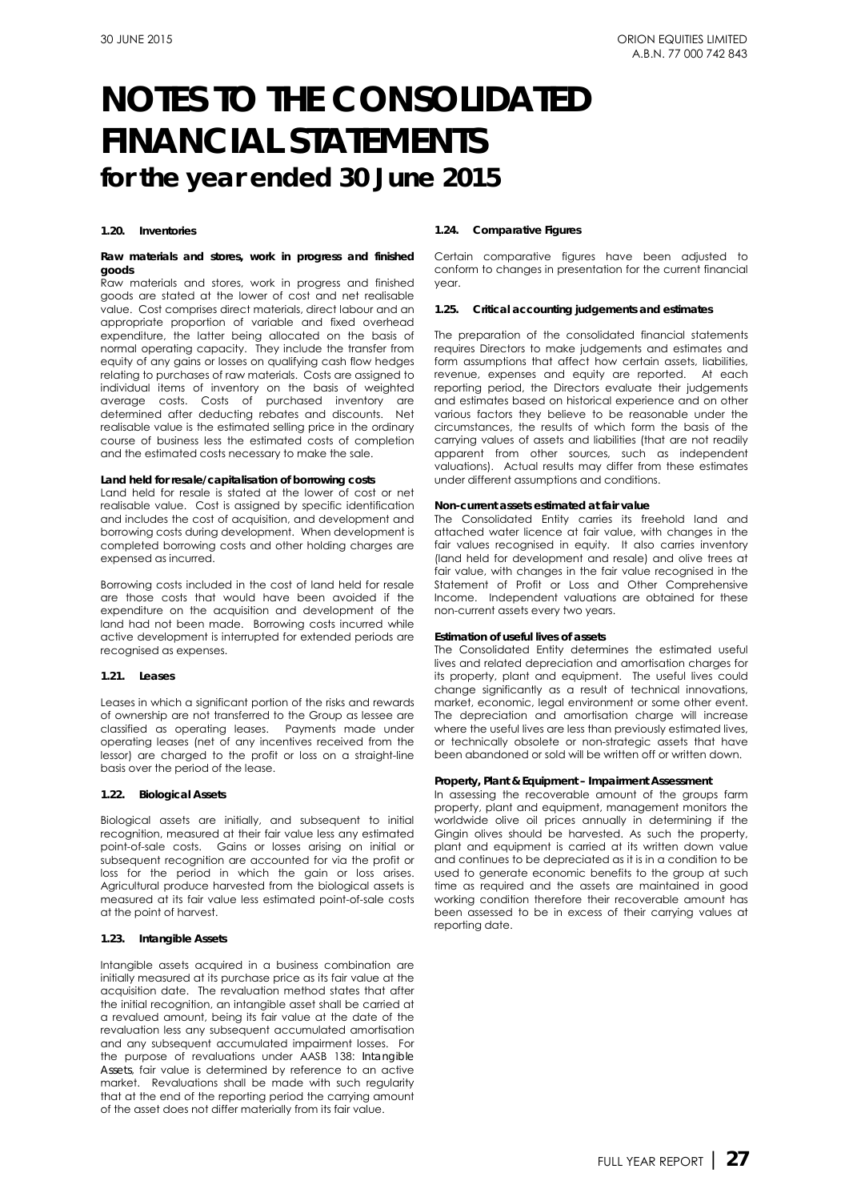# NOTES TO THE CONSOLIDATED FINANCIAL STATEMENTS
## for the year ended 30 June 2015

### 1.20. Inventories

**Raw materials and stores, work in progress and finished goods**

Raw materials and stores, work in progress and finished goods are stated at the lower of cost and net realisable value. Cost comprises direct materials, direct labour and an appropriate proportion of variable and fixed overhead expenditure, the latter being allocated on the basis of normal operating capacity. They include the transfer from equity of any gains or losses on qualifying cash flow hedges relating to purchases of raw materials. Costs are assigned to individual items of inventory on the basis of weighted average costs. Costs of purchased inventory are determined after deducting rebates and discounts. Net realisable value is the estimated selling price in the ordinary course of business less the estimated costs of completion and the estimated costs necessary to make the sale.

**Land held for resale/capitalisation of borrowing costs**

Land held for resale is stated at the lower of cost or net realisable value. Cost is assigned by specific identification and includes the cost of acquisition, and development and borrowing costs during development. When development is completed borrowing costs and other holding charges are expensed as incurred.

Borrowing costs included in the cost of land held for resale are those costs that would have been avoided if the expenditure on the acquisition and development of the land had not been made. Borrowing costs incurred while active development is interrupted for extended periods are recognised as expenses.

### 1.21. Leases

Leases in which a significant portion of the risks and rewards of ownership are not transferred to the Group as lessee are classified as operating leases. Payments made under operating leases (net of any incentives received from the lessor) are charged to the profit or loss on a straight-line basis over the period of the lease.

### 1.22. Biological Assets

Biological assets are initially, and subsequent to initial recognition, measured at their fair value less any estimated point-of-sale costs. Gains or losses arising on initial or subsequent recognition are accounted for via the profit or loss for the period in which the gain or loss arises. Agricultural produce harvested from the biological assets is measured at its fair value less estimated point-of-sale costs at the point of harvest.

### 1.23. Intangible Assets

Intangible assets acquired in a business combination are initially measured at its purchase price as its fair value at the acquisition date. The revaluation method states that after the initial recognition, an intangible asset shall be carried at a revalued amount, being its fair value at the date of the revaluation less any subsequent accumulated amortisation and any subsequent accumulated impairment losses. For the purpose of revaluations under AASB 138: *Intangible Assets*, fair value is determined by reference to an active market. Revaluations shall be made with such regularity that at the end of the reporting period the carrying amount of the asset does not differ materially from its fair value.

### 1.24. Comparative Figures

Certain comparative figures have been adjusted to conform to changes in presentation for the current financial year.

### 1.25. Critical accounting judgements and estimates

The preparation of the consolidated financial statements requires Directors to make judgements and estimates and form assumptions that affect how certain assets, liabilities, revenue, expenses and equity are reported. At each reporting period, the Directors evaluate their judgements and estimates based on historical experience and on other various factors they believe to be reasonable under the circumstances, the results of which form the basis of the carrying values of assets and liabilities (that are not readily apparent from other sources, such as independent valuations). Actual results may differ from these estimates under different assumptions and conditions.

**Non-current assets estimated at fair value**

The Consolidated Entity carries its freehold land and attached water licence at fair value, with changes in the fair values recognised in equity. It also carries inventory (land held for development and resale) and olive trees at fair value, with changes in the fair value recognised in the Statement of Profit or Loss and Other Comprehensive Income. Independent valuations are obtained for these non-current assets every two years.

**Estimation of useful lives of assets**

The Consolidated Entity determines the estimated useful lives and related depreciation and amortisation charges for its property, plant and equipment. The useful lives could change significantly as a result of technical innovations, market, economic, legal environment or some other event. The depreciation and amortisation charge will increase where the useful lives are less than previously estimated lives, or technically obsolete or non-strategic assets that have been abandoned or sold will be written off or written down.

**Property, Plant & Equipment – Impairment Assessment**

In assessing the recoverable amount of the groups farm property, plant and equipment, management monitors the worldwide olive oil prices annually in determining if the Gingin olives should be harvested. As such the property, plant and equipment is carried at its written down value and continues to be depreciated as it is in a condition to be used to generate economic benefits to the group at such time as required and the assets are maintained in good working condition therefore their recoverable amount has been assessed to be in excess of their carrying values at reporting date.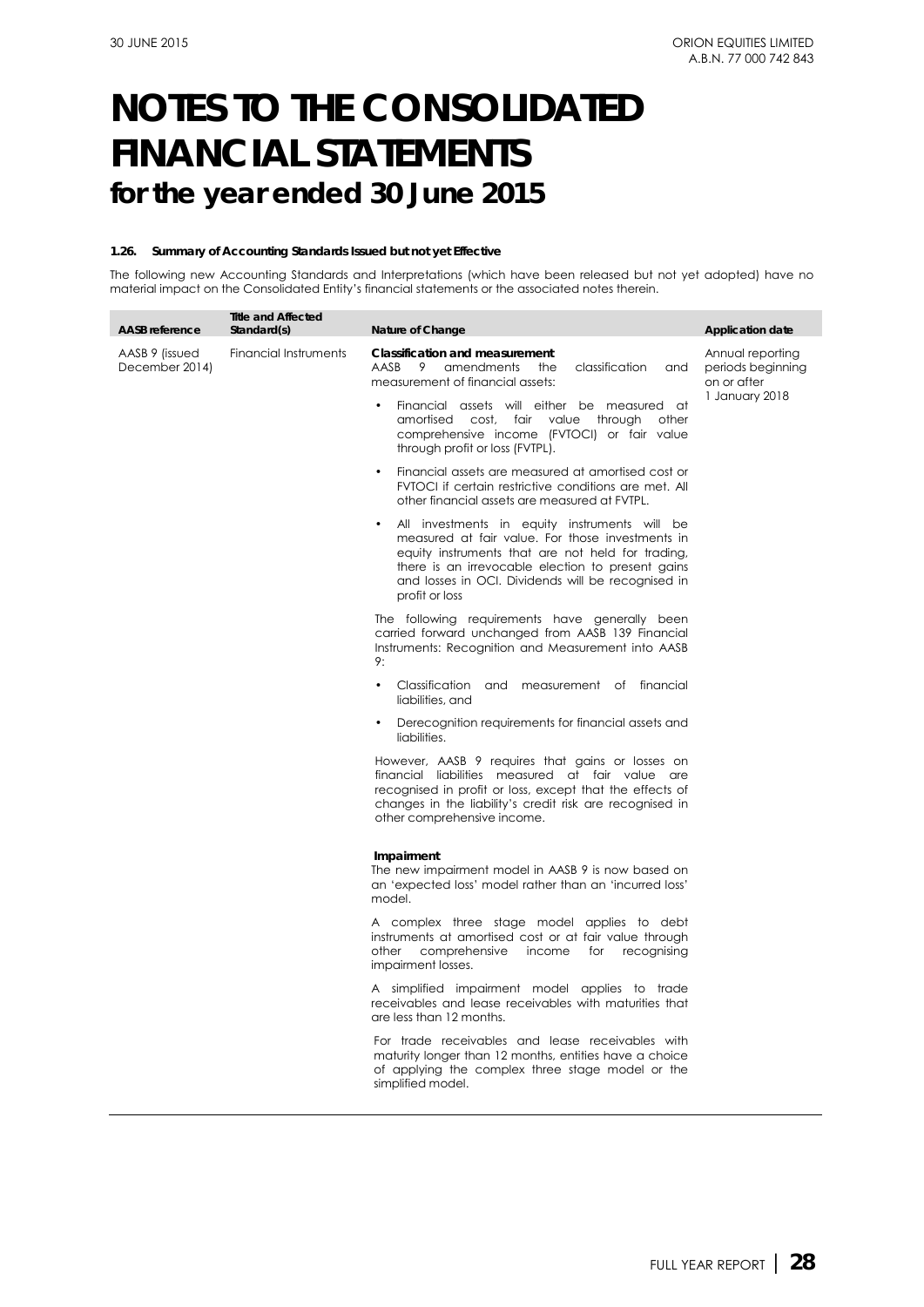# NOTES TO THE CONSOLIDATED FINANCIAL STATEMENTS
## for the year ended 30 June 2015

### 1.26. Summary of Accounting Standards Issued but not yet Effective

The following new Accounting Standards and Interpretations (which have been released but not yet adopted) have no material impact on the Consolidated Entity's financial statements or the associated notes therein.

| AASB reference | Title and Affected Standard(s) | Nature of Change | Application date |
|---|---|---|---|
| AASB 9 (issued December 2014) | Financial Instruments | **Classification and measurement**<br>AASB 9 amendments the classification and measurement of financial assets:<br>• Financial assets will either be measured at amortised cost, fair value through other comprehensive income (FVTOCI) or fair value through profit or loss (FVTPL).<br>• Financial assets are measured at amortised cost or FVTOCI if certain restrictive conditions are met. All other financial assets are measured at FVTPL.<br>• All investments in equity instruments will be measured at fair value. For those investments in equity instruments that are not held for trading, there is an irrevocable election to present gains and losses in OCI. Dividends will be recognised in profit or loss<br>The following requirements have generally been carried forward unchanged from AASB 139 Financial Instruments: Recognition and Measurement into AASB 9:<br>• Classification and measurement of financial liabilities, and<br>• Derecognition requirements for financial assets and liabilities.<br>However, AASB 9 requires that gains or losses on financial liabilities measured at fair value are recognised in profit or loss, except that the effects of changes in the liability's credit risk are recognised in other comprehensive income.<br>**Impairment**<br>The new impairment model in AASB 9 is now based on an 'expected loss' model rather than an 'incurred loss' model.<br>A complex three stage model applies to debt instruments at amortised cost or at fair value through other comprehensive income for recognising impairment losses.<br>A simplified impairment model applies to trade receivables and lease receivables with maturities that are less than 12 months.<br>For trade receivables and lease receivables with maturity longer than 12 months, entities have a choice of applying the complex three stage model or the simplified model. | Annual reporting periods beginning on or after 1 January 2018 |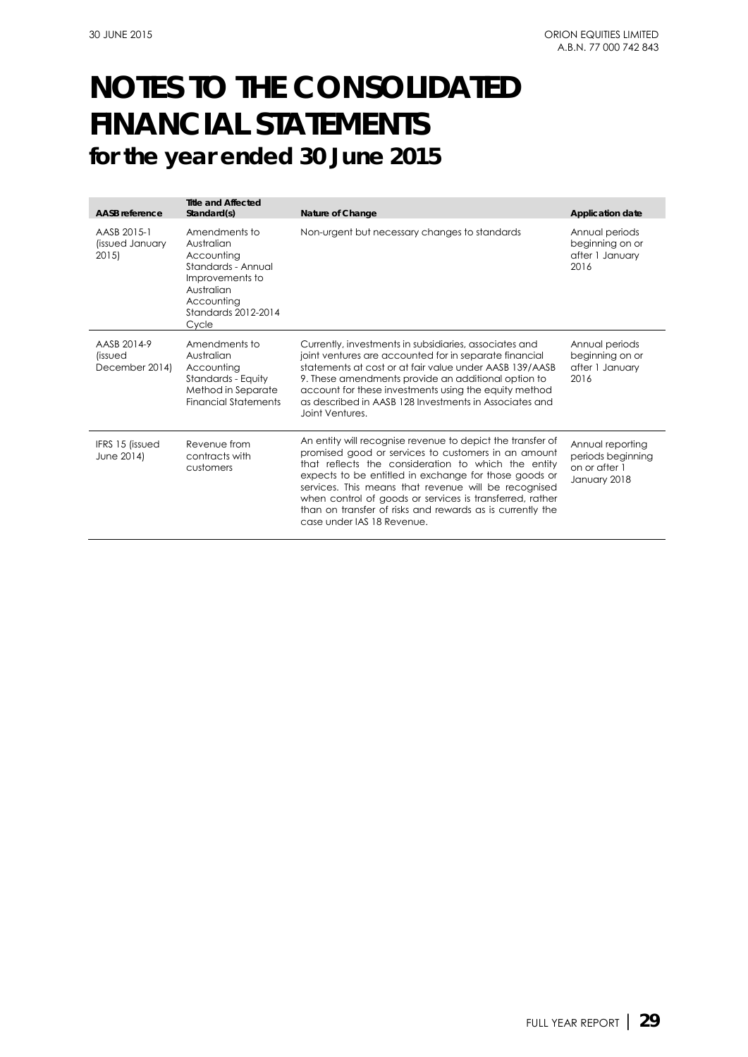# NOTES TO THE CONSOLIDATED FINANCIAL STATEMENTS

## for the year ended 30 June 2015

| AASB reference | Title and Affected Standard(s) | Nature of Change | Application date |
|---|---|---|---|
| AASB 2015-1 (issued January 2015) | Amendments to Australian Accounting Standards - Annual Improvements to Australian Accounting Standards 2012-2014 Cycle | Non-urgent but necessary changes to standards | Annual periods beginning on or after 1 January 2016 |
| AASB 2014-9 (issued December 2014) | Amendments to Australian Accounting Standards - Equity Method in Separate Financial Statements | Currently, investments in subsidiaries, associates and joint ventures are accounted for in separate financial statements at cost or at fair value under AASB 139/AASB 9. These amendments provide an additional option to account for these investments using the equity method as described in AASB 128 Investments in Associates and Joint Ventures. | Annual periods beginning on or after 1 January 2016 |
| IFRS 15 (issued June 2014) | Revenue from contracts with customers | An entity will recognise revenue to depict the transfer of promised good or services to customers in an amount that reflects the consideration to which the entity expects to be entitled in exchange for those goods or services. This means that revenue will be recognised when control of goods or services is transferred, rather than on transfer of risks and rewards as is currently the case under IAS 18 Revenue. | Annual reporting periods beginning on or after 1 January 2018 |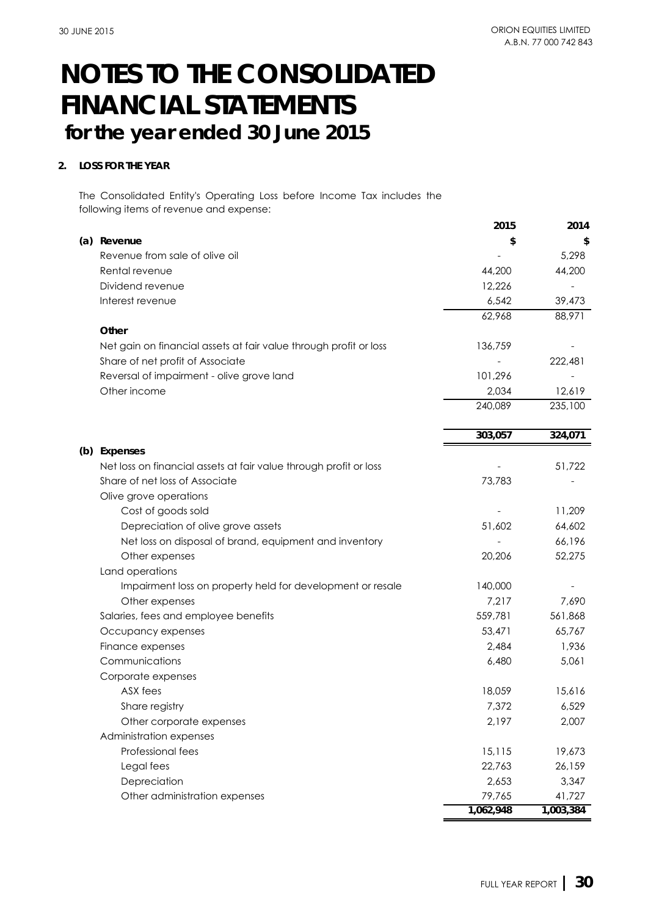# NOTES TO THE CONSOLIDATED FINANCIAL STATEMENTS

## for the year ended 30 June 2015

### 2. LOSS FOR THE YEAR

The Consolidated Entity's Operating Loss before Income Tax includes the following items of revenue and expense:

| | 2015 | 2014 |
|---|---|---|
| **(a) Revenue** | **$** | **$** |
| Revenue from sale of olive oil | - | 5,298 |
| Rental revenue | 44,200 | 44,200 |
| Dividend revenue | 12,226 | - |
| Interest revenue | 6,542 | 39,473 |
| | 62,968 | 88,971 |
| **Other** | | |
| Net gain on financial assets at fair value through profit or loss | 136,759 | - |
| Share of net profit of Associate | - | 222,481 |
| Reversal of impairment - olive grove land | 101,296 | - |
| Other income | 2,034 | 12,619 |
| | 240,089 | 235,100 |
| | **303,057** | **324,071** |
| **(b) Expenses** | | |
| Net loss on financial assets at fair value through profit or loss | - | 51,722 |
| Share of net loss of Associate | 73,783 | - |
| Olive grove operations | | |
| Cost of goods sold | - | 11,209 |
| Depreciation of olive grove assets | 51,602 | 64,602 |
| Net loss on disposal of brand, equipment and inventory | - | 66,196 |
| Other expenses | 20,206 | 52,275 |
| Land operations | | |
| Impairment loss on property held for development or resale | 140,000 | - |
| Other expenses | 7,217 | 7,690 |
| Salaries, fees and employee benefits | 559,781 | 561,868 |
| Occupancy expenses | 53,471 | 65,767 |
| Finance expenses | 2,484 | 1,936 |
| Communications | 6,480 | 5,061 |
| Corporate expenses | | |
| ASX fees | 18,059 | 15,616 |
| Share registry | 7,372 | 6,529 |
| Other corporate expenses | 2,197 | 2,007 |
| Administration expenses | | |
| Professional fees | 15,115 | 19,673 |
| Legal fees | 22,763 | 26,159 |
| Depreciation | 2,653 | 3,347 |
| Other administration expenses | 79,765 | 41,727 |
| | **1,062,948** | **1,003,384** |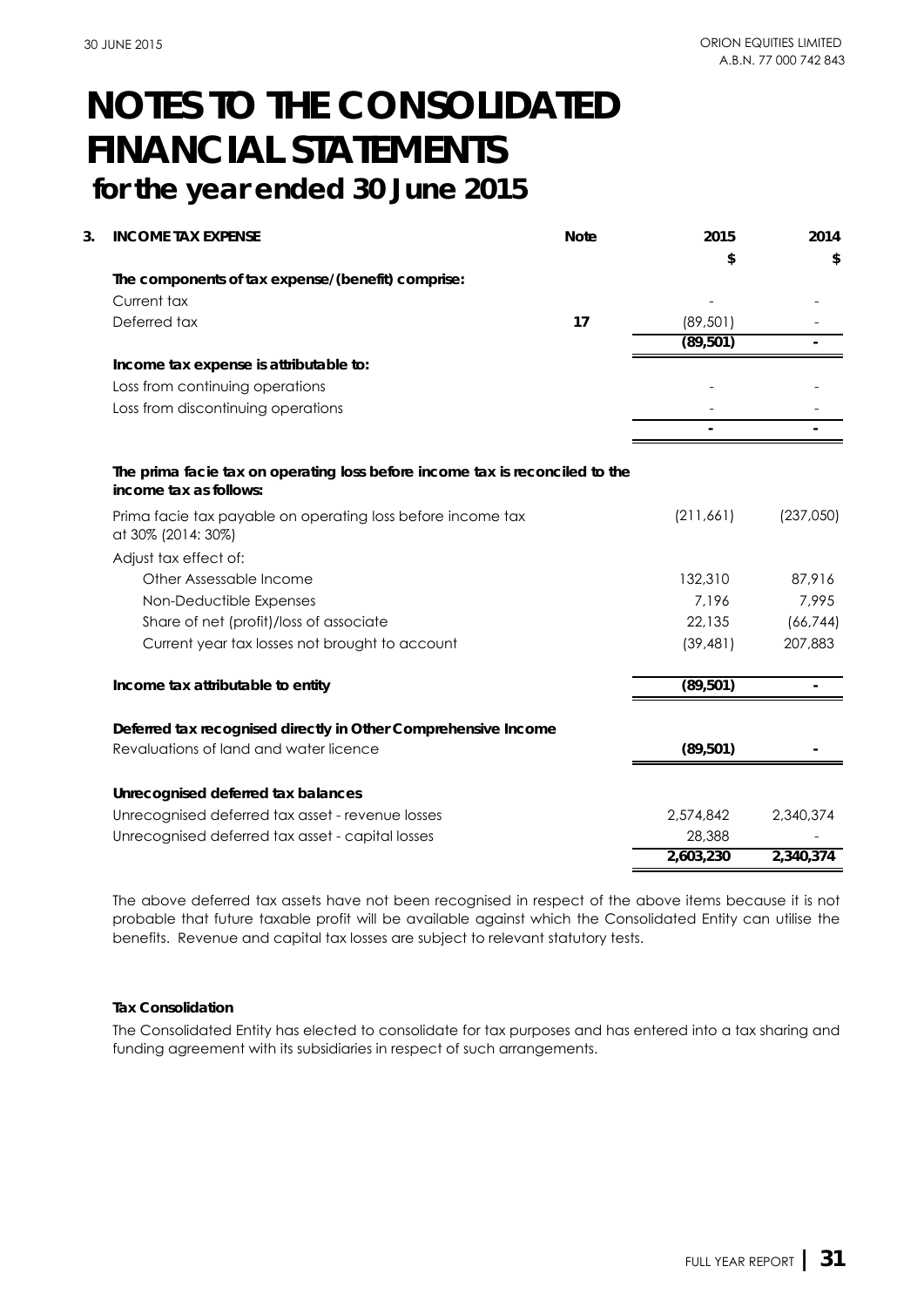# NOTES TO THE CONSOLIDATED FINANCIAL STATEMENTS

## for the year ended 30 June 2015

| **3. INCOME TAX EXPENSE** | **Note** | **2015** | **2014** |
|---|---|---|---|
| | | **$** | **$** |
| **The components of tax expense/(benefit) comprise:** | | | |
| Current tax | | - | - |
| Deferred tax | 17 | (89,501) | - |
| | | **(89,501)** | **-** |
| **Income tax expense is attributable to:** | | | |
| Loss from continuing operations | | - | - |
| Loss from discontinuing operations | | - | - |
| | | **-** | **-** |
| **The prima facie tax on operating loss before income tax is reconciled to the income tax as follows:** | | | |
| Prima facie tax payable on operating loss before income tax at 30% (2014: 30%) | | (211,661) | (237,050) |
| Adjust tax effect of: | | | |
| Other Assessable Income | | 132,310 | 87,916 |
| Non-Deductible Expenses | | 7,196 | 7,995 |
| Share of net (profit)/loss of associate | | 22,135 | (66,744) |
| Current year tax losses not brought to account | | (39,481) | 207,883 |
| **Income tax attributable to entity** | | **(89,501)** | **-** |
| **Deferred tax recognised directly in Other Comprehensive Income** | | | |
| Revaluations of land and water licence | | **(89,501)** | **-** |
| **Unrecognised deferred tax balances** | | | |
| Unrecognised deferred tax asset - revenue losses | | 2,574,842 | 2,340,374 |
| Unrecognised deferred tax asset - capital losses | | 28,388 | - |
| | | **2,603,230** | **2,340,374** |

The above deferred tax assets have not been recognised in respect of the above items because it is not probable that future taxable profit will be available against which the Consolidated Entity can utilise the benefits. Revenue and capital tax losses are subject to relevant statutory tests.

**Tax Consolidation**

The Consolidated Entity has elected to consolidate for tax purposes and has entered into a tax sharing and funding agreement with its subsidiaries in respect of such arrangements.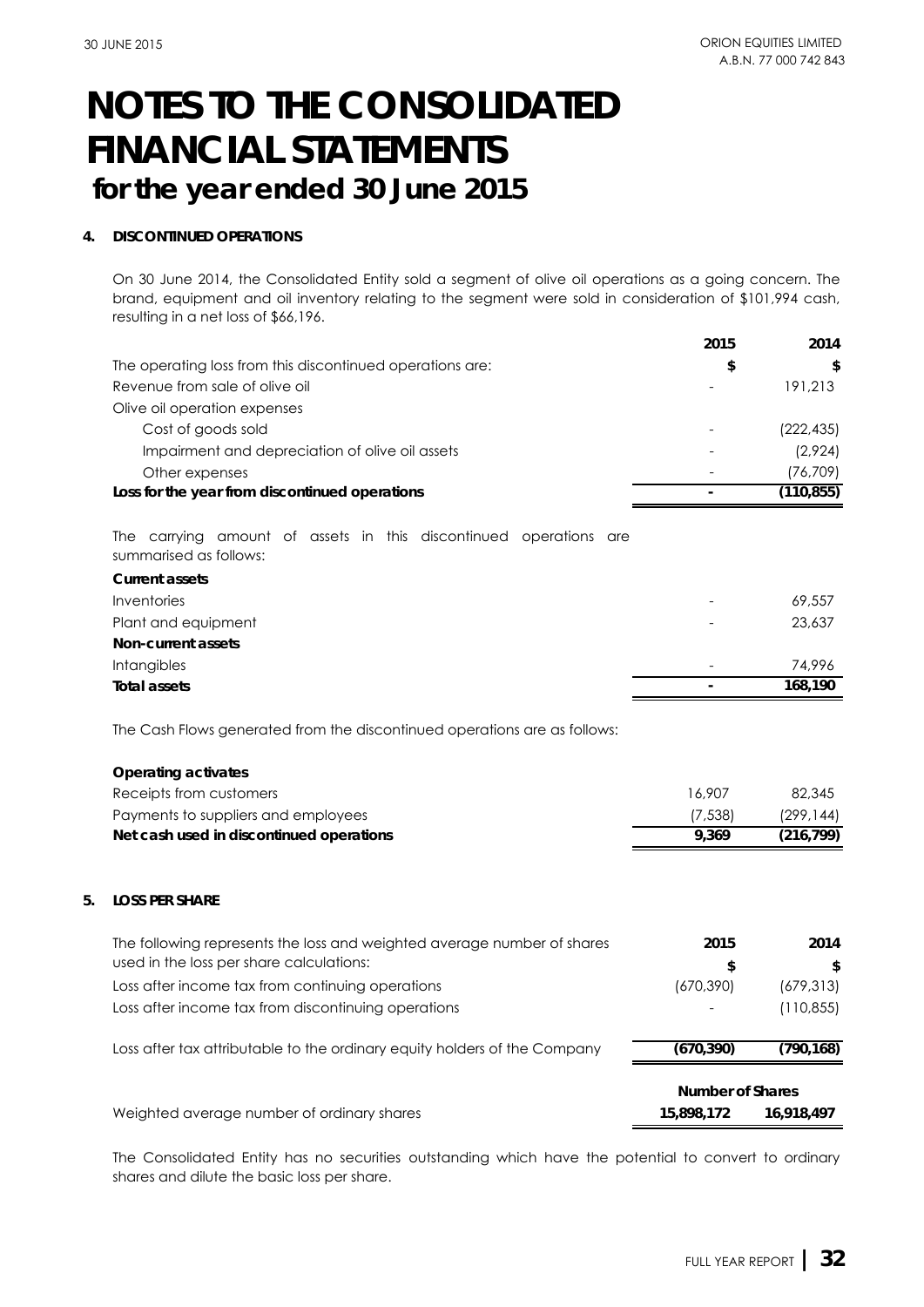# NOTES TO THE CONSOLIDATED FINANCIAL STATEMENTS

## for the year ended 30 June 2015

### 4. DISCONTINUED OPERATIONS

On 30 June 2014, the Consolidated Entity sold a segment of olive oil operations as a going concern. The brand, equipment and oil inventory relating to the segment were sold in consideration of $101,994 cash, resulting in a net loss of $66,196.

| | 2015 | 2014 |
|---|---|---|
| The operating loss from this discontinued operations are: | $ | $ |
| Revenue from sale of olive oil | - | 191,213 |
| Olive oil operation expenses | | |
| Cost of goods sold | - | (222,435) |
| Impairment and depreciation of olive oil assets | - | (2,924) |
| Other expenses | - | (76,709) |
| **Loss for the year from discontinued operations** | **-** | **(110,855)** |

The carrying amount of assets in this discontinued operations are summarised as follows:

| | 2015 | 2014 |
|---|---|---|
| **Current assets** | | |
| Inventories | - | 69,557 |
| Plant and equipment | - | 23,637 |
| **Non-current assets** | | |
| Intangibles | - | 74,996 |
| **Total assets** | **-** | **168,190** |

The Cash Flows generated from the discontinued operations are as follows:

| | 2015 | 2014 |
|---|---|---|
| **Operating activates** | | |
| Receipts from customers | 16,907 | 82,345 |
| Payments to suppliers and employees | (7,538) | (299,144) |
| **Net cash used in discontinued operations** | **9,369** | **(216,799)** |

### 5. LOSS PER SHARE

| The following represents the loss and weighted average number of shares used in the loss per share calculations: | 2015 | 2014 |
|---|---|---|
| | $ | $ |
| Loss after income tax from continuing operations | (670,390) | (679,313) |
| Loss after income tax from discontinuing operations | - | (110,855) |
| Loss after tax attributable to the ordinary equity holders of the Company | **(670,390)** | **(790,168)** |
| | **Number of Shares** | |
| Weighted average number of ordinary shares | **15,898,172** | **16,918,497** |

The Consolidated Entity has no securities outstanding which have the potential to convert to ordinary shares and dilute the basic loss per share.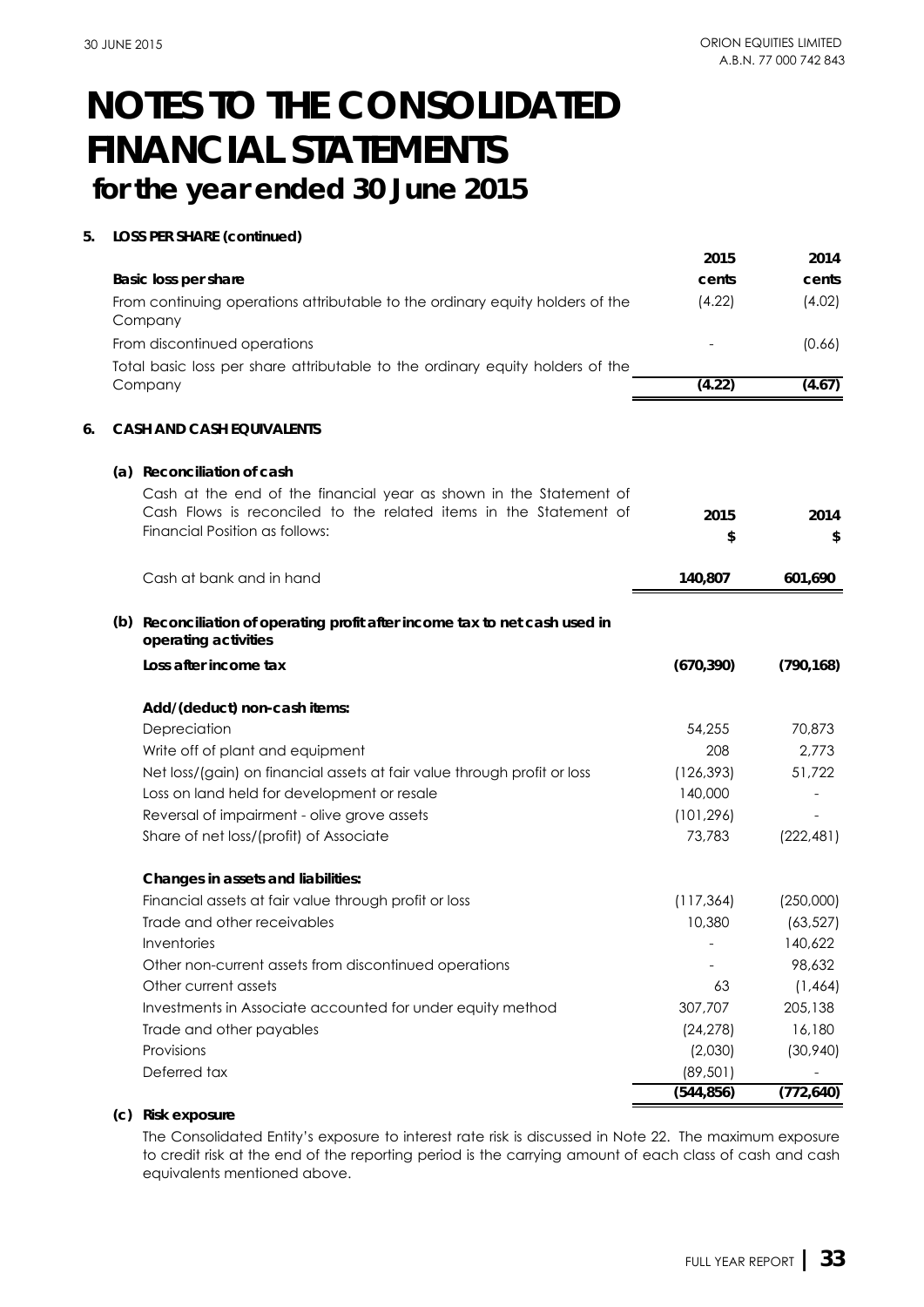# NOTES TO THE CONSOLIDATED FINANCIAL STATEMENTS for the year ended 30 June 2015

## 5. LOSS PER SHARE (continued)

| Basic loss per share | 2015 cents | 2014 cents |
|---|---|---|
| From continuing operations attributable to the ordinary equity holders of the Company | (4.22) | (4.02) |
| From discontinued operations | - | (0.66) |
| Total basic loss per share attributable to the ordinary equity holders of the Company | **(4.22)** | **(4.67)** |

## 6. CASH AND CASH EQUIVALENTS

### (a) Reconciliation of cash

| Cash at the end of the financial year as shown in the Statement of Cash Flows is reconciled to the related items in the Statement of Financial Position as follows: | 2015 $ | 2014 $ |
|---|---|---|
| Cash at bank and in hand | **140,807** | **601,690** |

### (b) Reconciliation of operating profit after income tax to net cash used in operating activities

| | 2015 $ | 2014 $ |
|---|---|---|
| **Loss after income tax** | **(670,390)** | **(790,168)** |
| **Add/(deduct) non-cash items:** | | |
| Depreciation | 54,255 | 70,873 |
| Write off of plant and equipment | 208 | 2,773 |
| Net loss/(gain) on financial assets at fair value through profit or loss | (126,393) | 51,722 |
| Loss on land held for development or resale | 140,000 | - |
| Reversal of impairment - olive grove assets | (101,296) | - |
| Share of net loss/(profit) of Associate | 73,783 | (222,481) |
| **Changes in assets and liabilities:** | | |
| Financial assets at fair value through profit or loss | (117,364) | (250,000) |
| Trade and other receivables | 10,380 | (63,527) |
| Inventories | - | 140,622 |
| Other non-current assets from discontinued operations | - | 98,632 |
| Other current assets | 63 | (1,464) |
| Investments in Associate accounted for under equity method | 307,707 | 205,138 |
| Trade and other payables | (24,278) | 16,180 |
| Provisions | (2,030) | (30,940) |
| Deferred tax | (89,501) | - |
| | **(544,856)** | **(772,640)** |

### (c) Risk exposure

The Consolidated Entity's exposure to interest rate risk is discussed in Note 22. The maximum exposure to credit risk at the end of the reporting period is the carrying amount of each class of cash and cash equivalents mentioned above.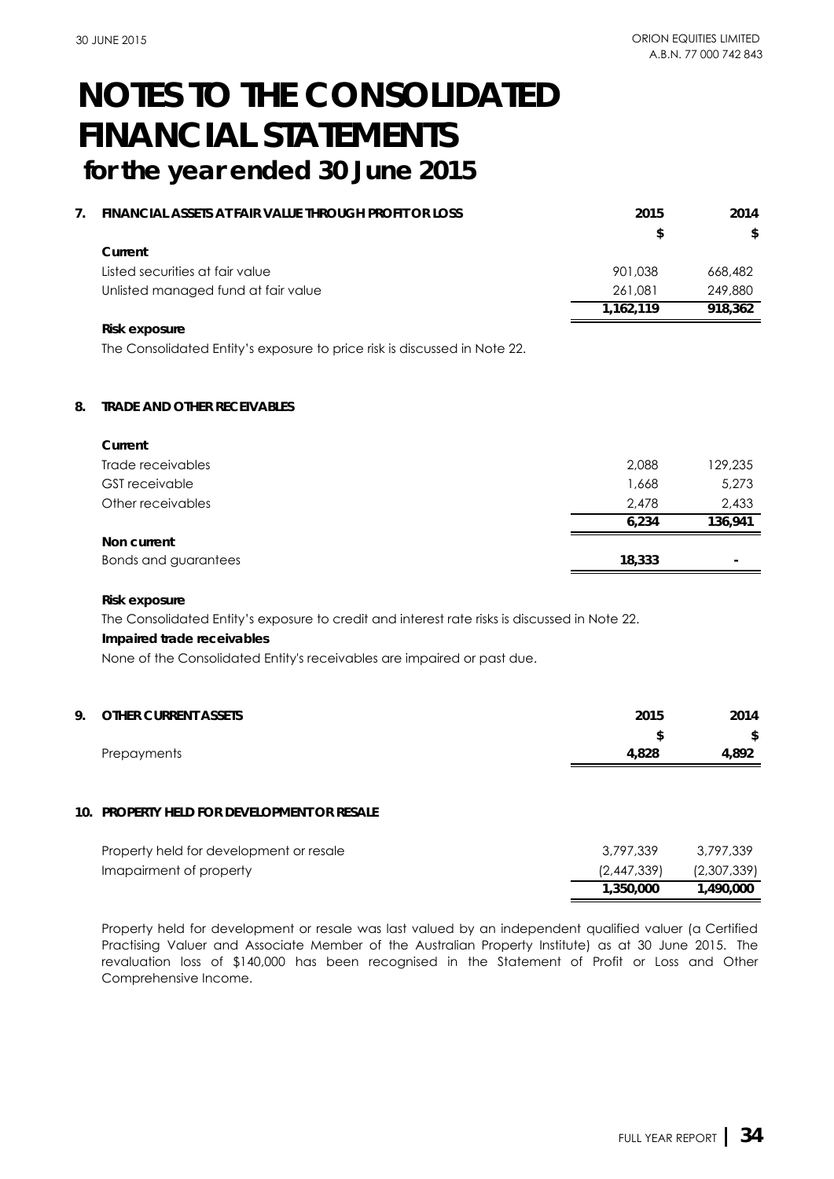# NOTES TO THE CONSOLIDATED FINANCIAL STATEMENTS
## for the year ended 30 June 2015

### 7. FINANCIAL ASSETS AT FAIR VALUE THROUGH PROFIT OR LOSS

| | 2015 | 2014 |
|---|---|---|
| | $ | $ |
| **Current** | | |
| Listed securities at fair value | 901,038 | 668,482 |
| Unlisted managed fund at fair value | 261,081 | 249,880 |
| | **1,162,119** | **918,362** |

**Risk exposure**

The Consolidated Entity's exposure to price risk is discussed in Note 22.

### 8. TRADE AND OTHER RECEIVABLES

| | 2015 | 2014 |
|---|---|---|
| **Current** | | |
| Trade receivables | 2,088 | 129,235 |
| GST receivable | 1,668 | 5,273 |
| Other receivables | 2,478 | 2,433 |
| | **6,234** | **136,941** |
| **Non current** | | |
| Bonds and guarantees | **18,333** | **-** |

**Risk exposure**

The Consolidated Entity's exposure to credit and interest rate risks is discussed in Note 22.

**Impaired trade receivables**

None of the Consolidated Entity's receivables are impaired or past due.

### 9. OTHER CURRENT ASSETS

| | 2015 | 2014 |
|---|---|---|
| | $ | $ |
| Prepayments | **4,828** | **4,892** |

### 10. PROPERTY HELD FOR DEVELOPMENT OR RESALE

| | 2015 | 2014 |
|---|---|---|
| Property held for development or resale | 3,797,339 | 3,797,339 |
| Imapairment of property | (2,447,339) | (2,307,339) |
| | **1,350,000** | **1,490,000** |

Property held for development or resale was last valued by an independent qualified valuer (a Certified Practising Valuer and Associate Member of the Australian Property Institute) as at 30 June 2015. The revaluation loss of $140,000 has been recognised in the Statement of Profit or Loss and Other Comprehensive Income.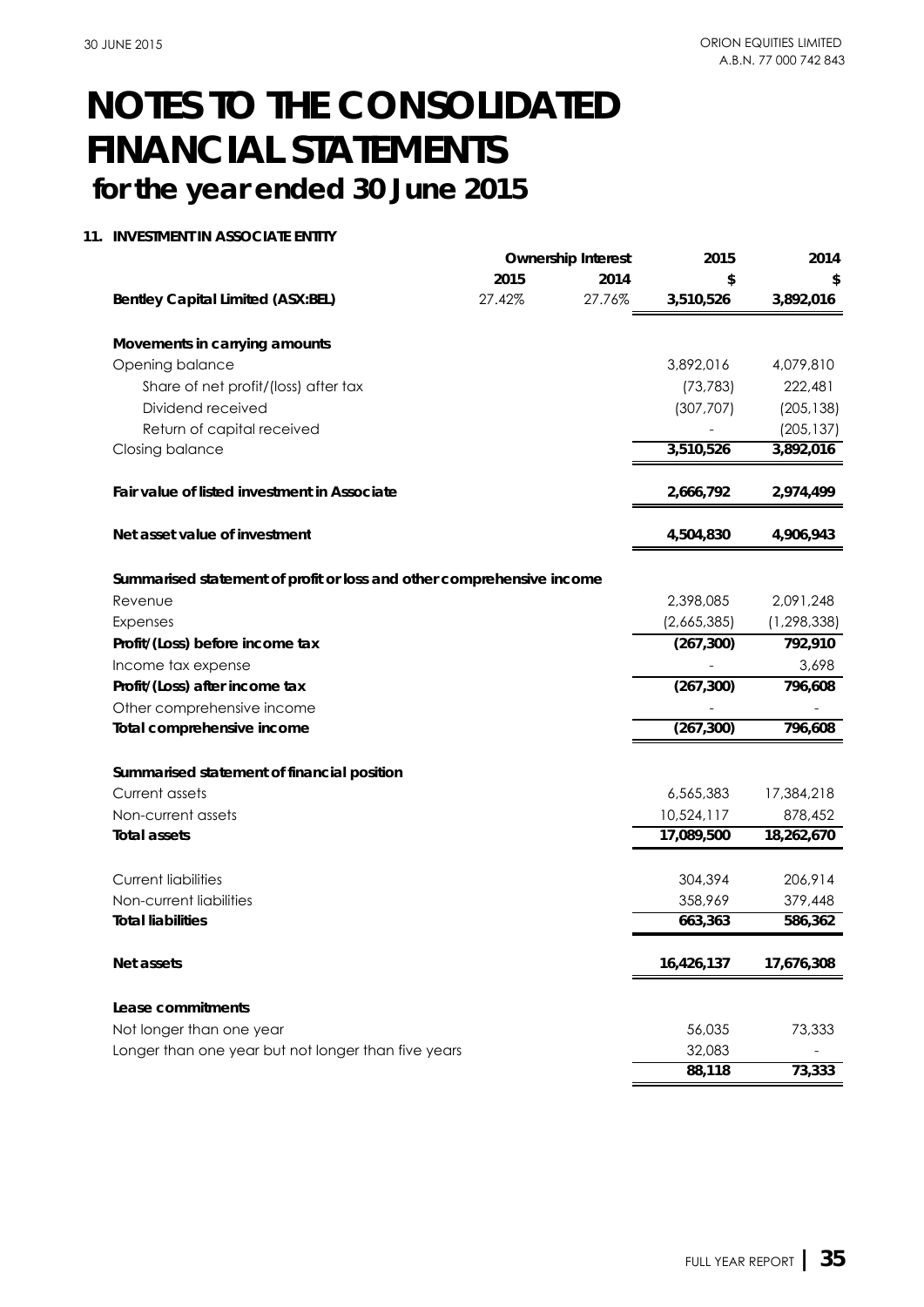# NOTES TO THE CONSOLIDATED FINANCIAL STATEMENTS
## for the year ended 30 June 2015

### 11. INVESTMENT IN ASSOCIATE ENTITY

| | Ownership Interest | | 2015 | 2014 |
|---|---|---|---|---|
| | 2015 | 2014 | $ | $ |
| **Bentley Capital Limited (ASX:BEL)** | 27.42% | 27.76% | **3,510,526** | **3,892,016** |
| | | | | |
| **Movements in carrying amounts** | | | | |
| Opening balance | | | 3,892,016 | 4,079,810 |
| Share of net profit/(loss) after tax | | | (73,783) | 222,481 |
| Dividend received | | | (307,707) | (205,138) |
| Return of capital received | | | - | (205,137) |
| Closing balance | | | **3,510,526** | **3,892,016** |
| | | | | |
| **Fair value of listed investment in Associate** | | | **2,666,792** | **2,974,499** |
| | | | | |
| **Net asset value of investment** | | | **4,504,830** | **4,906,943** |
| | | | | |
| **Summarised statement of profit or loss and other comprehensive income** | | | | |
| Revenue | | | 2,398,085 | 2,091,248 |
| Expenses | | | (2,665,385) | (1,298,338) |
| **Profit/(Loss) before income tax** | | | **(267,300)** | **792,910** |
| Income tax expense | | | - | 3,698 |
| **Profit/(Loss) after income tax** | | | **(267,300)** | **796,608** |
| Other comprehensive income | | | - | - |
| **Total comprehensive income** | | | **(267,300)** | **796,608** |
| | | | | |
| **Summarised statement of financial position** | | | | |
| Current assets | | | 6,565,383 | 17,384,218 |
| Non-current assets | | | 10,524,117 | 878,452 |
| **Total assets** | | | **17,089,500** | **18,262,670** |
| | | | | |
| Current liabilities | | | 304,394 | 206,914 |
| Non-current liabilities | | | 358,969 | 379,448 |
| **Total liabilities** | | | **663,363** | **586,362** |
| | | | | |
| **Net assets** | | | **16,426,137** | **17,676,308** |
| | | | | |
| **Lease commitments** | | | | |
| Not longer than one year | | | 56,035 | 73,333 |
| Longer than one year but not longer than five years | | | 32,083 | - |
| | | | **88,118** | **73,333** |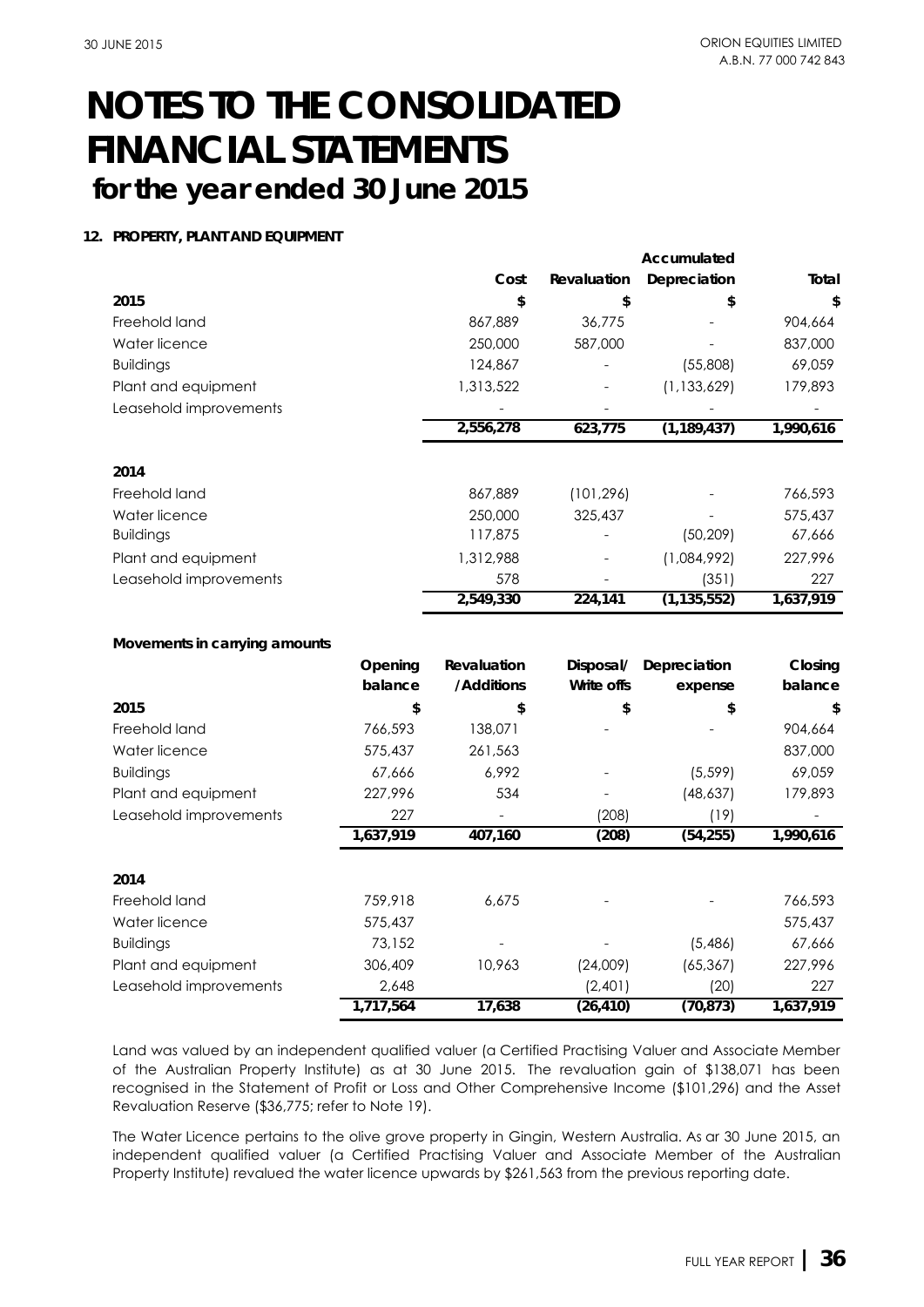# NOTES TO THE CONSOLIDATED FINANCIAL STATEMENTS
## for the year ended 30 June 2015

### 12. PROPERTY, PLANT AND EQUIPMENT

| | Cost | Revaluation | Accumulated Depreciation | Total |
|---|---|---|---|---|
| **2015** | **$** | **$** | **$** | **$** |
| Freehold land | 867,889 | 36,775 | - | 904,664 |
| Water licence | 250,000 | 587,000 | - | 837,000 |
| Buildings | 124,867 | - | (55,808) | 69,059 |
| Plant and equipment | 1,313,522 | - | (1,133,629) | 179,893 |
| Leasehold improvements | - | - | - | - |
| | **2,556,278** | **623,775** | **(1,189,437)** | **1,990,616** |
| **2014** | | | | |
| Freehold land | 867,889 | (101,296) | - | 766,593 |
| Water licence | 250,000 | 325,437 | - | 575,437 |
| Buildings | 117,875 | - | (50,209) | 67,666 |
| Plant and equipment | 1,312,988 | - | (1,084,992) | 227,996 |
| Leasehold improvements | 578 | - | (351) | 227 |
| | **2,549,330** | **224,141** | **(1,135,552)** | **1,637,919** |

**Movements in carrying amounts**

| | Opening balance | Revaluation /Additions | Disposal/ Write offs | Depreciation expense | Closing balance |
|---|---|---|---|---|---|
| **2015** | **$** | **$** | **$** | **$** | **$** |
| Freehold land | 766,593 | 138,071 | - | - | 904,664 |
| Water licence | 575,437 | 261,563 | | | 837,000 |
| Buildings | 67,666 | 6,992 | - | (5,599) | 69,059 |
| Plant and equipment | 227,996 | 534 | - | (48,637) | 179,893 |
| Leasehold improvements | 227 | - | (208) | (19) | - |
| | **1,637,919** | **407,160** | **(208)** | **(54,255)** | **1,990,616** |
| **2014** | | | | | |
| Freehold land | 759,918 | 6,675 | - | - | 766,593 |
| Water licence | 575,437 | | | | 575,437 |
| Buildings | 73,152 | - | - | (5,486) | 67,666 |
| Plant and equipment | 306,409 | 10,963 | (24,009) | (65,367) | 227,996 |
| Leasehold improvements | 2,648 | | (2,401) | (20) | 227 |
| | **1,717,564** | **17,638** | **(26,410)** | **(70,873)** | **1,637,919** |

Land was valued by an independent qualified valuer (a Certified Practising Valuer and Associate Member of the Australian Property Institute) as at 30 June 2015. The revaluation gain of $138,071 has been recognised in the Statement of Profit or Loss and Other Comprehensive Income ($101,296) and the Asset Revaluation Reserve ($36,775; refer to Note 19).

The Water Licence pertains to the olive grove property in Gingin, Western Australia. As ar 30 June 2015, an independent qualified valuer (a Certified Practising Valuer and Associate Member of the Australian Property Institute) revalued the water licence upwards by $261,563 from the previous reporting date.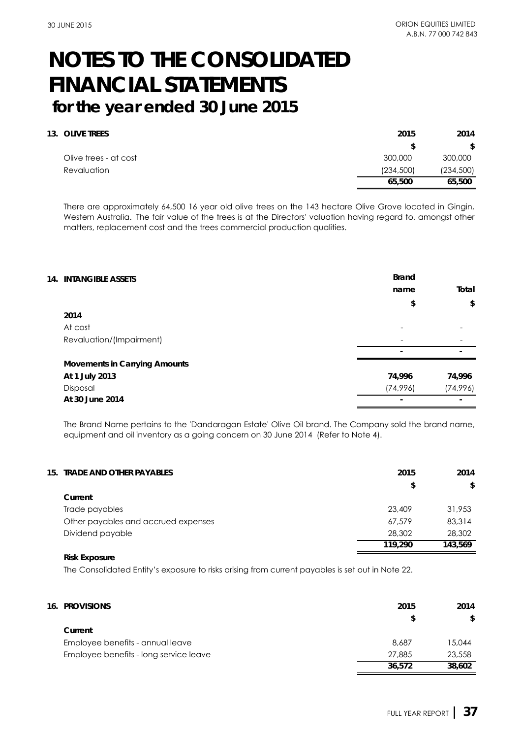# NOTES TO THE CONSOLIDATED FINANCIAL STATEMENTS
## for the year ended 30 June 2015

### 13. OLIVE TREES

| | 2015 | 2014 |
|---|---|---|
| | $ | $ |
| Olive trees - at cost | 300,000 | 300,000 |
| Revaluation | (234,500) | (234,500) |
| | **65,500** | **65,500** |

There are approximately 64,500 16 year old olive trees on the 143 hectare Olive Grove located in Gingin, Western Australia. The fair value of the trees is at the Directors' valuation having regard to, amongst other matters, replacement cost and the trees commercial production qualities.

### 14. INTANGIBLE ASSETS

| | Brand name | Total |
|---|---|---|
| | $ | $ |
| **2014** | | |
| At cost | - | - |
| Revaluation/(Impairment) | - | - |
| | **-** | **-** |
| **Movements in Carrying Amounts** | | |
| **At 1 July 2013** | **74,996** | **74,996** |
| Disposal | (74,996) | (74,996) |
| **At 30 June 2014** | **-** | **-** |

The Brand Name pertains to the 'Dandaragan Estate' Olive Oil brand. The Company sold the brand name, equipment and oil inventory as a going concern on 30 June 2014 (Refer to Note 4).

### 15. TRADE AND OTHER PAYABLES

| | 2015 | 2014 |
|---|---|---|
| | $ | $ |
| **Current** | | |
| Trade payables | 23,409 | 31,953 |
| Other payables and accrued expenses | 67,579 | 83,314 |
| Dividend payable | 28,302 | 28,302 |
| | **119,290** | **143,569** |

**Risk Exposure**

The Consolidated Entity's exposure to risks arising from current payables is set out in Note 22.

### 16. PROVISIONS

| | 2015 | 2014 |
|---|---|---|
| | $ | $ |
| **Current** | | |
| Employee benefits - annual leave | 8,687 | 15,044 |
| Employee benefits - long service leave | 27,885 | 23,558 |
| | **36,572** | **38,602** |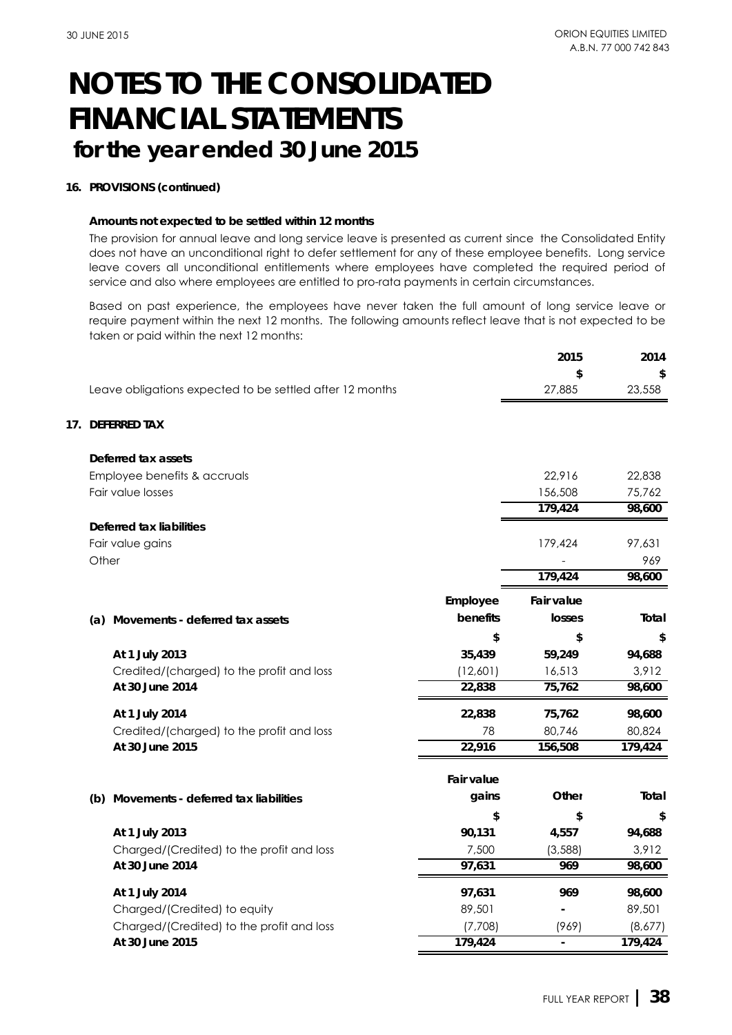# NOTES TO THE CONSOLIDATED FINANCIAL STATEMENTS
## for the year ended 30 June 2015

**16. PROVISIONS (continued)**

**Amounts not expected to be settled within 12 months**

The provision for annual leave and long service leave is presented as current since the Consolidated Entity does not have an unconditional right to defer settlement for any of these employee benefits. Long service leave covers all unconditional entitlements where employees have completed the required period of service and also where employees are entitled to pro-rata payments in certain circumstances.

Based on past experience, the employees have never taken the full amount of long service leave or require payment within the next 12 months. The following amounts reflect leave that is not expected to be taken or paid within the next 12 months:

| | 2015 | 2014 |
|---|---|---|
| | $ | $ |
| Leave obligations expected to be settled after 12 months | 27,885 | 23,558 |

**17. DEFERRED TAX**

| | 2015 | 2014 |
|---|---|---|
| **Deferred tax assets** | | |
| Employee benefits & accruals | 22,916 | 22,838 |
| Fair value losses | 156,508 | 75,762 |
| | **179,424** | **98,600** |
| **Deferred tax liabilities** | | |
| Fair value gains | 179,424 | 97,631 |
| Other | - | 969 |
| | **179,424** | **98,600** |

**(a) Movements - deferred tax assets**

| | Employee benefits | Fair value losses | Total |
|---|---|---|---|
| | $ | $ | $ |
| **At 1 July 2013** | **35,439** | **59,249** | **94,688** |
| Credited/(charged) to the profit and loss | (12,601) | 16,513 | 3,912 |
| **At 30 June 2014** | **22,838** | **75,762** | **98,600** |
| **At 1 July 2014** | **22,838** | **75,762** | **98,600** |
| Credited/(charged) to the profit and loss | 78 | 80,746 | 80,824 |
| **At 30 June 2015** | **22,916** | **156,508** | **179,424** |

**(b) Movements - deferred tax liabilities**

| | Fair value gains | Other | Total |
|---|---|---|---|
| | $ | $ | $ |
| **At 1 July 2013** | **90,131** | **4,557** | **94,688** |
| Charged/(Credited) to the profit and loss | 7,500 | (3,588) | 3,912 |
| **At 30 June 2014** | **97,631** | **969** | **98,600** |
| **At 1 July 2014** | **97,631** | **969** | **98,600** |
| Charged/(Credited) to equity | 89,501 | - | 89,501 |
| Charged/(Credited) to the profit and loss | (7,708) | (969) | (8,677) |
| **At 30 June 2015** | **179,424** | **-** | **179,424** |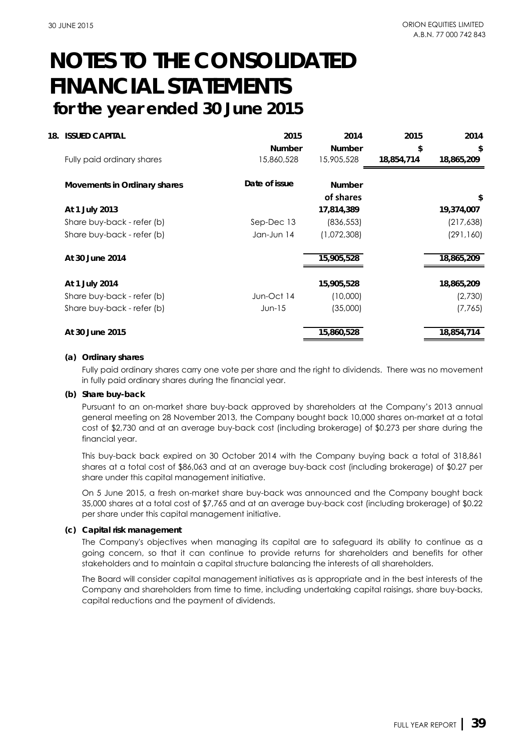# NOTES TO THE CONSOLIDATED FINANCIAL STATEMENTS

## for the year ended 30 June 2015

### 18. ISSUED CAPITAL

| | 2015 | 2014 | 2015 | 2014 |
|---|---|---|---|---|
| | Number | Number | $ | $ |
| Fully paid ordinary shares | 15,860,528 | 15,905,528 | **18,854,714** | **18,865,209** |

| **Movements in Ordinary shares** | **Date of issue** | **Number of shares** | **$** |
|---|---|---|---|
| **At 1 July 2013** | | **17,814,389** | **19,374,007** |
| Share buy-back - refer (b) | Sep-Dec 13 | (836,553) | (217,638) |
| Share buy-back - refer (b) | Jan-Jun 14 | (1,072,308) | (291,160) |
| **At 30 June 2014** | | **15,905,528** | **18,865,209** |
| **At 1 July 2014** | | **15,905,528** | **18,865,209** |
| Share buy-back - refer (b) | Jun-Oct 14 | (10,000) | (2,730) |
| Share buy-back - refer (b) | Jun-15 | (35,000) | (7,765) |
| **At 30 June 2015** | | **15,860,528** | **18,854,714** |

**(a) Ordinary shares**

Fully paid ordinary shares carry one vote per share and the right to dividends. There was no movement in fully paid ordinary shares during the financial year.

**(b) Share buy-back**

Pursuant to an on-market share buy-back approved by shareholders at the Company's 2013 annual general meeting on 28 November 2013, the Company bought back 10,000 shares on-market at a total cost of $2,730 and at an average buy-back cost (including brokerage) of $0.273 per share during the financial year.

This buy-back back expired on 30 October 2014 with the Company buying back a total of 318,861 shares at a total cost of $86,063 and at an average buy-back cost (including brokerage) of $0.27 per share under this capital management initiative.

On 5 June 2015, a fresh on-market share buy-back was announced and the Company bought back 35,000 shares at a total cost of $7,765 and at an average buy-back cost (including brokerage) of $0.22 per share under this capital management initiative.

**(c) Capital risk management**

The Company's objectives when managing its capital are to safeguard its ability to continue as a going concern, so that it can continue to provide returns for shareholders and benefits for other stakeholders and to maintain a capital structure balancing the interests of all shareholders.

The Board will consider capital management initiatives as is appropriate and in the best interests of the Company and shareholders from time to time, including undertaking capital raisings, share buy-backs, capital reductions and the payment of dividends.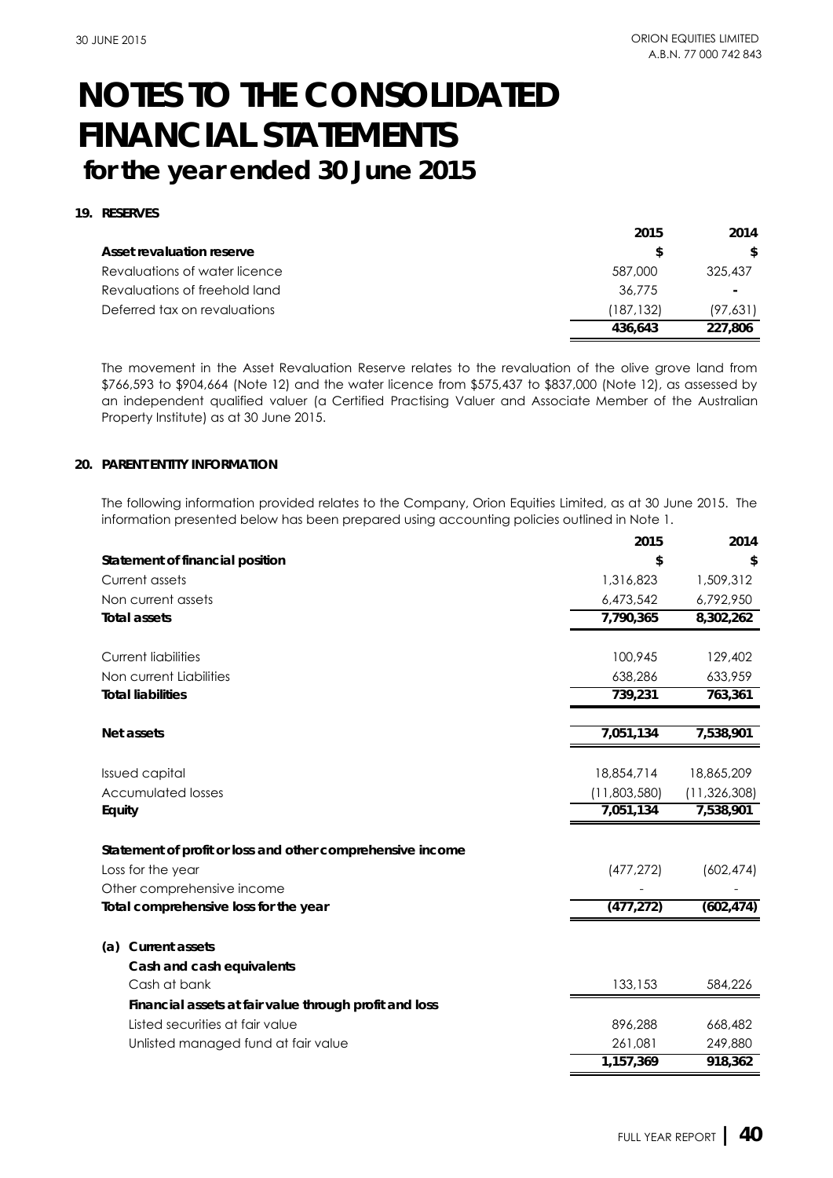# NOTES TO THE CONSOLIDATED FINANCIAL STATEMENTS

## for the year ended 30 June 2015

### 19. RESERVES

| | 2015 | 2014 |
|---|---|---|
| **Asset revaluation reserve** | **$** | **$** |
| Revaluations of water licence | 587,000 | 325,437 |
| Revaluations of freehold land | 36,775 | - |
| Deferred tax on revaluations | (187,132) | (97,631) |
| | **436,643** | **227,806** |

The movement in the Asset Revaluation Reserve relates to the revaluation of the olive grove land from $766,593 to $904,664 (Note 12) and the water licence from $575,437 to $837,000 (Note 12), as assessed by an independent qualified valuer (a Certified Practising Valuer and Associate Member of the Australian Property Institute) as at 30 June 2015.

### 20. PARENT ENTITY INFORMATION

The following information provided relates to the Company, Orion Equities Limited, as at 30 June 2015. The information presented below has been prepared using accounting policies outlined in Note 1.

| | 2015 | 2014 |
|---|---|---|
| **Statement of financial position** | **$** | **$** |
| Current assets | 1,316,823 | 1,509,312 |
| Non current assets | 6,473,542 | 6,792,950 |
| **Total assets** | **7,790,365** | **8,302,262** |
| | | |
| Current liabilities | 100,945 | 129,402 |
| Non current Liabilities | 638,286 | 633,959 |
| **Total liabilities** | **739,231** | **763,361** |
| | | |
| **Net assets** | **7,051,134** | **7,538,901** |
| | | |
| Issued capital | 18,854,714 | 18,865,209 |
| Accumulated losses | (11,803,580) | (11,326,308) |
| **Equity** | **7,051,134** | **7,538,901** |
| | | |
| **Statement of profit or loss and other comprehensive income** | | |
| Loss for the year | (477,272) | (602,474) |
| Other comprehensive income | - | - |
| **Total comprehensive loss for the year** | **(477,272)** | **(602,474)** |
| | | |
| **(a) Current assets** | | |
| **Cash and cash equivalents** | | |
| Cash at bank | 133,153 | 584,226 |
| **Financial assets at fair value through profit and loss** | | |
| Listed securities at fair value | 896,288 | 668,482 |
| Unlisted managed fund at fair value | 261,081 | 249,880 |
| | **1,157,369** | **918,362** |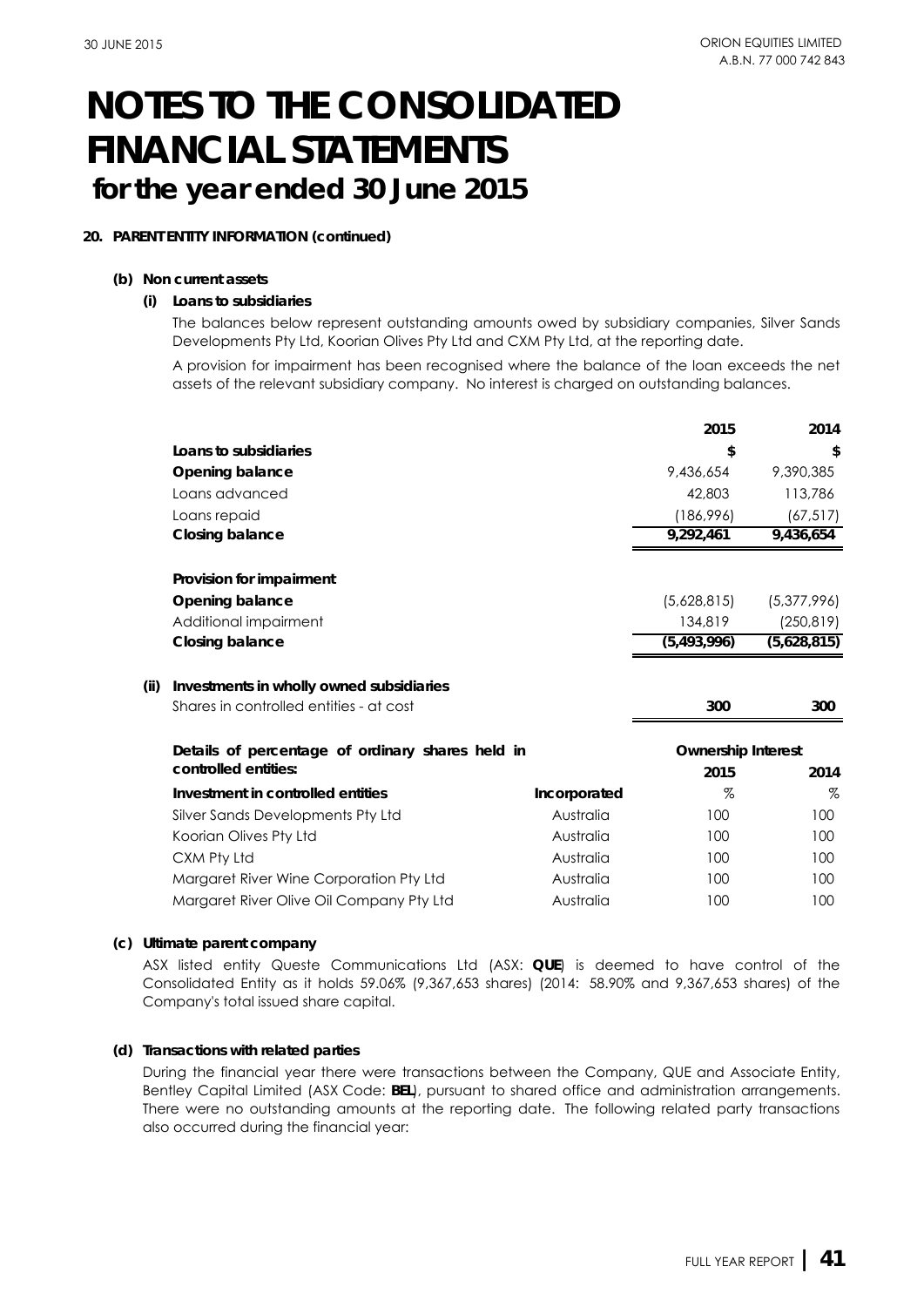# NOTES TO THE CONSOLIDATED FINANCIAL STATEMENTS
## for the year ended 30 June 2015

**20. PARENT ENTITY INFORMATION (continued)**

**(b) Non current assets**

**(i) Loans to subsidiaries**

The balances below represent outstanding amounts owed by subsidiary companies, Silver Sands Developments Pty Ltd, Koorian Olives Pty Ltd and CXM Pty Ltd, at the reporting date.

A provision for impairment has been recognised where the balance of the loan exceeds the net assets of the relevant subsidiary company. No interest is charged on outstanding balances.

| | 2015 | 2014 |
|---|---|---|
| **Loans to subsidiaries** | **$** | **$** |
| **Opening balance** | 9,436,654 | 9,390,385 |
| Loans advanced | 42,803 | 113,786 |
| Loans repaid | (186,996) | (67,517) |
| **Closing balance** | **9,292,461** | **9,436,654** |
| | | |
| **Provision for impairment** | | |
| **Opening balance** | (5,628,815) | (5,377,996) |
| Additional impairment | 134,819 | (250,819) |
| **Closing balance** | **(5,493,996)** | **(5,628,815)** |

**(ii) Investments in wholly owned subsidiaries**

| | 2015 | 2014 |
|---|---|---|
| Shares in controlled entities - at cost | **300** | **300** |

| Details of percentage of ordinary shares held in controlled entities: | | Ownership Interest | |
|---|---|---|---|
| | | **2015** | **2014** |
| **Investment in controlled entities** | **Incorporated** | % | % |
| Silver Sands Developments Pty Ltd | Australia | 100 | 100 |
| Koorian Olives Pty Ltd | Australia | 100 | 100 |
| CXM Pty Ltd | Australia | 100 | 100 |
| Margaret River Wine Corporation Pty Ltd | Australia | 100 | 100 |
| Margaret River Olive Oil Company Pty Ltd | Australia | 100 | 100 |

**(c) Ultimate parent company**

ASX listed entity Queste Communications Ltd (ASX: **QUE**) is deemed to have control of the Consolidated Entity as it holds 59.06% (9,367,653 shares) (2014: 58.90% and 9,367,653 shares) of the Company's total issued share capital.

**(d) Transactions with related parties**

During the financial year there were transactions between the Company, QUE and Associate Entity, Bentley Capital Limited (ASX Code: **BEL**), pursuant to shared office and administration arrangements. There were no outstanding amounts at the reporting date. The following related party transactions also occurred during the financial year: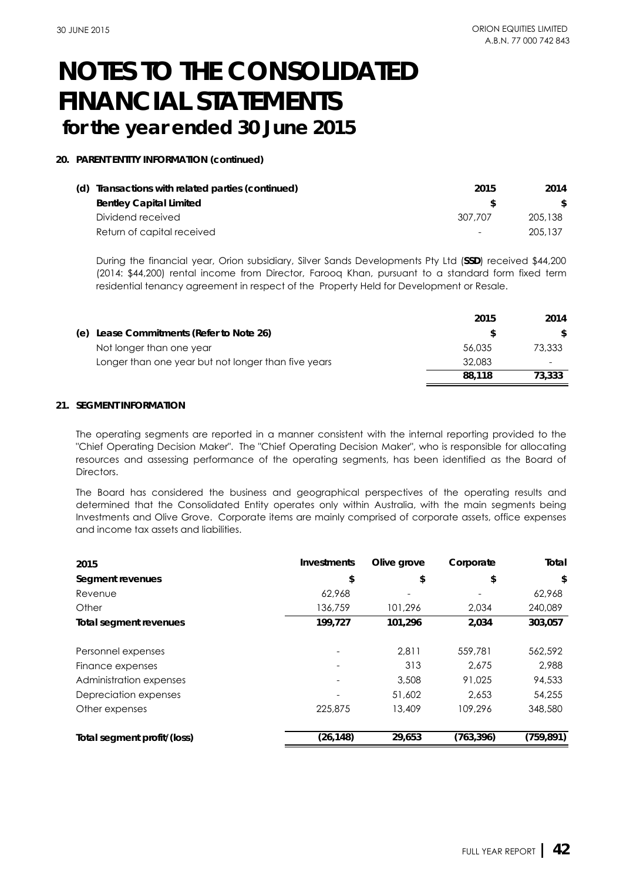# NOTES TO THE CONSOLIDATED FINANCIAL STATEMENTS
## for the year ended 30 June 2015

**20. PARENT ENTITY INFORMATION (continued)**

| (d) Transactions with related parties (continued) | 2015 | 2014 |
|---|---|---|
| **Bentley Capital Limited** | **$** | **$** |
| Dividend received | 307,707 | 205,138 |
| Return of capital received | - | 205,137 |

During the financial year, Orion subsidiary, Silver Sands Developments Pty Ltd (**SSD**) received $44,200 (2014: $44,200) rental income from Director, Farooq Khan, pursuant to a standard form fixed term residential tenancy agreement in respect of the Property Held for Development or Resale.

| | 2015 | 2014 |
|---|---|---|
| **(e) Lease Commitments (Refer to Note 26)** | **$** | **$** |
| Not longer than one year | 56,035 | 73,333 |
| Longer than one year but not longer than five years | 32,083 | - |
| | **88,118** | **73,333** |

**21. SEGMENT INFORMATION**

The operating segments are reported in a manner consistent with the internal reporting provided to the "Chief Operating Decision Maker". The "Chief Operating Decision Maker", who is responsible for allocating resources and assessing performance of the operating segments, has been identified as the Board of Directors.

The Board has considered the business and geographical perspectives of the operating results and determined that the Consolidated Entity operates only within Australia, with the main segments being Investments and Olive Grove. Corporate items are mainly comprised of corporate assets, office expenses and income tax assets and liabilities.

| 2015 | Investments | Olive grove | Corporate | Total |
|---|---|---|---|---|
| **Segment revenues** | **$** | **$** | **$** | **$** |
| Revenue | 62,968 | - | - | 62,968 |
| Other | 136,759 | 101,296 | 2,034 | 240,089 |
| **Total segment revenues** | **199,727** | **101,296** | **2,034** | **303,057** |
| Personnel expenses | - | 2,811 | 559,781 | 562,592 |
| Finance expenses | - | 313 | 2,675 | 2,988 |
| Administration expenses | - | 3,508 | 91,025 | 94,533 |
| Depreciation expenses | - | 51,602 | 2,653 | 54,255 |
| Other expenses | 225,875 | 13,409 | 109,296 | 348,580 |
| **Total segment profit/(loss)** | **(26,148)** | **29,653** | **(763,396)** | **(759,891)** |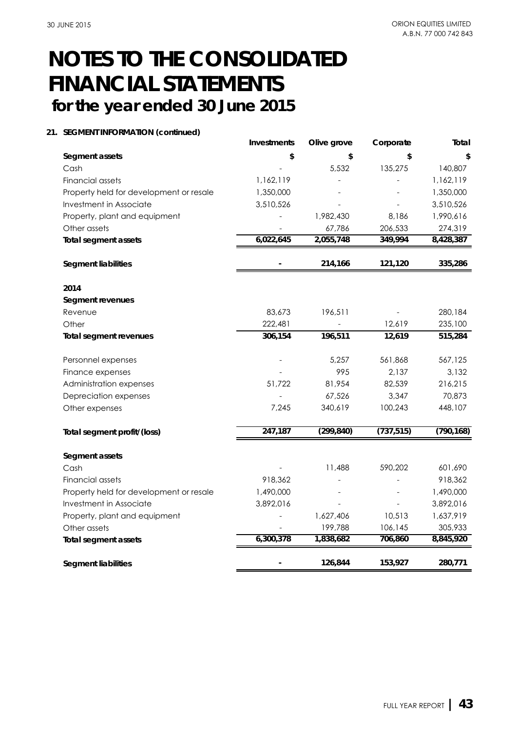# NOTES TO THE CONSOLIDATED FINANCIAL STATEMENTS

## for the year ended 30 June 2015

### 21. SEGMENT INFORMATION (continued)

| | Investments | Olive grove | Corporate | Total |
|---|---|---|---|---|
| **Segment assets** | **$** | **$** | **$** | **$** |
| Cash | - | 5,532 | 135,275 | 140,807 |
| Financial assets | 1,162,119 | - | - | 1,162,119 |
| Property held for development or resale | 1,350,000 | - | - | 1,350,000 |
| Investment in Associate | 3,510,526 | - | - | 3,510,526 |
| Property, plant and equipment | - | 1,982,430 | 8,186 | 1,990,616 |
| Other assets | - | 67,786 | 206,533 | 274,319 |
| **Total segment assets** | **6,022,645** | **2,055,748** | **349,994** | **8,428,387** |
| | | | | |
| **Segment liabilities** | **-** | **214,166** | **121,120** | **335,286** |
| | | | | |
| **2014** | | | | |
| **Segment revenues** | | | | |
| Revenue | 83,673 | 196,511 | - | 280,184 |
| Other | 222,481 | - | 12,619 | 235,100 |
| **Total segment revenues** | **306,154** | **196,511** | **12,619** | **515,284** |
| | | | | |
| Personnel expenses | - | 5,257 | 561,868 | 567,125 |
| Finance expenses | - | 995 | 2,137 | 3,132 |
| Administration expenses | 51,722 | 81,954 | 82,539 | 216,215 |
| Depreciation expenses | - | 67,526 | 3,347 | 70,873 |
| Other expenses | 7,245 | 340,619 | 100,243 | 448,107 |
| | | | | |
| **Total segment profit/(loss)** | **247,187** | **(299,840)** | **(737,515)** | **(790,168)** |
| | | | | |
| **Segment assets** | | | | |
| Cash | - | 11,488 | 590,202 | 601,690 |
| Financial assets | 918,362 | - | - | 918,362 |
| Property held for development or resale | 1,490,000 | - | - | 1,490,000 |
| Investment in Associate | 3,892,016 | - | - | 3,892,016 |
| Property, plant and equipment | - | 1,627,406 | 10,513 | 1,637,919 |
| Other assets | - | 199,788 | 106,145 | 305,933 |
| **Total segment assets** | **6,300,378** | **1,838,682** | **706,860** | **8,845,920** |
| | | | | |
| **Segment liabilities** | **-** | **126,844** | **153,927** | **280,771** |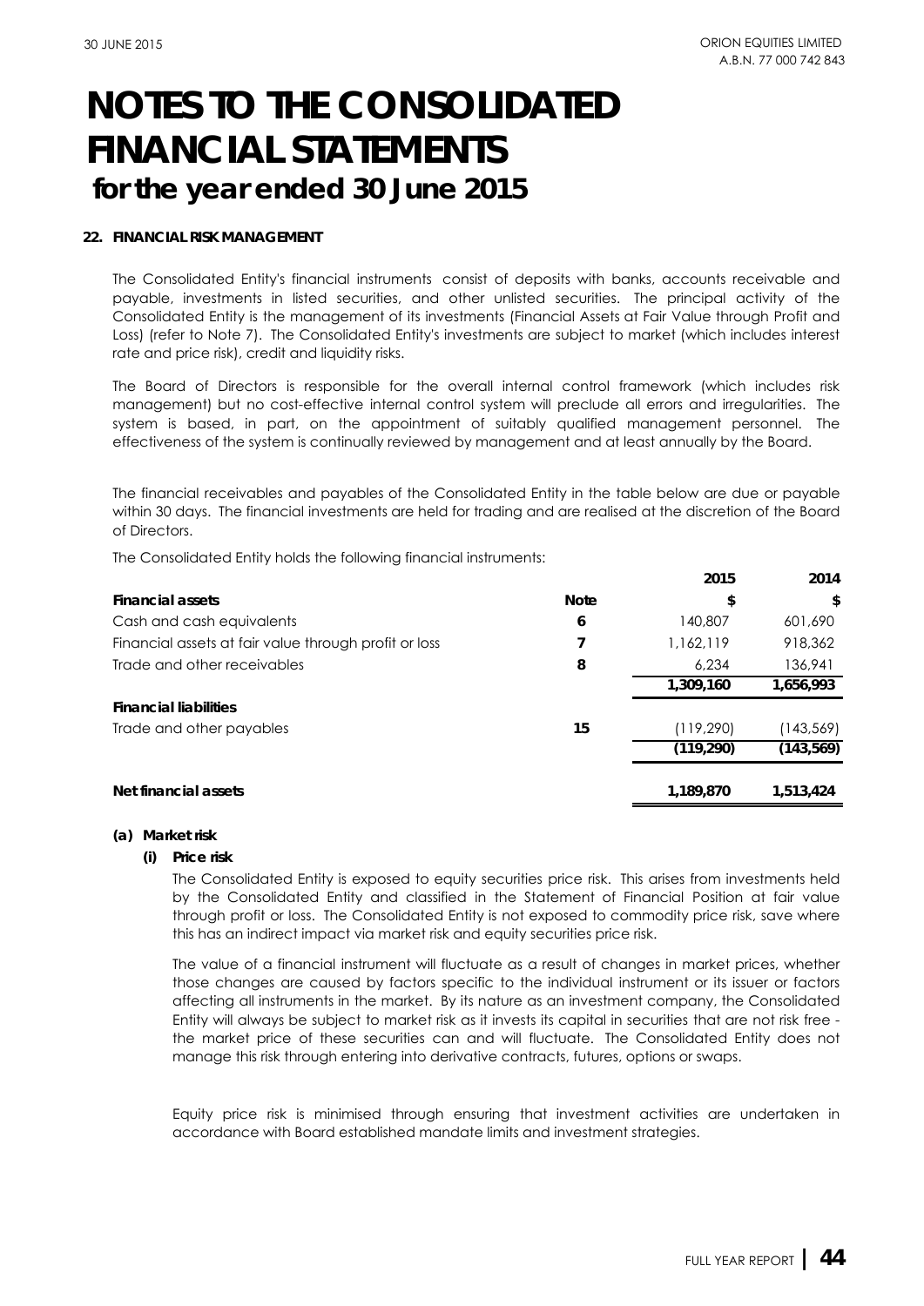# NOTES TO THE CONSOLIDATED FINANCIAL STATEMENTS
## for the year ended 30 June 2015

### 22. FINANCIAL RISK MANAGEMENT

The Consolidated Entity's financial instruments consist of deposits with banks, accounts receivable and payable, investments in listed securities, and other unlisted securities. The principal activity of the Consolidated Entity is the management of its investments (Financial Assets at Fair Value through Profit and Loss) (refer to Note 7). The Consolidated Entity's investments are subject to market (which includes interest rate and price risk), credit and liquidity risks.

The Board of Directors is responsible for the overall internal control framework (which includes risk management) but no cost-effective internal control system will preclude all errors and irregularities. The system is based, in part, on the appointment of suitably qualified management personnel. The effectiveness of the system is continually reviewed by management and at least annually by the Board.

The financial receivables and payables of the Consolidated Entity in the table below are due or payable within 30 days. The financial investments are held for trading and are realised at the discretion of the Board of Directors.

The Consolidated Entity holds the following financial instruments:

| | | 2015 | 2014 |
|---|---|---|---|
| **Financial assets** | **Note** | **$** | **$** |
| Cash and cash equivalents | 6 | 140,807 | 601,690 |
| Financial assets at fair value through profit or loss | 7 | 1,162,119 | 918,362 |
| Trade and other receivables | 8 | 6,234 | 136,941 |
| | | **1,309,160** | **1,656,993** |
| **Financial liabilities** | | | |
| Trade and other payables | 15 | (119,290) | (143,569) |
| | | **(119,290)** | **(143,569)** |
| **Net financial assets** | | **1,189,870** | **1,513,424** |

**(a) Market risk**

**(i) Price risk**

The Consolidated Entity is exposed to equity securities price risk. This arises from investments held by the Consolidated Entity and classified in the Statement of Financial Position at fair value through profit or loss. The Consolidated Entity is not exposed to commodity price risk, save where this has an indirect impact via market risk and equity securities price risk.

The value of a financial instrument will fluctuate as a result of changes in market prices, whether those changes are caused by factors specific to the individual instrument or its issuer or factors affecting all instruments in the market. By its nature as an investment company, the Consolidated Entity will always be subject to market risk as it invests its capital in securities that are not risk free - the market price of these securities can and will fluctuate. The Consolidated Entity does not manage this risk through entering into derivative contracts, futures, options or swaps.

Equity price risk is minimised through ensuring that investment activities are undertaken in accordance with Board established mandate limits and investment strategies.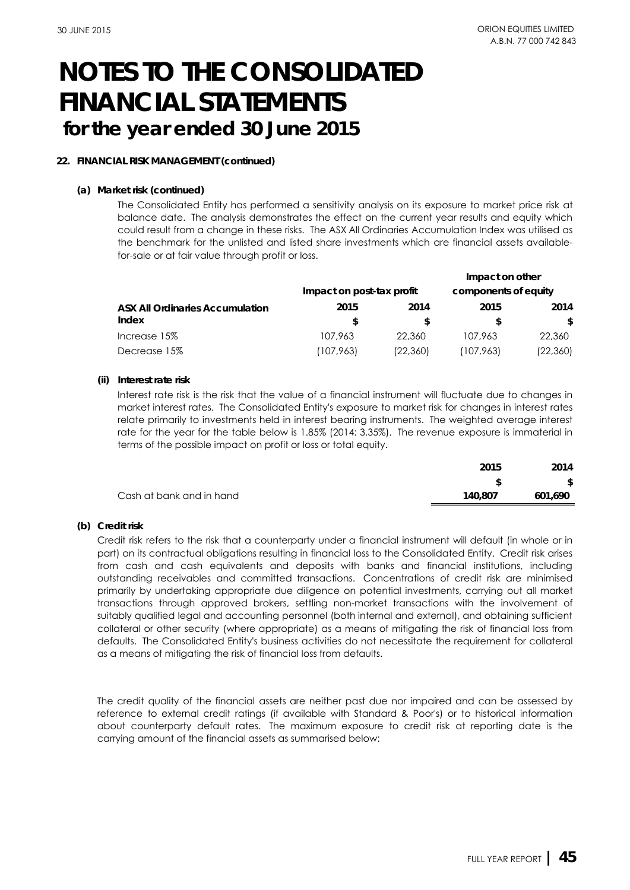# NOTES TO THE CONSOLIDATED FINANCIAL STATEMENTS
## for the year ended 30 June 2015

### 22. FINANCIAL RISK MANAGEMENT (continued)

#### (a) Market risk (continued)

The Consolidated Entity has performed a sensitivity analysis on its exposure to market price risk at balance date. The analysis demonstrates the effect on the current year results and equity which could result from a change in these risks. The ASX All Ordinaries Accumulation Index was utilised as the benchmark for the unlisted and listed share investments which are financial assets available-for-sale or at fair value through profit or loss.

| | Impact on post-tax profit | | Impact on other components of equity | |
|---|---|---|---|---|
| **ASX All Ordinaries Accumulation Index** | **2015** | **2014** | **2015** | **2014** |
| | **$** | **$** | **$** | **$** |
| Increase 15% | 107,963 | 22,360 | 107,963 | 22,360 |
| Decrease 15% | (107,963) | (22,360) | (107,963) | (22,360) |

##### (ii) Interest rate risk

Interest rate risk is the risk that the value of a financial instrument will fluctuate due to changes in market interest rates. The Consolidated Entity's exposure to market risk for changes in interest rates relate primarily to investments held in interest bearing instruments. The weighted average interest rate for the year for the table below is 1.85% (2014: 3.35%). The revenue exposure is immaterial in terms of the possible impact on profit or loss or total equity.

| | 2015 | 2014 |
|---|---|---|
| | $ | $ |
| Cash at bank and in hand | **140,807** | **601,690** |

#### (b) Credit risk

Credit risk refers to the risk that a counterparty under a financial instrument will default (in whole or in part) on its contractual obligations resulting in financial loss to the Consolidated Entity. Credit risk arises from cash and cash equivalents and deposits with banks and financial institutions, including outstanding receivables and committed transactions. Concentrations of credit risk are minimised primarily by undertaking appropriate due diligence on potential investments, carrying out all market transactions through approved brokers, settling non-market transactions with the involvement of suitably qualified legal and accounting personnel (both internal and external), and obtaining sufficient collateral or other security (where appropriate) as a means of mitigating the risk of financial loss from defaults. The Consolidated Entity's business activities do not necessitate the requirement for collateral as a means of mitigating the risk of financial loss from defaults.

The credit quality of the financial assets are neither past due nor impaired and can be assessed by reference to external credit ratings (if available with Standard & Poor's) or to historical information about counterparty default rates. The maximum exposure to credit risk at reporting date is the carrying amount of the financial assets as summarised below: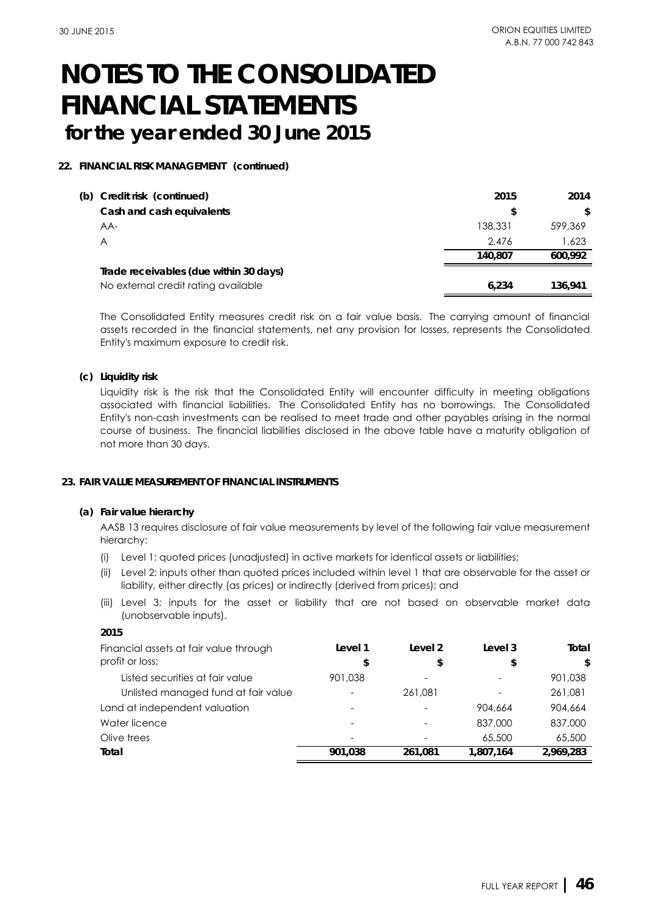# NOTES TO THE CONSOLIDATED FINANCIAL STATEMENTS for the year ended 30 June 2015

**22. FINANCIAL RISK MANAGEMENT (continued)**

**(b) Credit risk (continued)**

| **Cash and cash equivalents** | **2015** \$ | **2014** \$ |
|---|---|---|
| AA- | 138,331 | 599,369 |
| A | 2,476 | 1,623 |
| | **140,807** | **600,992** |
| **Trade receivables (due within 30 days)** | | |
| No external credit rating available | **6,234** | **136,941** |

The Consolidated Entity measures credit risk on a fair value basis. The carrying amount of financial assets recorded in the financial statements, net any provision for losses, represents the Consolidated Entity's maximum exposure to credit risk.

**(c) Liquidity risk**

Liquidity risk is the risk that the Consolidated Entity will encounter difficulty in meeting obligations associated with financial liabilities. The Consolidated Entity has no borrowings. The Consolidated Entity's non-cash investments can be realised to meet trade and other payables arising in the normal course of business. The financial liabilities disclosed in the above table have a maturity obligation of not more than 30 days.

**23. FAIR VALUE MEASUREMENT OF FINANCIAL INSTRUMENTS**

**(a) Fair value hierarchy**

AASB 13 requires disclosure of fair value measurements by level of the following fair value measurement hierarchy:

(i) Level 1: quoted prices (unadjusted) in active markets for identical assets or liabilities;

(ii) Level 2: inputs other than quoted prices included within level 1 that are observable for the asset or liability, either directly (as prices) or indirectly (derived from prices); and

(iii) Level 3: inputs for the asset or liability that are not based on observable market data (unobservable inputs).

**2015**

| Financial assets at fair value through profit or loss: | **Level 1** \$ | **Level 2** \$ | **Level 3** \$ | **Total** \$ |
|---|---|---|---|---|
| Listed securities at fair value | 901,038 | - | - | 901,038 |
| Unlisted managed fund at fair value | - | 261,081 | - | 261,081 |
| Land at independent valuation | - | - | 904,664 | 904,664 |
| Water licence | - | - | 837,000 | 837,000 |
| Olive trees | - | - | 65,500 | 65,500 |
| **Total** | **901,038** | **261,081** | **1,807,164** | **2,969,283** |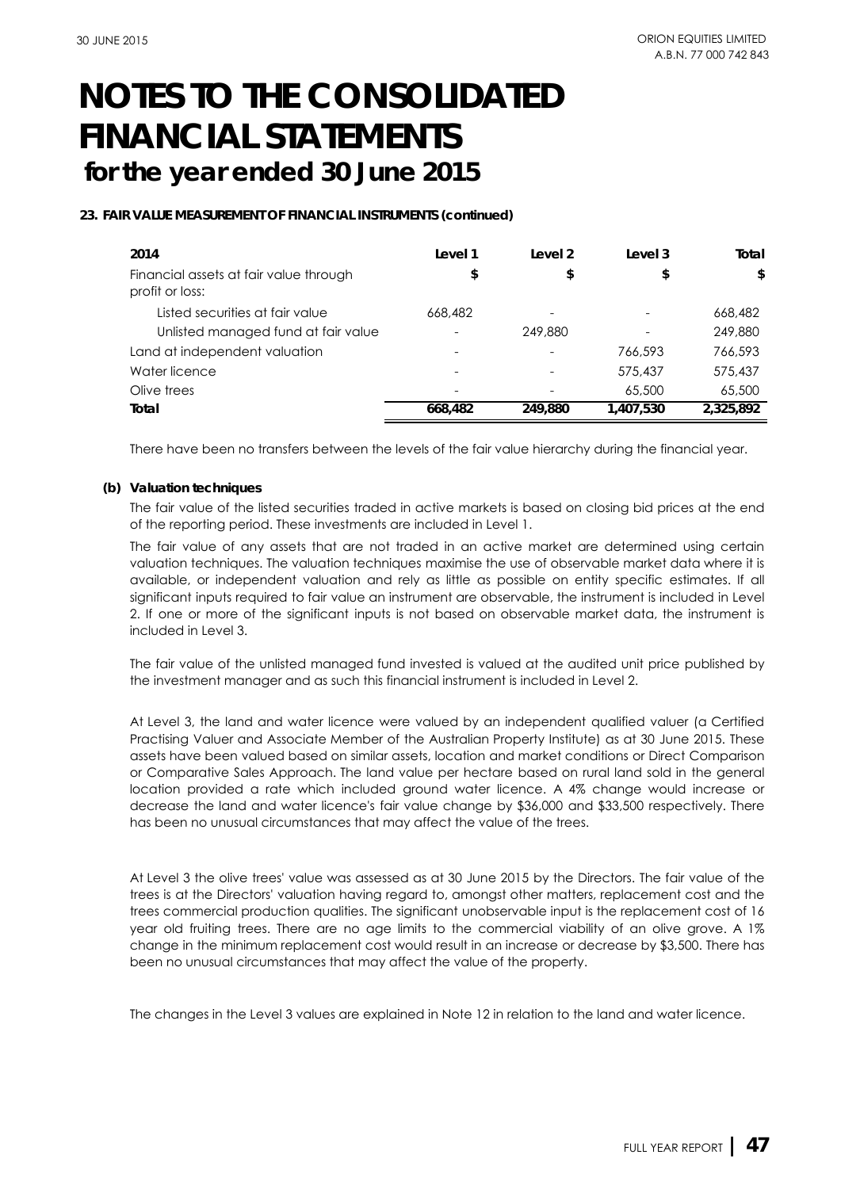# NOTES TO THE CONSOLIDATED FINANCIAL STATEMENTS
## for the year ended 30 June 2015

**23. FAIR VALUE MEASUREMENT OF FINANCIAL INSTRUMENTS (continued)**

| 2014 | Level 1 | Level 2 | Level 3 | Total |
|---|---|---|---|---|
| Financial assets at fair value through profit or loss: | $ | $ | $ | $ |
| Listed securities at fair value | 668,482 | - | - | 668,482 |
| Unlisted managed fund at fair value | - | 249,880 | - | 249,880 |
| Land at independent valuation | - | - | 766,593 | 766,593 |
| Water licence | - | - | 575,437 | 575,437 |
| Olive trees | - | - | 65,500 | 65,500 |
| **Total** | **668,482** | **249,880** | **1,407,530** | **2,325,892** |

There have been no transfers between the levels of the fair value hierarchy during the financial year.

**(b) Valuation techniques**

The fair value of the listed securities traded in active markets is based on closing bid prices at the end of the reporting period. These investments are included in Level 1.

The fair value of any assets that are not traded in an active market are determined using certain valuation techniques. The valuation techniques maximise the use of observable market data where it is available, or independent valuation and rely as little as possible on entity specific estimates. If all significant inputs required to fair value an instrument are observable, the instrument is included in Level 2. If one or more of the significant inputs is not based on observable market data, the instrument is included in Level 3.

The fair value of the unlisted managed fund invested is valued at the audited unit price published by the investment manager and as such this financial instrument is included in Level 2.

At Level 3, the land and water licence were valued by an independent qualified valuer (a Certified Practising Valuer and Associate Member of the Australian Property Institute) as at 30 June 2015. These assets have been valued based on similar assets, location and market conditions or Direct Comparison or Comparative Sales Approach. The land value per hectare based on rural land sold in the general location provided a rate which included ground water licence. A 4% change would increase or decrease the land and water licence's fair value change by $36,000 and $33,500 respectively. There has been no unusual circumstances that may affect the value of the trees.

At Level 3 the olive trees' value was assessed as at 30 June 2015 by the Directors. The fair value of the trees is at the Directors' valuation having regard to, amongst other matters, replacement cost and the trees commercial production qualities. The significant unobservable input is the replacement cost of 16 year old fruiting trees. There are no age limits to the commercial viability of an olive grove. A 1% change in the minimum replacement cost would result in an increase or decrease by $3,500. There has been no unusual circumstances that may affect the value of the property.

The changes in the Level 3 values are explained in Note 12 in relation to the land and water licence.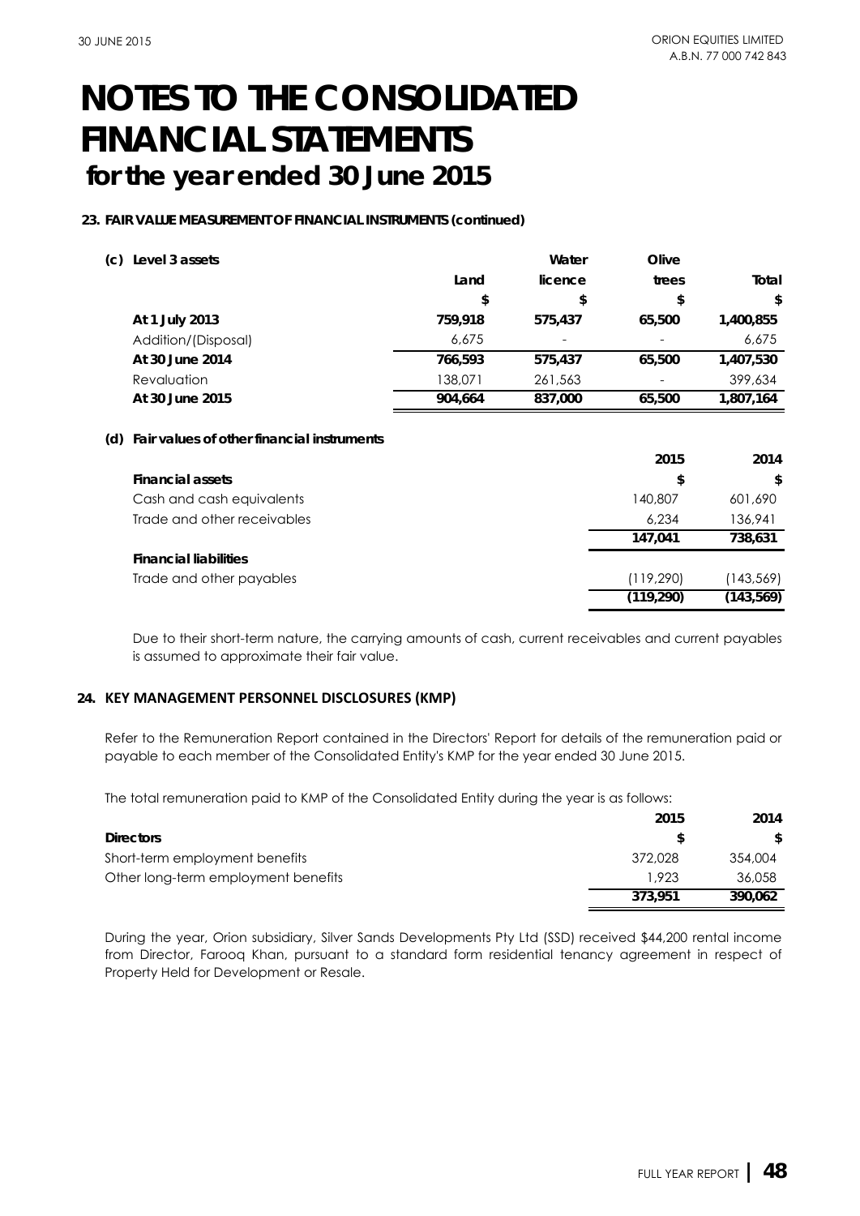# NOTES TO THE CONSOLIDATED FINANCIAL STATEMENTS
## for the year ended 30 June 2015

### 23. FAIR VALUE MEASUREMENT OF FINANCIAL INSTRUMENTS (continued)

**(c) Level 3 assets**

| | Land | Water licence | Olive trees | Total |
|---|---|---|---|---|
| | $ | $ | $ | $ |
| **At 1 July 2013** | **759,918** | **575,437** | **65,500** | **1,400,855** |
| Addition/(Disposal) | 6,675 | - | - | 6,675 |
| **At 30 June 2014** | **766,593** | **575,437** | **65,500** | **1,407,530** |
| Revaluation | 138,071 | 261,563 | - | 399,634 |
| **At 30 June 2015** | **904,664** | **837,000** | **65,500** | **1,807,164** |

**(d) Fair values of other financial instruments**

| | 2015 | 2014 |
|---|---|---|
| **Financial assets** | **$** | **$** |
| Cash and cash equivalents | 140,807 | 601,690 |
| Trade and other receivables | 6,234 | 136,941 |
| | **147,041** | **738,631** |
| **Financial liabilities** | | |
| Trade and other payables | (119,290) | (143,569) |
| | **(119,290)** | **(143,569)** |

Due to their short-term nature, the carrying amounts of cash, current receivables and current payables is assumed to approximate their fair value.

### 24. KEY MANAGEMENT PERSONNEL DISCLOSURES (KMP)

Refer to the Remuneration Report contained in the Directors' Report for details of the remuneration paid or payable to each member of the Consolidated Entity's KMP for the year ended 30 June 2015.

The total remuneration paid to KMP of the Consolidated Entity during the year is as follows:

| | 2015 | 2014 |
|---|---|---|
| **Directors** | **$** | **$** |
| Short-term employment benefits | 372,028 | 354,004 |
| Other long-term employment benefits | 1,923 | 36,058 |
| | **373,951** | **390,062** |

During the year, Orion subsidiary, Silver Sands Developments Pty Ltd (SSD) received $44,200 rental income from Director, Farooq Khan, pursuant to a standard form residential tenancy agreement in respect of Property Held for Development or Resale.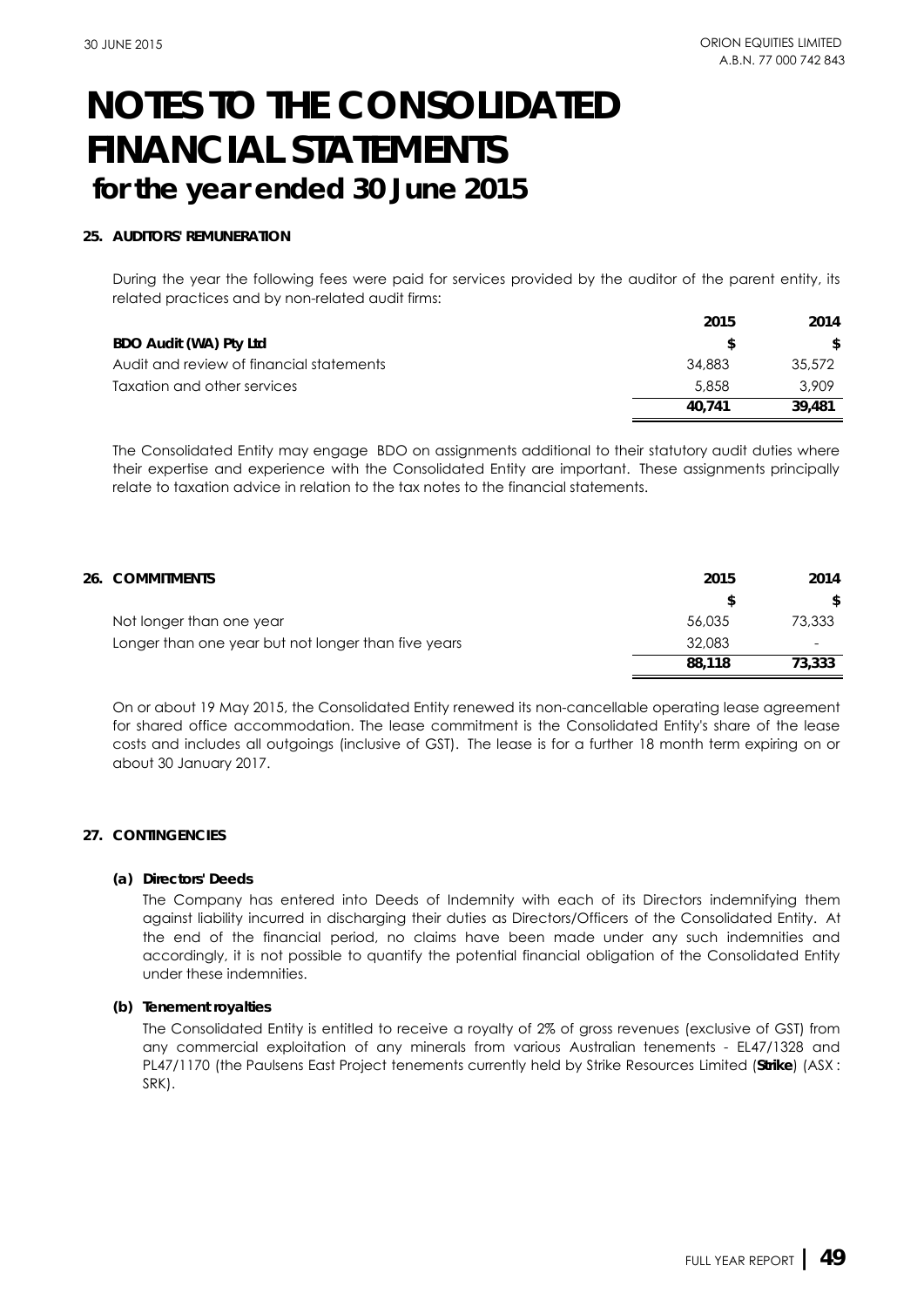# NOTES TO THE CONSOLIDATED FINANCIAL STATEMENTS

## for the year ended 30 June 2015

### 25. AUDITORS' REMUNERATION

During the year the following fees were paid for services provided by the auditor of the parent entity, its related practices and by non-related audit firms:

| | 2015 | 2014 |
|---|---|---|
| **BDO Audit (WA) Pty Ltd** | **$** | **$** |
| Audit and review of financial statements | 34,883 | 35,572 |
| Taxation and other services | 5,858 | 3,909 |
| | **40,741** | **39,481** |

The Consolidated Entity may engage BDO on assignments additional to their statutory audit duties where their expertise and experience with the Consolidated Entity are important. These assignments principally relate to taxation advice in relation to the tax notes to the financial statements.

### 26. COMMITMENTS

| | 2015 | 2014 |
|---|---|---|
| | **$** | **$** |
| Not longer than one year | 56,035 | 73,333 |
| Longer than one year but not longer than five years | 32,083 | - |
| | **88,118** | **73,333** |

On or about 19 May 2015, the Consolidated Entity renewed its non-cancellable operating lease agreement for shared office accommodation. The lease commitment is the Consolidated Entity's share of the lease costs and includes all outgoings (inclusive of GST). The lease is for a further 18 month term expiring on or about 30 January 2017.

### 27. CONTINGENCIES

**(a) Directors' Deeds**

The Company has entered into Deeds of Indemnity with each of its Directors indemnifying them against liability incurred in discharging their duties as Directors/Officers of the Consolidated Entity. At the end of the financial period, no claims have been made under any such indemnities and accordingly, it is not possible to quantify the potential financial obligation of the Consolidated Entity under these indemnities.

**(b) Tenement royalties**

The Consolidated Entity is entitled to receive a royalty of 2% of gross revenues (exclusive of GST) from any commercial exploitation of any minerals from various Australian tenements - EL47/1328 and PL47/1170 (the Paulsens East Project tenements currently held by Strike Resources Limited (**Strike**) (ASX : SRK).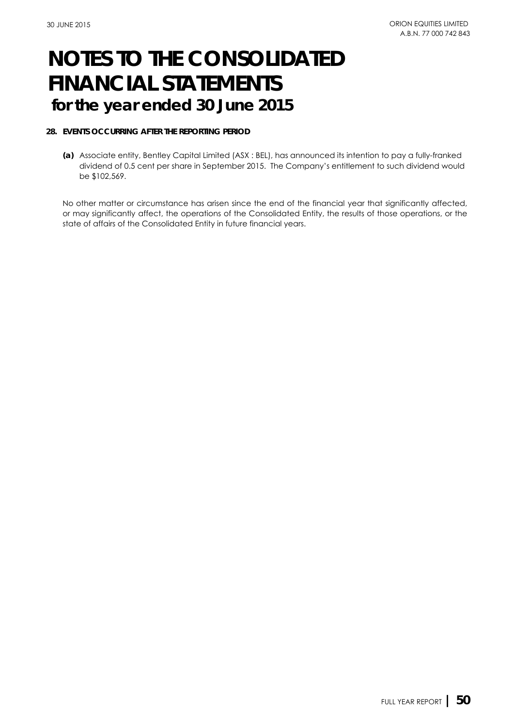# NOTES TO THE CONSOLIDATED FINANCIAL STATEMENTS
## for the year ended 30 June 2015

**28. EVENTS OCCURRING AFTER THE REPORTING PERIOD**

**(a)** Associate entity, Bentley Capital Limited (ASX : BEL), has announced its intention to pay a fully-franked dividend of 0.5 cent per share in September 2015. The Company's entitlement to such dividend would be $102,569.

No other matter or circumstance has arisen since the end of the financial year that significantly affected, or may significantly affect, the operations of the Consolidated Entity, the results of those operations, or the state of affairs of the Consolidated Entity in future financial years.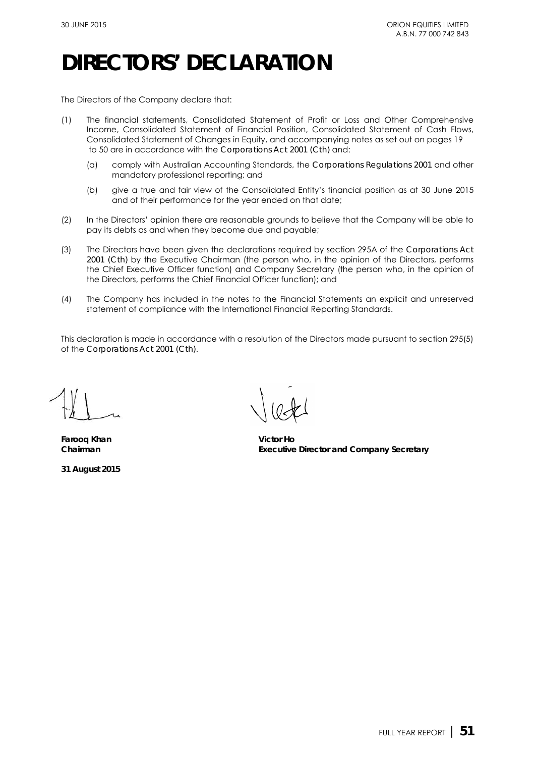# DIRECTORS' DECLARATION

The Directors of the Company declare that:

(1) The financial statements, Consolidated Statement of Profit or Loss and Other Comprehensive Income, Consolidated Statement of Financial Position, Consolidated Statement of Cash Flows, Consolidated Statement of Changes in Equity, and accompanying notes as set out on pages 19 to 50 are in accordance with the *Corporations Act 2001 (Cth)* and:

   (a) comply with Australian Accounting Standards, the *Corporations Regulations 2001* and other mandatory professional reporting; and

   (b) give a true and fair view of the Consolidated Entity's financial position as at 30 June 2015 and of their performance for the year ended on that date;

(2) In the Directors' opinion there are reasonable grounds to believe that the Company will be able to pay its debts as and when they become due and payable;

(3) The Directors have been given the declarations required by section 295A of the *Corporations Act 2001 (Cth)* by the Executive Chairman (the person who, in the opinion of the Directors, performs the Chief Executive Officer function) and Company Secretary (the person who, in the opinion of the Directors, performs the Chief Financial Officer function); and

(4) The Company has included in the notes to the Financial Statements an explicit and unreserved statement of compliance with the International Financial Reporting Standards.

This declaration is made in accordance with a resolution of the Directors made pursuant to section 295(5) of the *Corporations Act 2001 (Cth)*.

**Farooq Khan**
**Chairman**

**Victor Ho**
**Executive Director and Company Secretary**

**31 August 2015**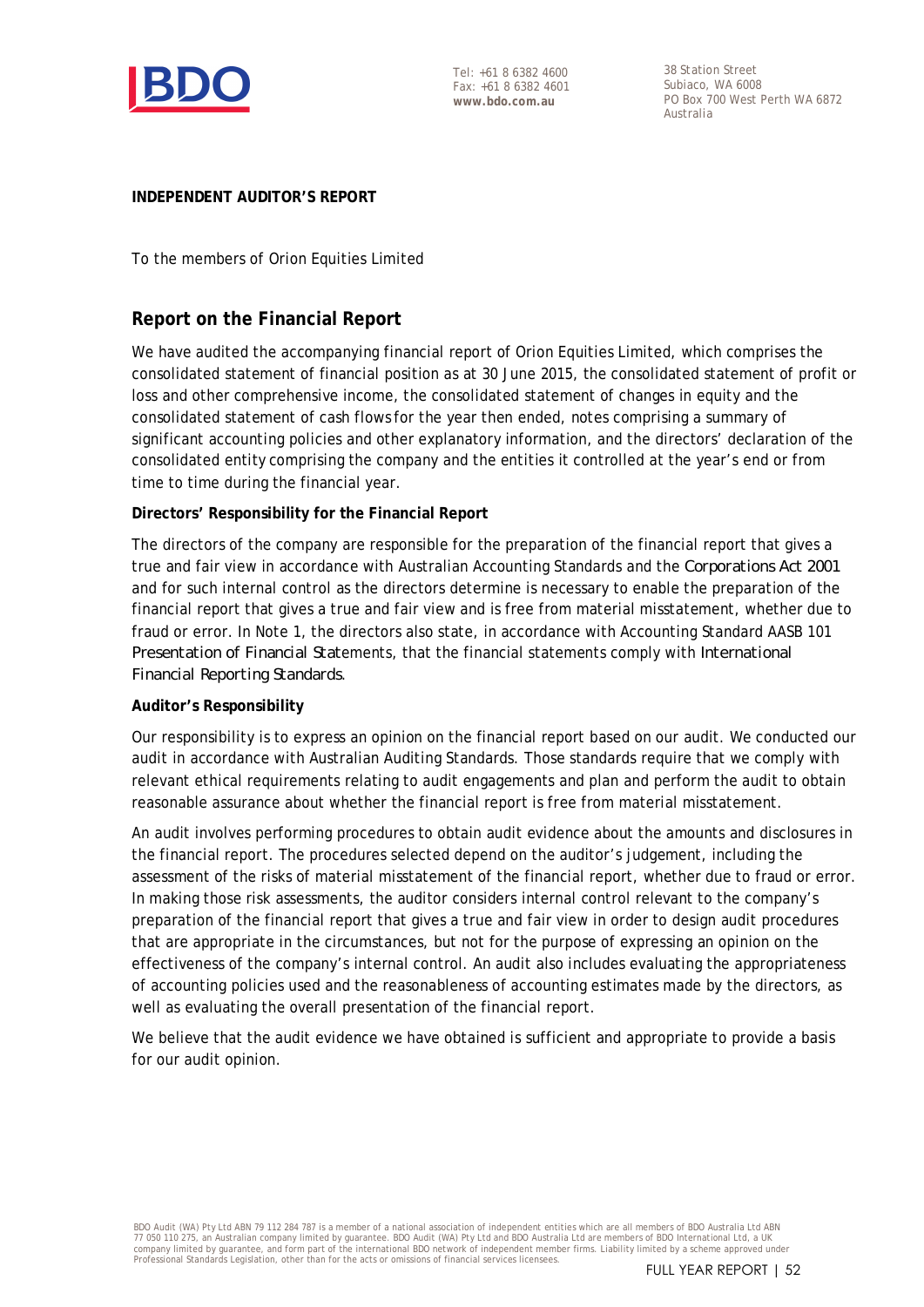**INDEPENDENT AUDITOR'S REPORT**

To the members of Orion Equities Limited

## Report on the Financial Report

We have audited the accompanying financial report of Orion Equities Limited, which comprises the consolidated statement of financial position as at 30 June 2015, the consolidated statement of profit or loss and other comprehensive income, the consolidated statement of changes in equity and the consolidated statement of cash flows for the year then ended, notes comprising a summary of significant accounting policies and other explanatory information, and the directors' declaration of the consolidated entity comprising the company and the entities it controlled at the year's end or from time to time during the financial year.

**Directors' Responsibility for the Financial Report**

The directors of the company are responsible for the preparation of the financial report that gives a true and fair view in accordance with Australian Accounting Standards and the *Corporations Act 2001* and for such internal control as the directors determine is necessary to enable the preparation of the financial report that gives a true and fair view and is free from material misstatement, whether due to fraud or error. In Note 1, the directors also state, in accordance with Accounting Standard AASB 101 *Presentation of Financial Statements*, that the financial statements comply with *International Financial Reporting Standards*.

**Auditor's Responsibility**

Our responsibility is to express an opinion on the financial report based on our audit. We conducted our audit in accordance with Australian Auditing Standards. Those standards require that we comply with relevant ethical requirements relating to audit engagements and plan and perform the audit to obtain reasonable assurance about whether the financial report is free from material misstatement.

An audit involves performing procedures to obtain audit evidence about the amounts and disclosures in the financial report. The procedures selected depend on the auditor's judgement, including the assessment of the risks of material misstatement of the financial report, whether due to fraud or error. In making those risk assessments, the auditor considers internal control relevant to the company's preparation of the financial report that gives a true and fair view in order to design audit procedures that are appropriate in the circumstances, but not for the purpose of expressing an opinion on the effectiveness of the company's internal control. An audit also includes evaluating the appropriateness of accounting policies used and the reasonableness of accounting estimates made by the directors, as well as evaluating the overall presentation of the financial report.

We believe that the audit evidence we have obtained is sufficient and appropriate to provide a basis for our audit opinion.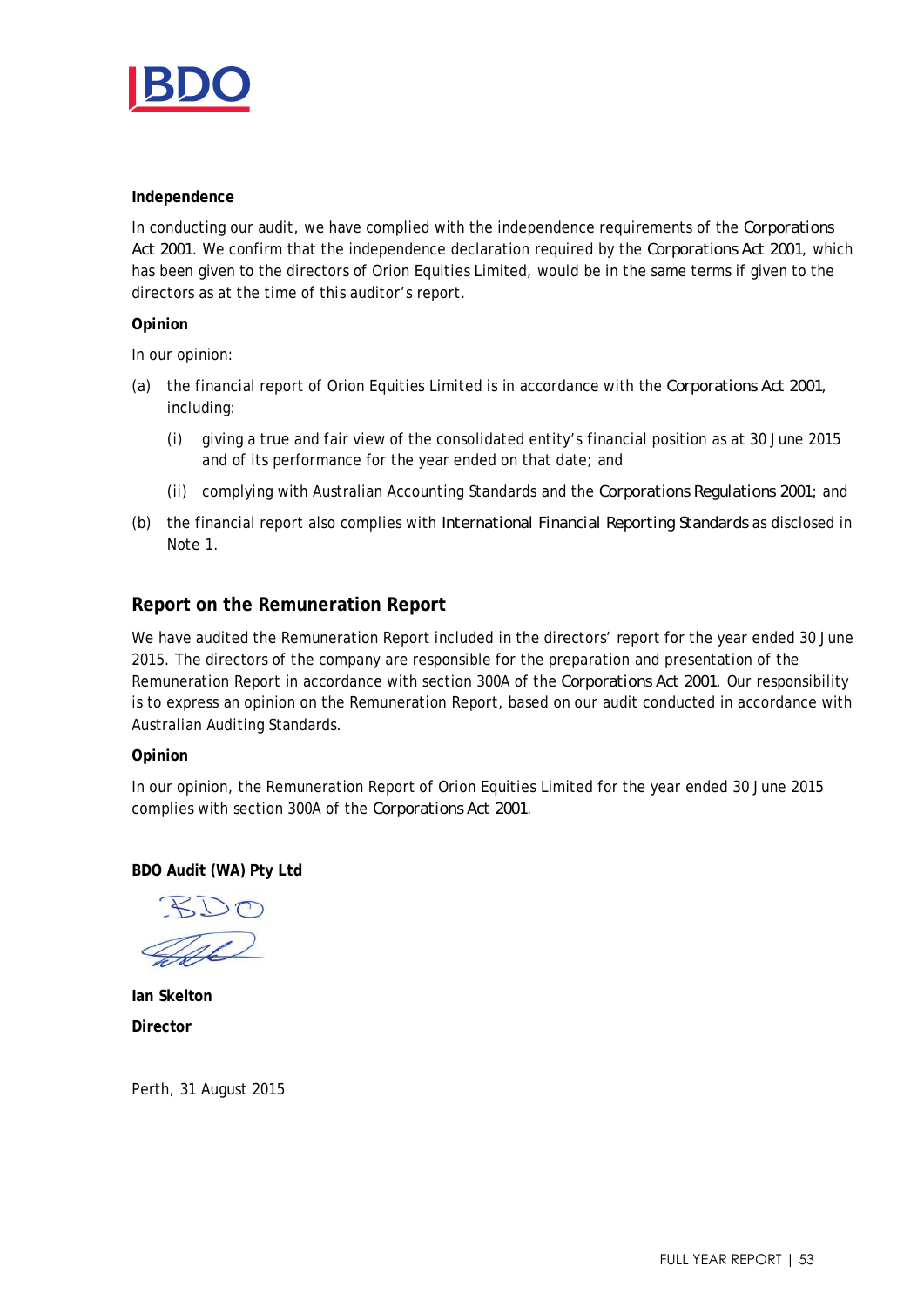**Independence**

In conducting our audit, we have complied with the independence requirements of the *Corporations Act 2001*. We confirm that the independence declaration required by the *Corporations Act 2001*, which has been given to the directors of Orion Equities Limited, would be in the same terms if given to the directors as at the time of this auditor's report.

**Opinion**

In our opinion:

(a) the financial report of Orion Equities Limited is in accordance with the *Corporations Act 2001*, including:

  (i) giving a true and fair view of the consolidated entity's financial position as at 30 June 2015 and of its performance for the year ended on that date; and

  (ii) complying with Australian Accounting Standards and the *Corporations Regulations 2001*; and

(b) the financial report also complies with *International Financial Reporting Standards* as disclosed in Note 1.

## Report on the Remuneration Report

We have audited the Remuneration Report included in the directors' report for the year ended 30 June 2015. The directors of the company are responsible for the preparation and presentation of the Remuneration Report in accordance with section 300A of the *Corporations Act 2001*. Our responsibility is to express an opinion on the Remuneration Report, based on our audit conducted in accordance with Australian Auditing Standards.

**Opinion**

In our opinion, the Remuneration Report of Orion Equities Limited for the year ended 30 June 2015 complies with section 300A of the *Corporations Act 2001*.

**BDO Audit (WA) Pty Ltd**

BDO

**Ian Skelton**

**Director**

Perth, 31 August 2015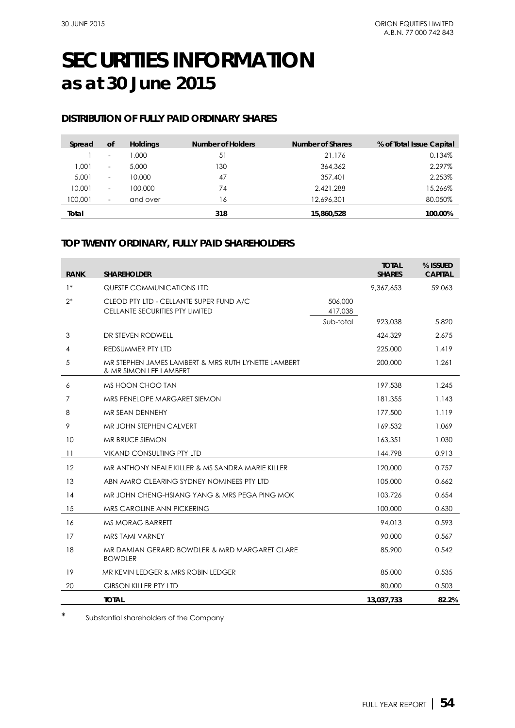# SECURITIES INFORMATION as at 30 June 2015

### DISTRIBUTION OF FULLY PAID ORDINARY SHARES

| Spread | of | Holdings | Number of Holders | Number of Shares | % of Total Issue Capital |
|---|---|---|---|---|---|
| 1 | - | 1,000 | 51 | 21,176 | 0.134% |
| 1,001 | - | 5,000 | 130 | 364,362 | 2.297% |
| 5,001 | - | 10,000 | 47 | 357,401 | 2.253% |
| 10,001 | - | 100,000 | 74 | 2,421,288 | 15.266% |
| 100,001 | - | and over | 16 | 12,696,301 | 80.050% |
| **Total** | | | **318** | **15,860,528** | **100.00%** |

### TOP TWENTY ORDINARY, FULLY PAID SHAREHOLDERS

| RANK | SHAREHOLDER | | TOTAL SHARES | % ISSUED CAPITAL |
|---|---|---|---|---|
| 1* | QUESTE COMMUNICATIONS LTD | | 9,367,653 | 59.063 |
| 2* | CLEOD PTY LTD - CELLANTE SUPER FUND A/C | 506,000 | | |
| | CELLANTE SECURITIES PTY LIMITED | 417,038 | | |
| | | Sub-total | 923,038 | 5.820 |
| 3 | DR STEVEN RODWELL | | 424,329 | 2.675 |
| 4 | REDSUMMER PTY LTD | | 225,000 | 1.419 |
| 5 | MR STEPHEN JAMES LAMBERT & MRS RUTH LYNETTE LAMBERT & MR SIMON LEE LAMBERT | | 200,000 | 1.261 |
| 6 | MS HOON CHOO TAN | | 197,538 | 1.245 |
| 7 | MRS PENELOPE MARGARET SIEMON | | 181,355 | 1.143 |
| 8 | MR SEAN DENNEHY | | 177,500 | 1.119 |
| 9 | MR JOHN STEPHEN CALVERT | | 169,532 | 1.069 |
| 10 | MR BRUCE SIEMON | | 163,351 | 1.030 |
| 11 | VIKAND CONSULTING PTY LTD | | 144,798 | 0.913 |
| 12 | MR ANTHONY NEALE KILLER & MS SANDRA MARIE KILLER | | 120,000 | 0.757 |
| 13 | ABN AMRO CLEARING SYDNEY NOMINEES PTY LTD | | 105,000 | 0.662 |
| 14 | MR JOHN CHENG-HSIANG YANG & MRS PEGA PING MOK | | 103,726 | 0.654 |
| 15 | MRS CAROLINE ANN PICKERING | | 100,000 | 0.630 |
| 16 | MS MORAG BARRETT | | 94,013 | 0.593 |
| 17 | MRS TAMI VARNEY | | 90,000 | 0.567 |
| 18 | MR DAMIAN GERARD BOWDLER & MRD MARGARET CLARE BOWDLER | | 85,900 | 0.542 |
| 19 | MR KEVIN LEDGER & MRS ROBIN LEDGER | | 85,000 | 0.535 |
| 20 | GIBSON KILLER PTY LTD | | 80,000 | 0.503 |
| | **TOTAL** | | **13,037,733** | **82.2%** |

* Substantial shareholders of the Company